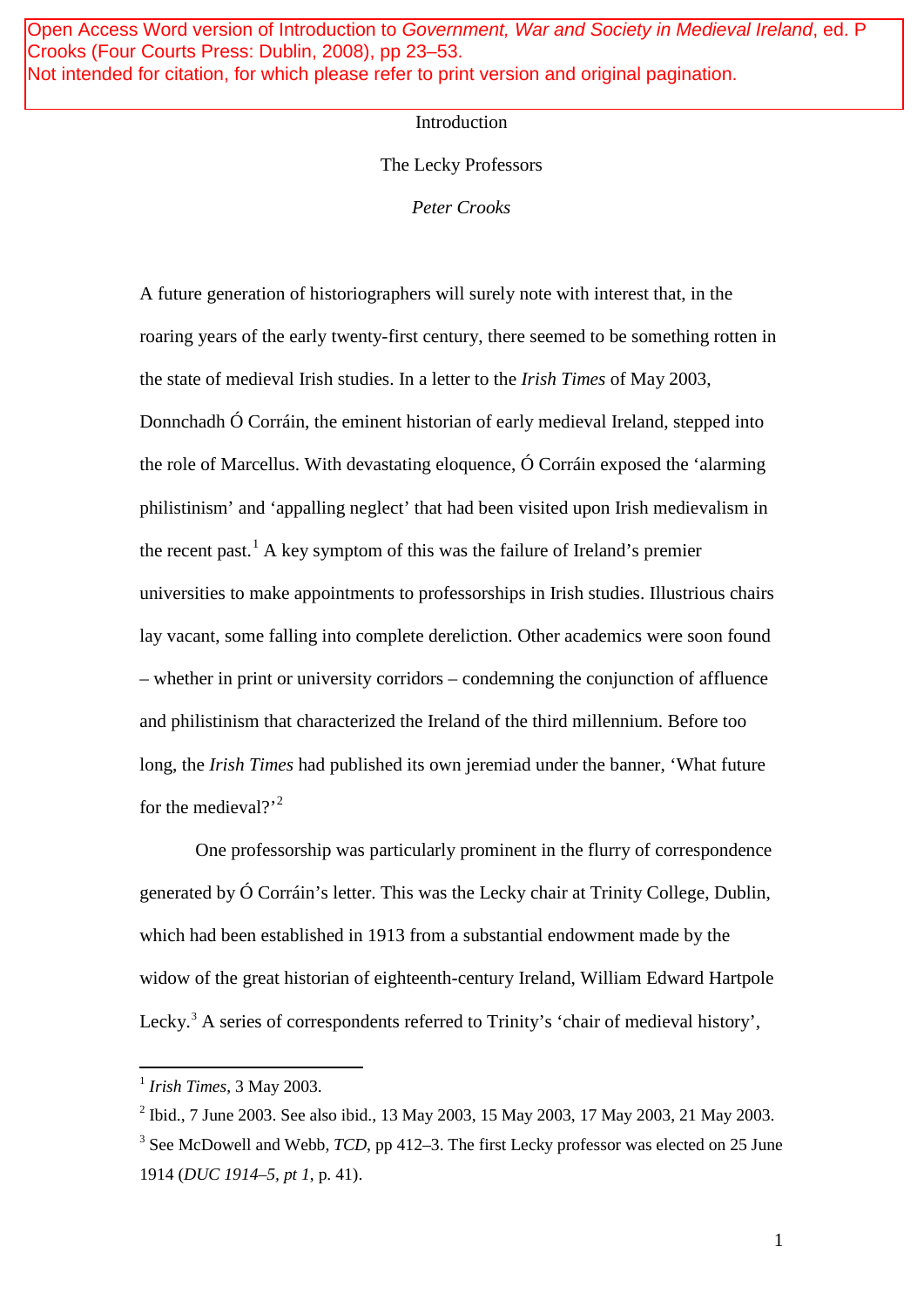Open Access Word version of Introduction to *Government, War and Society in Medieval Ireland*, ed. P Crooks (Four Courts Press: Dublin, 2008), pp 23–53.
Not intended for citation, for which please refer to print version and original pagination.

# Introduction

## The Lecky Professors

*Peter Crooks*

A future generation of historiographers will surely note with interest that, in the roaring years of the early twenty-first century, there seemed to be something rotten in the state of medieval Irish studies. In a letter to the *Irish Times* of May 2003, Donnchadh Ó Corráin, the eminent historian of early medieval Ireland, stepped into the role of Marcellus. With devastating eloquence, Ó Corráin exposed the 'alarming philistinism' and 'appalling neglect' that had been visited upon Irish medievalism in the recent past.[1] A key symptom of this was the failure of Ireland's premier universities to make appointments to professorships in Irish studies. Illustrious chairs lay vacant, some falling into complete dereliction. Other academics were soon found – whether in print or university corridors – condemning the conjunction of affluence and philistinism that characterized the Ireland of the third millennium. Before too long, the *Irish Times* had published its own jeremiad under the banner, 'What future for the medieval?'[2]

One professorship was particularly prominent in the flurry of correspondence generated by Ó Corráin's letter. This was the Lecky chair at Trinity College, Dublin, which had been established in 1913 from a substantial endowment made by the widow of the great historian of eighteenth-century Ireland, William Edward Hartpole Lecky.[3] A series of correspondents referred to Trinity's 'chair of medieval history',

---

[1] *Irish Times*, 3 May 2003.

[2] Ibid., 7 June 2003. See also ibid., 13 May 2003, 15 May 2003, 17 May 2003, 21 May 2003.

[3] See McDowell and Webb, *TCD*, pp 412–3. The first Lecky professor was elected on 25 June 1914 (*DUC 1914–5*, *pt 1*, p. 41).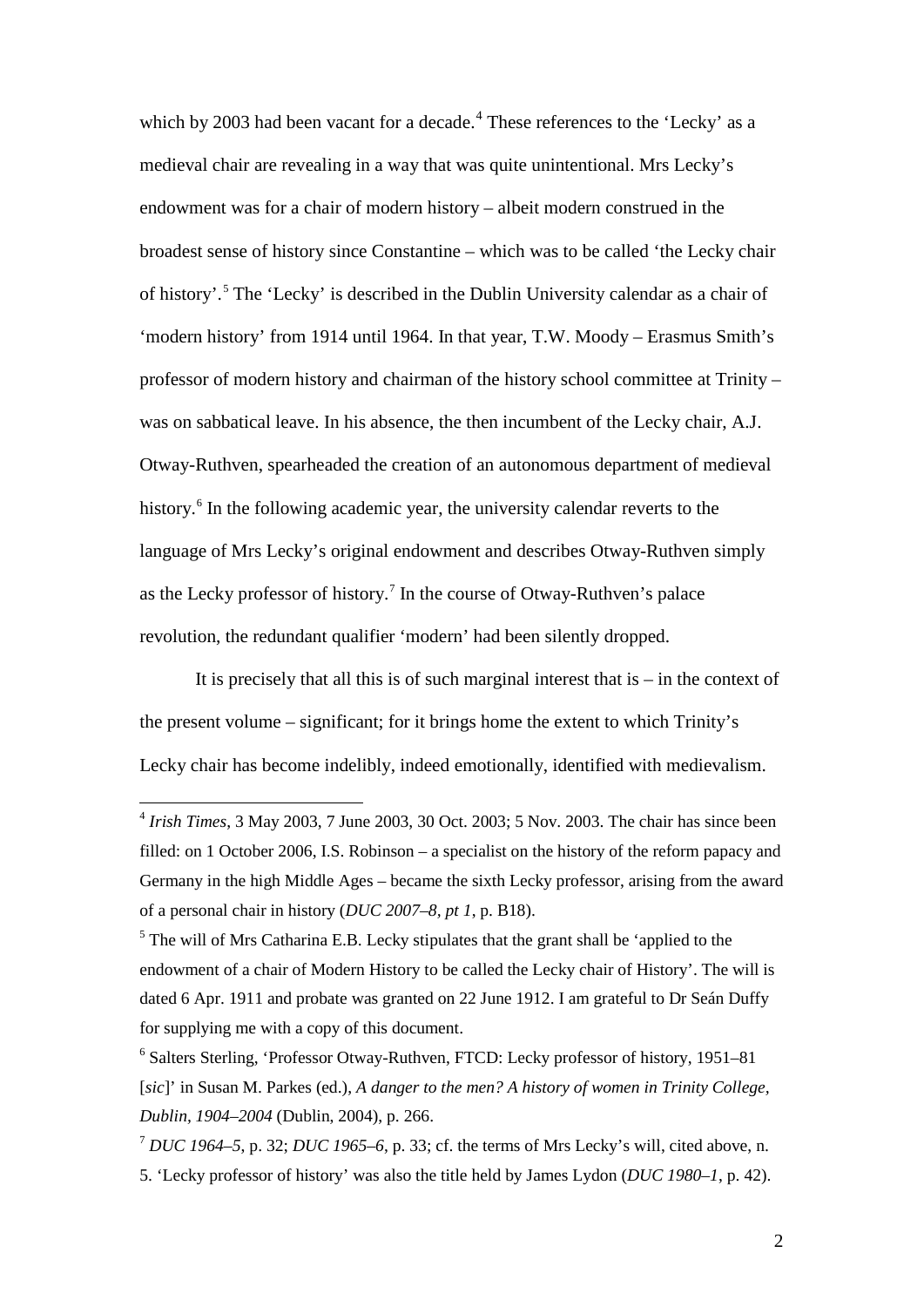which by 2003 had been vacant for a decade.[4] These references to the 'Lecky' as a medieval chair are revealing in a way that was quite unintentional. Mrs Lecky's endowment was for a chair of modern history – albeit modern construed in the broadest sense of history since Constantine – which was to be called 'the Lecky chair of history'.[5] The 'Lecky' is described in the Dublin University calendar as a chair of 'modern history' from 1914 until 1964. In that year, T.W. Moody – Erasmus Smith's professor of modern history and chairman of the history school committee at Trinity – was on sabbatical leave. In his absence, the then incumbent of the Lecky chair, A.J. Otway-Ruthven, spearheaded the creation of an autonomous department of medieval history.[6] In the following academic year, the university calendar reverts to the language of Mrs Lecky's original endowment and describes Otway-Ruthven simply as the Lecky professor of history.[7] In the course of Otway-Ruthven's palace revolution, the redundant qualifier 'modern' had been silently dropped.

It is precisely that all this is of such marginal interest that is – in the context of the present volume – significant; for it brings home the extent to which Trinity's Lecky chair has become indelibly, indeed emotionally, identified with medievalism.

---

[4] *Irish Times*, 3 May 2003, 7 June 2003, 30 Oct. 2003; 5 Nov. 2003. The chair has since been filled: on 1 October 2006, I.S. Robinson – a specialist on the history of the reform papacy and Germany in the high Middle Ages – became the sixth Lecky professor, arising from the award of a personal chair in history (*DUC 2007–8, pt 1*, p. B18).

[5] The will of Mrs Catharina E.B. Lecky stipulates that the grant shall be 'applied to the endowment of a chair of Modern History to be called the Lecky chair of History'. The will is dated 6 Apr. 1911 and probate was granted on 22 June 1912. I am grateful to Dr Seán Duffy for supplying me with a copy of this document.

[6] Salters Sterling, 'Professor Otway-Ruthven, FTCD: Lecky professor of history, 1951–81 [*sic*]' in Susan M. Parkes (ed.), *A danger to the men? A history of women in Trinity College, Dublin, 1904–2004* (Dublin, 2004), p. 266.

[7] *DUC 1964–5*, p. 32; *DUC 1965–6*, p. 33; cf. the terms of Mrs Lecky's will, cited above, n. 5. 'Lecky professor of history' was also the title held by James Lydon (*DUC 1980–1*, p. 42).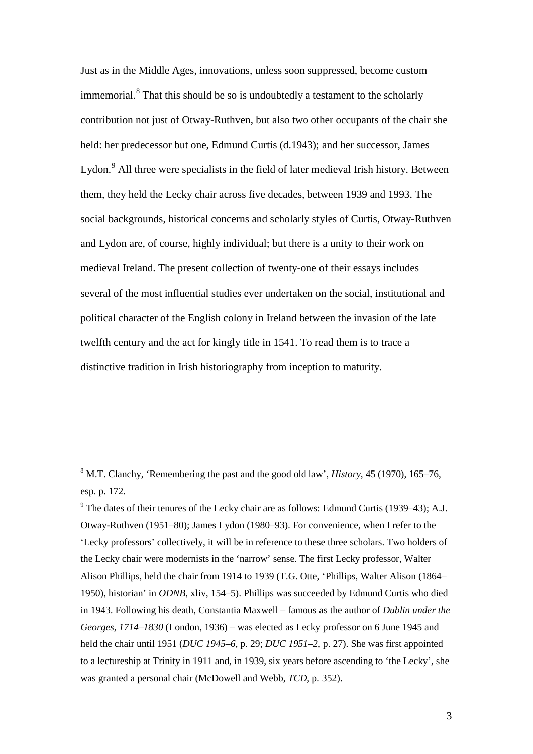Just as in the Middle Ages, innovations, unless soon suppressed, become custom immemorial.[8] That this should be so is undoubtedly a testament to the scholarly contribution not just of Otway-Ruthven, but also two other occupants of the chair she held: her predecessor but one, Edmund Curtis (d.1943); and her successor, James Lydon.[9] All three were specialists in the field of later medieval Irish history. Between them, they held the Lecky chair across five decades, between 1939 and 1993. The social backgrounds, historical concerns and scholarly styles of Curtis, Otway-Ruthven and Lydon are, of course, highly individual; but there is a unity to their work on medieval Ireland. The present collection of twenty-one of their essays includes several of the most influential studies ever undertaken on the social, institutional and political character of the English colony in Ireland between the invasion of the late twelfth century and the act for kingly title in 1541. To read them is to trace a distinctive tradition in Irish historiography from inception to maturity.

---

[8] M.T. Clanchy, 'Remembering the past and the good old law', *History*, 45 (1970), 165–76, esp. p. 172.

[9] The dates of their tenures of the Lecky chair are as follows: Edmund Curtis (1939–43); A.J. Otway-Ruthven (1951–80); James Lydon (1980–93). For convenience, when I refer to the 'Lecky professors' collectively, it will be in reference to these three scholars. Two holders of the Lecky chair were modernists in the 'narrow' sense. The first Lecky professor, Walter Alison Phillips, held the chair from 1914 to 1939 (T.G. Otte, 'Phillips, Walter Alison (1864–1950), historian' in *ODNB*, xliv, 154–5). Phillips was succeeded by Edmund Curtis who died in 1943. Following his death, Constantia Maxwell – famous as the author of *Dublin under the Georges, 1714–1830* (London, 1936) – was elected as Lecky professor on 6 June 1945 and held the chair until 1951 (*DUC 1945–6*, p. 29; *DUC 1951–2*, p. 27). She was first appointed to a lectureship at Trinity in 1911 and, in 1939, six years before ascending to 'the Lecky', she was granted a personal chair (McDowell and Webb, *TCD*, p. 352).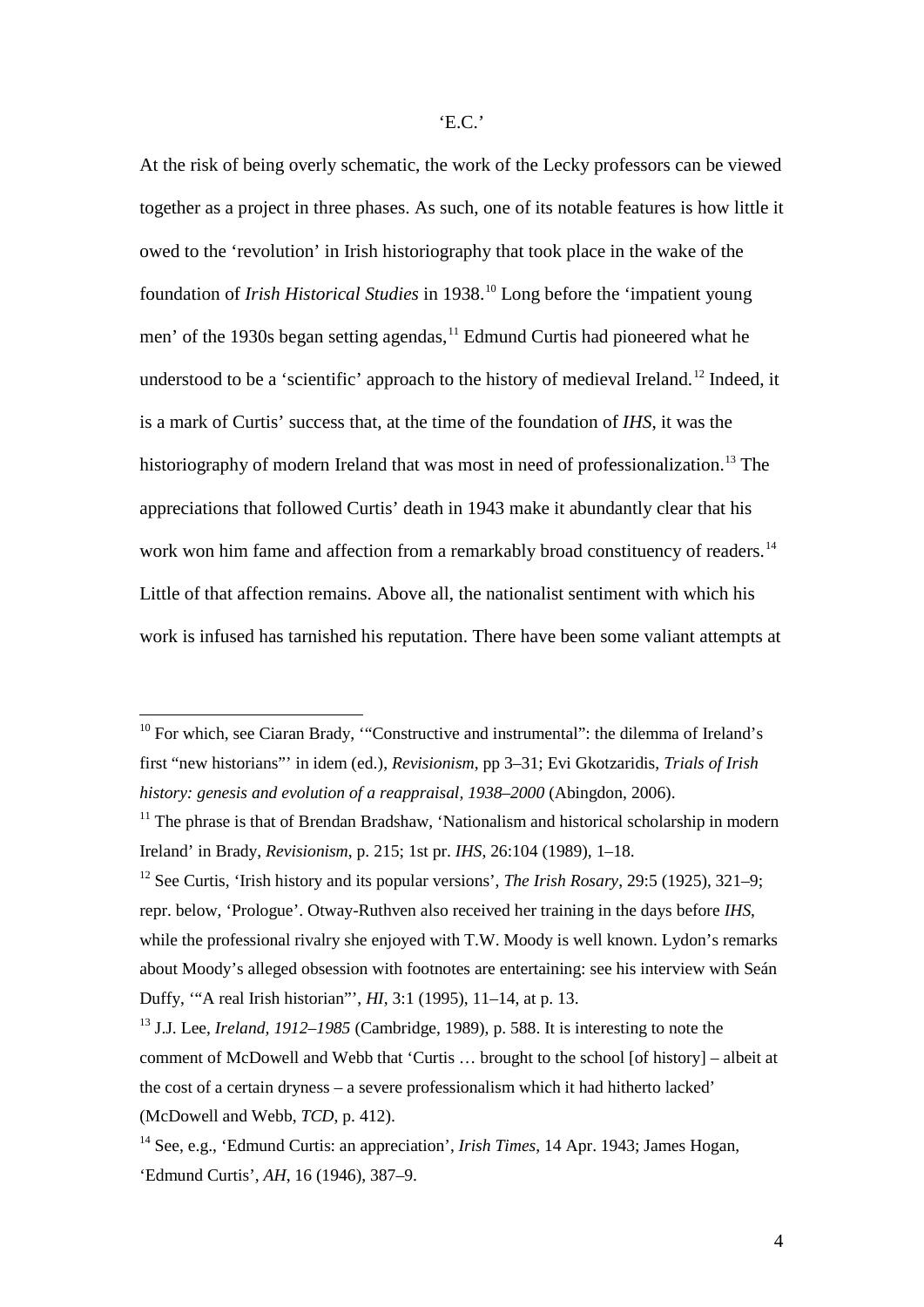At the risk of being overly schematic, the work of the Lecky professors can be viewed together as a project in three phases. As such, one of its notable features is how little it owed to the 'revolution' in Irish historiography that took place in the wake of the foundation of *Irish Historical Studies* in 1938.[10] Long before the 'impatient young men' of the 1930s began setting agendas,[11] Edmund Curtis had pioneered what he understood to be a 'scientific' approach to the history of medieval Ireland.[12] Indeed, it is a mark of Curtis' success that, at the time of the foundation of *IHS*, it was the historiography of modern Ireland that was most in need of professionalization.[13] The appreciations that followed Curtis' death in 1943 make it abundantly clear that his work won him fame and affection from a remarkably broad constituency of readers.[14] Little of that affection remains. Above all, the nationalist sentiment with which his work is infused has tarnished his reputation. There have been some valiant attempts at

---

[10] For which, see Ciaran Brady, '"Constructive and instrumental": the dilemma of Ireland's first "new historians"' in idem (ed.), *Revisionism*, pp 3–31; Evi Gkotzaridis, *Trials of Irish history: genesis and evolution of a reappraisal, 1938–2000* (Abingdon, 2006).

[11] The phrase is that of Brendan Bradshaw, 'Nationalism and historical scholarship in modern Ireland' in Brady, *Revisionism*, p. 215; 1st pr. *IHS*, 26:104 (1989), 1–18.

[12] See Curtis, 'Irish history and its popular versions', *The Irish Rosary*, 29:5 (1925), 321–9; repr. below, 'Prologue'. Otway-Ruthven also received her training in the days before *IHS*, while the professional rivalry she enjoyed with T.W. Moody is well known. Lydon's remarks about Moody's alleged obsession with footnotes are entertaining: see his interview with Seán Duffy, '"A real Irish historian"', *HI*, 3:1 (1995), 11–14, at p. 13.

[13] J.J. Lee, *Ireland, 1912–1985* (Cambridge, 1989), p. 588. It is interesting to note the comment of McDowell and Webb that 'Curtis … brought to the school [of history] – albeit at the cost of a certain dryness – a severe professionalism which it had hitherto lacked' (McDowell and Webb, *TCD*, p. 412).

[14] See, e.g., 'Edmund Curtis: an appreciation', *Irish Times*, 14 Apr. 1943; James Hogan, 'Edmund Curtis', *AH*, 16 (1946), 387–9.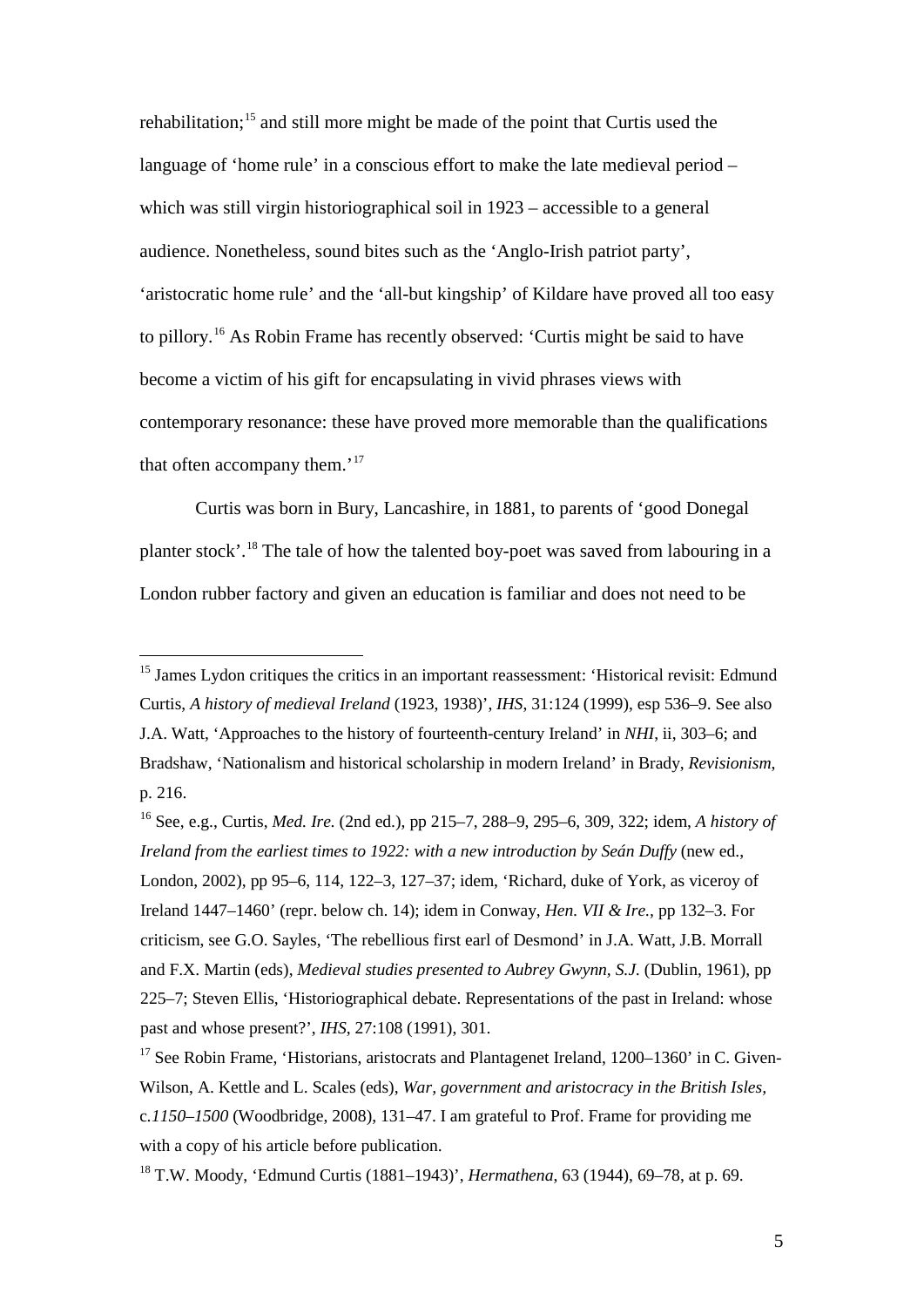rehabilitation;[15] and still more might be made of the point that Curtis used the language of 'home rule' in a conscious effort to make the late medieval period – which was still virgin historiographical soil in 1923 – accessible to a general audience. Nonetheless, sound bites such as the 'Anglo-Irish patriot party', 'aristocratic home rule' and the 'all-but kingship' of Kildare have proved all too easy to pillory.[16] As Robin Frame has recently observed: 'Curtis might be said to have become a victim of his gift for encapsulating in vivid phrases views with contemporary resonance: these have proved more memorable than the qualifications that often accompany them.'[17]

Curtis was born in Bury, Lancashire, in 1881, to parents of 'good Donegal planter stock'.[18] The tale of how the talented boy-poet was saved from labouring in a London rubber factory and given an education is familiar and does not need to be

---

[15] James Lydon critiques the critics in an important reassessment: 'Historical revisit: Edmund Curtis, *A history of medieval Ireland* (1923, 1938)', *IHS*, 31:124 (1999), esp 536–9. See also J.A. Watt, 'Approaches to the history of fourteenth-century Ireland' in *NHI*, ii, 303–6; and Bradshaw, 'Nationalism and historical scholarship in modern Ireland' in Brady, *Revisionism*, p. 216.

[16] See, e.g., Curtis, *Med. Ire.* (2nd ed.), pp 215–7, 288–9, 295–6, 309, 322; idem, *A history of Ireland from the earliest times to 1922: with a new introduction by Seán Duffy* (new ed., London, 2002), pp 95–6, 114, 122–3, 127–37; idem, 'Richard, duke of York, as viceroy of Ireland 1447–1460' (repr. below ch. 14); idem in Conway, *Hen. VII & Ire.*, pp 132–3. For criticism, see G.O. Sayles, 'The rebellious first earl of Desmond' in J.A. Watt, J.B. Morrall and F.X. Martin (eds), *Medieval studies presented to Aubrey Gwynn, S.J.* (Dublin, 1961), pp 225–7; Steven Ellis, 'Historiographical debate. Representations of the past in Ireland: whose past and whose present?', *IHS*, 27:108 (1991), 301.

[17] See Robin Frame, 'Historians, aristocrats and Plantagenet Ireland, 1200–1360' in C. Given-Wilson, A. Kettle and L. Scales (eds), *War, government and aristocracy in the British Isles, c.1150–1500* (Woodbridge, 2008), 131–47. I am grateful to Prof. Frame for providing me with a copy of his article before publication.

[18] T.W. Moody, 'Edmund Curtis (1881–1943)', *Hermathena*, 63 (1944), 69–78, at p. 69.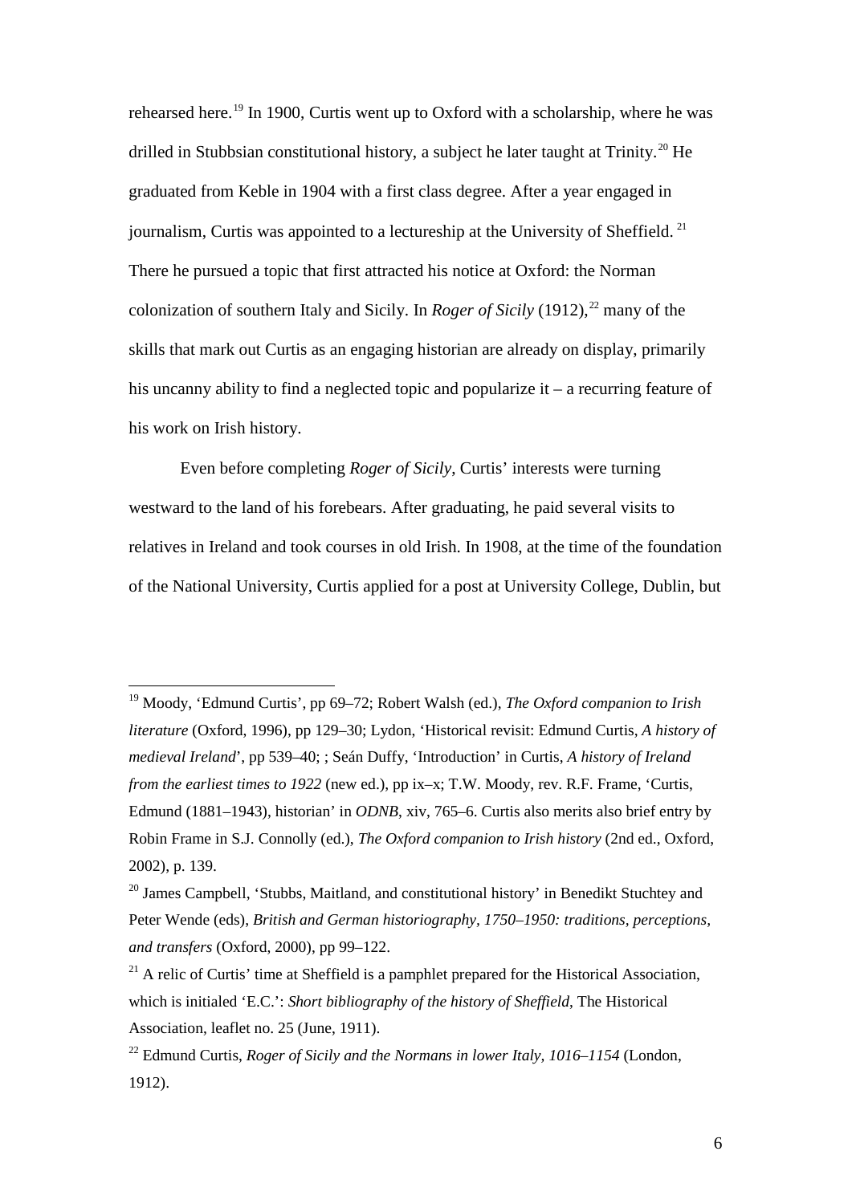rehearsed here.[19] In 1900, Curtis went up to Oxford with a scholarship, where he was drilled in Stubbsian constitutional history, a subject he later taught at Trinity.[20] He graduated from Keble in 1904 with a first class degree. After a year engaged in journalism, Curtis was appointed to a lectureship at the University of Sheffield.[21] There he pursued a topic that first attracted his notice at Oxford: the Norman colonization of southern Italy and Sicily. In *Roger of Sicily* (1912),[22] many of the skills that mark out Curtis as an engaging historian are already on display, primarily his uncanny ability to find a neglected topic and popularize it – a recurring feature of his work on Irish history.

Even before completing *Roger of Sicily*, Curtis' interests were turning westward to the land of his forebears. After graduating, he paid several visits to relatives in Ireland and took courses in old Irish. In 1908, at the time of the foundation of the National University, Curtis applied for a post at University College, Dublin, but

---

[19] Moody, 'Edmund Curtis', pp 69–72; Robert Walsh (ed.), *The Oxford companion to Irish literature* (Oxford, 1996), pp 129–30; Lydon, 'Historical revisit: Edmund Curtis, *A history of medieval Ireland*', pp 539–40; ; Seán Duffy, 'Introduction' in Curtis, *A history of Ireland from the earliest times to 1922* (new ed.), pp ix–x; T.W. Moody, rev. R.F. Frame, 'Curtis, Edmund (1881–1943), historian' in *ODNB*, xiv, 765–6. Curtis also merits also brief entry by Robin Frame in S.J. Connolly (ed.), *The Oxford companion to Irish history* (2nd ed., Oxford, 2002), p. 139.

[20] James Campbell, 'Stubbs, Maitland, and constitutional history' in Benedikt Stuchtey and Peter Wende (eds), *British and German historiography, 1750–1950: traditions, perceptions, and transfers* (Oxford, 2000), pp 99–122.

[21] A relic of Curtis' time at Sheffield is a pamphlet prepared for the Historical Association, which is initialed 'E.C.': *Short bibliography of the history of Sheffield*, The Historical Association, leaflet no. 25 (June, 1911).

[22] Edmund Curtis, *Roger of Sicily and the Normans in lower Italy, 1016–1154* (London, 1912).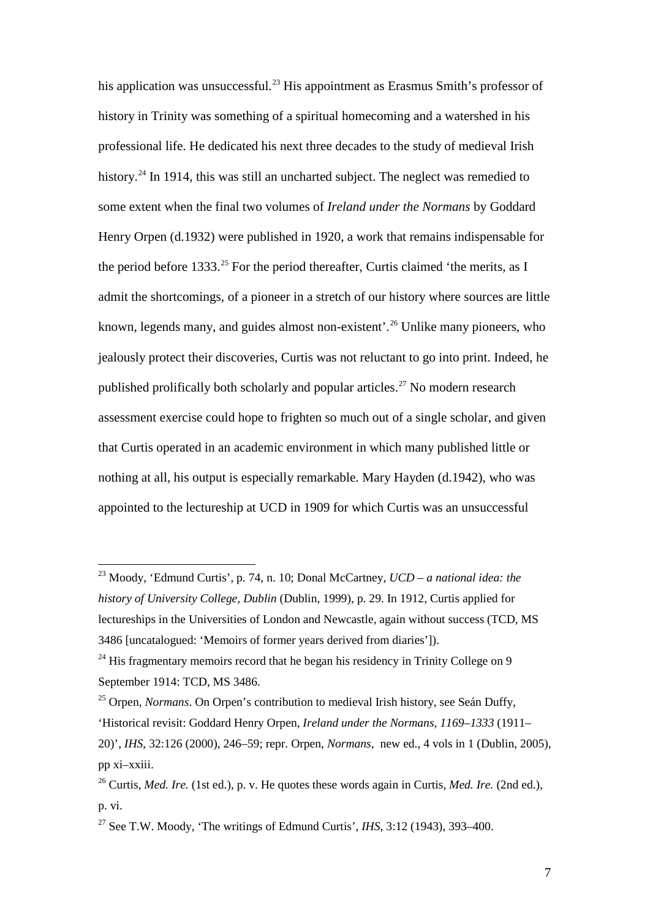his application was unsuccessful.[23] His appointment as Erasmus Smith's professor of history in Trinity was something of a spiritual homecoming and a watershed in his professional life. He dedicated his next three decades to the study of medieval Irish history.[24] In 1914, this was still an uncharted subject. The neglect was remedied to some extent when the final two volumes of *Ireland under the Normans* by Goddard Henry Orpen (d.1932) were published in 1920, a work that remains indispensable for the period before 1333.[25] For the period thereafter, Curtis claimed 'the merits, as I admit the shortcomings, of a pioneer in a stretch of our history where sources are little known, legends many, and guides almost non-existent'.[26] Unlike many pioneers, who jealously protect their discoveries, Curtis was not reluctant to go into print. Indeed, he published prolifically both scholarly and popular articles.[27] No modern research assessment exercise could hope to frighten so much out of a single scholar, and given that Curtis operated in an academic environment in which many published little or nothing at all, his output is especially remarkable. Mary Hayden (d.1942), who was appointed to the lectureship at UCD in 1909 for which Curtis was an unsuccessful

---

[23] Moody, 'Edmund Curtis', p. 74, n. 10; Donal McCartney, *UCD – a national idea: the history of University College, Dublin* (Dublin, 1999), p. 29. In 1912, Curtis applied for lectureships in the Universities of London and Newcastle, again without success (TCD, MS 3486 [uncatalogued: 'Memoirs of former years derived from diaries']).

[24] His fragmentary memoirs record that he began his residency in Trinity College on 9 September 1914: TCD, MS 3486.

[25] Orpen, *Normans*. On Orpen's contribution to medieval Irish history, see Seán Duffy, 'Historical revisit: Goddard Henry Orpen, *Ireland under the Normans, 1169–1333* (1911–20)', *IHS*, 32:126 (2000), 246–59; repr. Orpen, *Normans*, new ed., 4 vols in 1 (Dublin, 2005), pp xi–xxiii.

[26] Curtis, *Med. Ire.* (1st ed.), p. v. He quotes these words again in Curtis, *Med. Ire.* (2nd ed.), p. vi.

[27] See T.W. Moody, 'The writings of Edmund Curtis', *IHS*, 3:12 (1943), 393–400.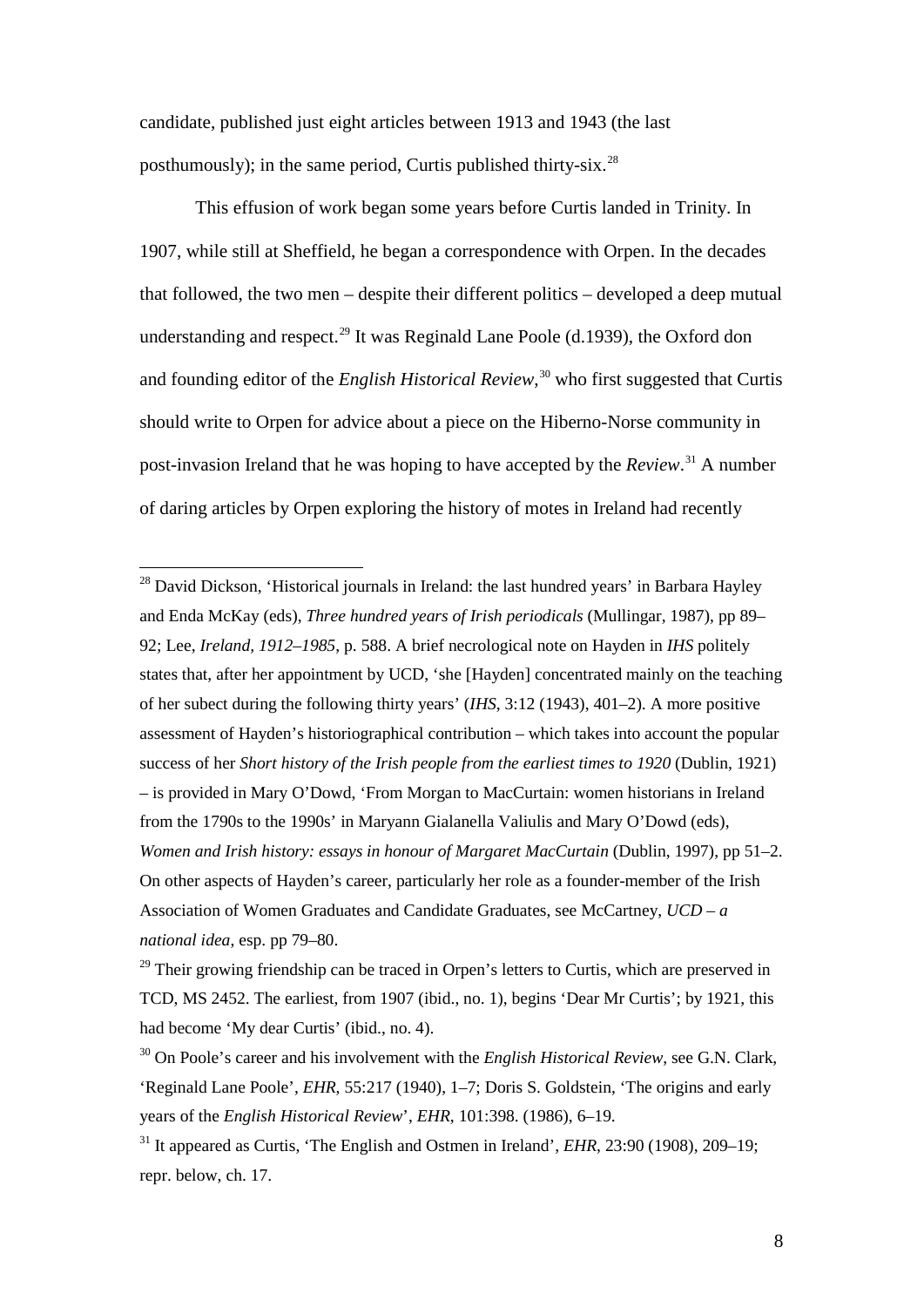candidate, published just eight articles between 1913 and 1943 (the last posthumously); in the same period, Curtis published thirty-six.[28]

This effusion of work began some years before Curtis landed in Trinity. In 1907, while still at Sheffield, he began a correspondence with Orpen. In the decades that followed, the two men – despite their different politics – developed a deep mutual understanding and respect.[29] It was Reginald Lane Poole (d.1939), the Oxford don and founding editor of the *English Historical Review*,[30] who first suggested that Curtis should write to Orpen for advice about a piece on the Hiberno-Norse community in post-invasion Ireland that he was hoping to have accepted by the *Review*.[31] A number of daring articles by Orpen exploring the history of motes in Ireland had recently

---

[28] David Dickson, 'Historical journals in Ireland: the last hundred years' in Barbara Hayley and Enda McKay (eds), *Three hundred years of Irish periodicals* (Mullingar, 1987), pp 89–92; Lee, *Ireland, 1912–1985*, p. 588. A brief necrological note on Hayden in *IHS* politely states that, after her appointment by UCD, 'she [Hayden] concentrated mainly on the teaching of her subect during the following thirty years' (*IHS*, 3:12 (1943), 401–2). A more positive assessment of Hayden's historiographical contribution – which takes into account the popular success of her *Short history of the Irish people from the earliest times to 1920* (Dublin, 1921) – is provided in Mary O'Dowd, 'From Morgan to MacCurtain: women historians in Ireland from the 1790s to the 1990s' in Maryann Gialanella Valiulis and Mary O'Dowd (eds), *Women and Irish history: essays in honour of Margaret MacCurtain* (Dublin, 1997), pp 51–2. On other aspects of Hayden's career, particularly her role as a founder-member of the Irish Association of Women Graduates and Candidate Graduates, see McCartney, *UCD – a national idea*, esp. pp 79–80.

[29] Their growing friendship can be traced in Orpen's letters to Curtis, which are preserved in TCD, MS 2452. The earliest, from 1907 (ibid., no. 1), begins 'Dear Mr Curtis'; by 1921, this had become 'My dear Curtis' (ibid., no. 4).

[30] On Poole's career and his involvement with the *English Historical Review*, see G.N. Clark, 'Reginald Lane Poole', *EHR*, 55:217 (1940), 1–7; Doris S. Goldstein, 'The origins and early years of the *English Historical Review*', *EHR*, 101:398. (1986), 6–19.

[31] It appeared as Curtis, 'The English and Ostmen in Ireland', *EHR*, 23:90 (1908), 209–19; repr. below, ch. 17.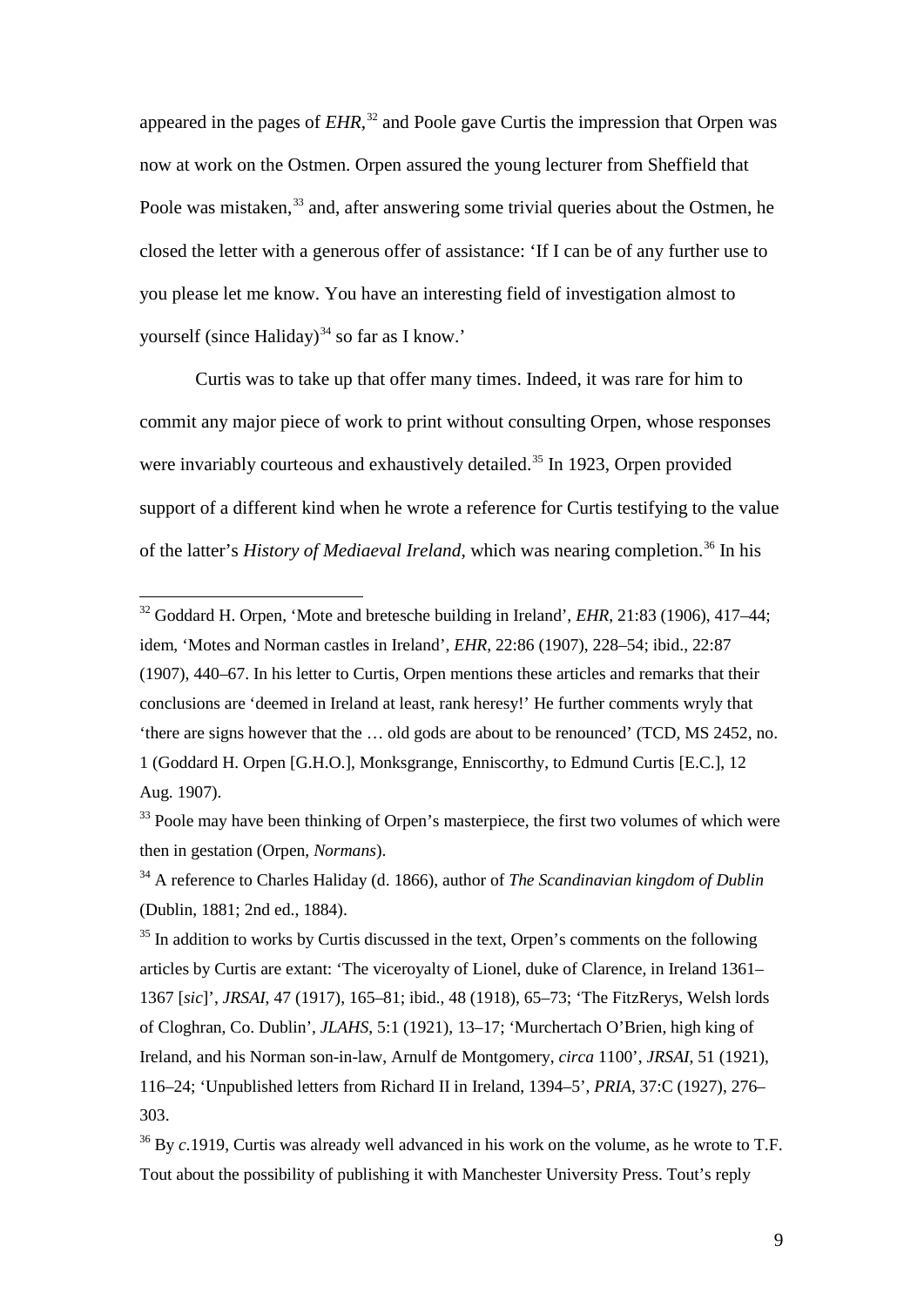appeared in the pages of *EHR*,[32] and Poole gave Curtis the impression that Orpen was now at work on the Ostmen. Orpen assured the young lecturer from Sheffield that Poole was mistaken,[33] and, after answering some trivial queries about the Ostmen, he closed the letter with a generous offer of assistance: 'If I can be of any further use to you please let me know. You have an interesting field of investigation almost to yourself (since Haliday)[34] so far as I know.'

Curtis was to take up that offer many times. Indeed, it was rare for him to commit any major piece of work to print without consulting Orpen, whose responses were invariably courteous and exhaustively detailed.[35] In 1923, Orpen provided support of a different kind when he wrote a reference for Curtis testifying to the value of the latter's *History of Mediaeval Ireland*, which was nearing completion.[36] In his

---

[32] Goddard H. Orpen, 'Mote and bretesche building in Ireland', *EHR*, 21:83 (1906), 417–44; idem, 'Motes and Norman castles in Ireland', *EHR*, 22:86 (1907), 228–54; ibid., 22:87 (1907), 440–67. In his letter to Curtis, Orpen mentions these articles and remarks that their conclusions are 'deemed in Ireland at least, rank heresy!' He further comments wryly that 'there are signs however that the … old gods are about to be renounced' (TCD, MS 2452, no. 1 (Goddard H. Orpen [G.H.O.], Monksgrange, Enniscorthy, to Edmund Curtis [E.C.], 12 Aug. 1907).

[33] Poole may have been thinking of Orpen's masterpiece, the first two volumes of which were then in gestation (Orpen, *Normans*).

[34] A reference to Charles Haliday (d. 1866), author of *The Scandinavian kingdom of Dublin* (Dublin, 1881; 2nd ed., 1884).

[35] In addition to works by Curtis discussed in the text, Orpen's comments on the following articles by Curtis are extant: 'The viceroyalty of Lionel, duke of Clarence, in Ireland 1361–1367 [*sic*]', *JRSAI*, 47 (1917), 165–81; ibid., 48 (1918), 65–73; 'The FitzRerys, Welsh lords of Cloghran, Co. Dublin', *JLAHS*, 5:1 (1921), 13–17; 'Murchertach O'Brien, high king of Ireland, and his Norman son-in-law, Arnulf de Montgomery, *circa* 1100', *JRSAI*, 51 (1921), 116–24; 'Unpublished letters from Richard II in Ireland, 1394–5', *PRIA*, 37:C (1927), 276–303.

[36] By *c.*1919, Curtis was already well advanced in his work on the volume, as he wrote to T.F. Tout about the possibility of publishing it with Manchester University Press. Tout's reply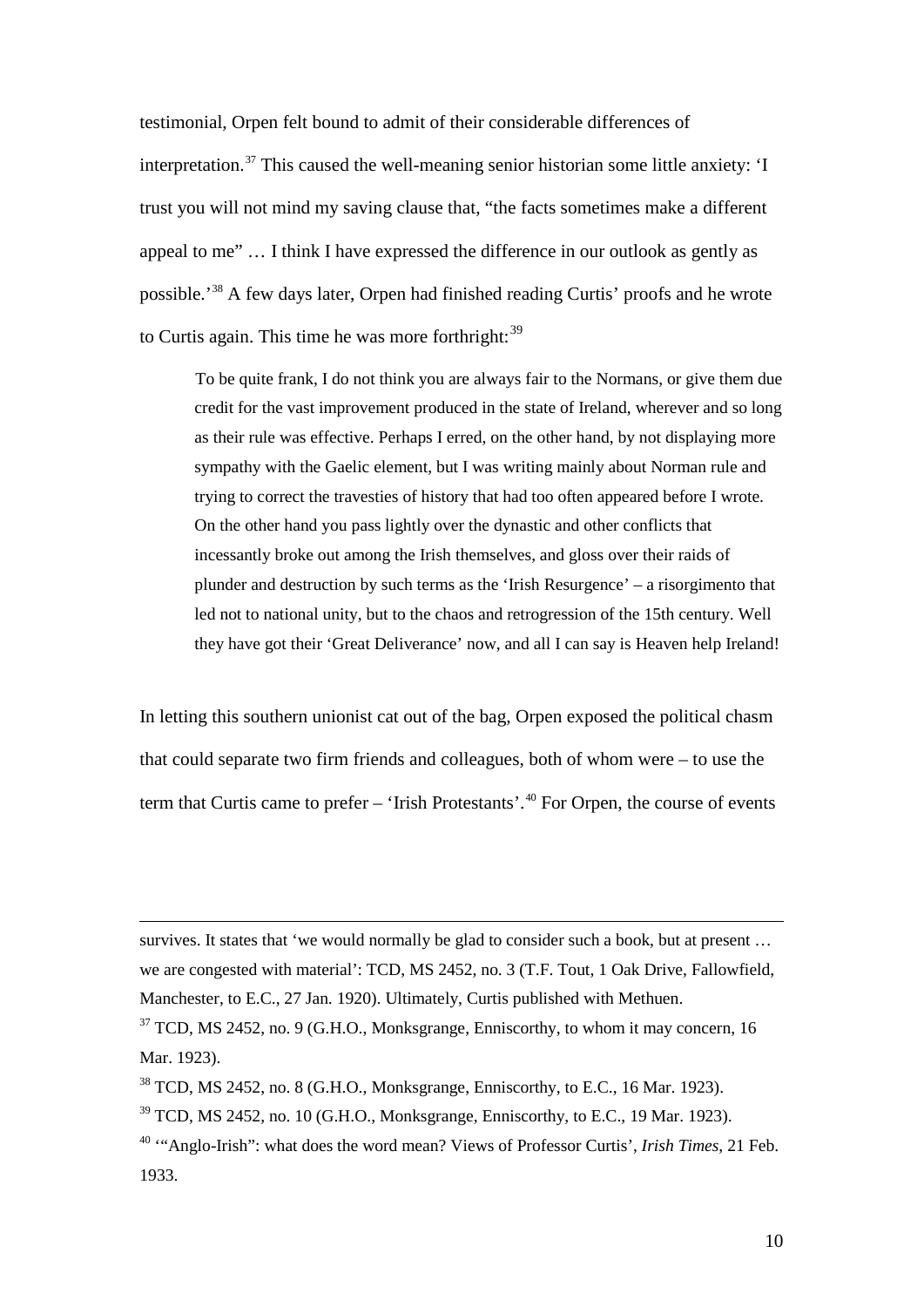testimonial, Orpen felt bound to admit of their considerable differences of interpretation.[37] This caused the well-meaning senior historian some little anxiety: 'I trust you will not mind my saving clause that, "the facts sometimes make a different appeal to me" … I think I have expressed the difference in our outlook as gently as possible.'[38] A few days later, Orpen had finished reading Curtis' proofs and he wrote to Curtis again. This time he was more forthright:[39]

> To be quite frank, I do not think you are always fair to the Normans, or give them due credit for the vast improvement produced in the state of Ireland, wherever and so long as their rule was effective. Perhaps I erred, on the other hand, by not displaying more sympathy with the Gaelic element, but I was writing mainly about Norman rule and trying to correct the travesties of history that had too often appeared before I wrote. On the other hand you pass lightly over the dynastic and other conflicts that incessantly broke out among the Irish themselves, and gloss over their raids of plunder and destruction by such terms as the 'Irish Resurgence' – a risorgimento that led not to national unity, but to the chaos and retrogression of the 15th century. Well they have got their 'Great Deliverance' now, and all I can say is Heaven help Ireland!

In letting this southern unionist cat out of the bag, Orpen exposed the political chasm that could separate two firm friends and colleagues, both of whom were – to use the term that Curtis came to prefer – 'Irish Protestants'.[40] For Orpen, the course of events

---

survives. It states that 'we would normally be glad to consider such a book, but at present … we are congested with material': TCD, MS 2452, no. 3 (T.F. Tout, 1 Oak Drive, Fallowfield, Manchester, to E.C., 27 Jan. 1920). Ultimately, Curtis published with Methuen.

[37] TCD, MS 2452, no. 9 (G.H.O., Monksgrange, Enniscorthy, to whom it may concern, 16 Mar. 1923).

[38] TCD, MS 2452, no. 8 (G.H.O., Monksgrange, Enniscorthy, to E.C., 16 Mar. 1923).

[39] TCD, MS 2452, no. 10 (G.H.O., Monksgrange, Enniscorthy, to E.C., 19 Mar. 1923).

[40] '"Anglo-Irish": what does the word mean? Views of Professor Curtis', *Irish Times*, 21 Feb. 1933.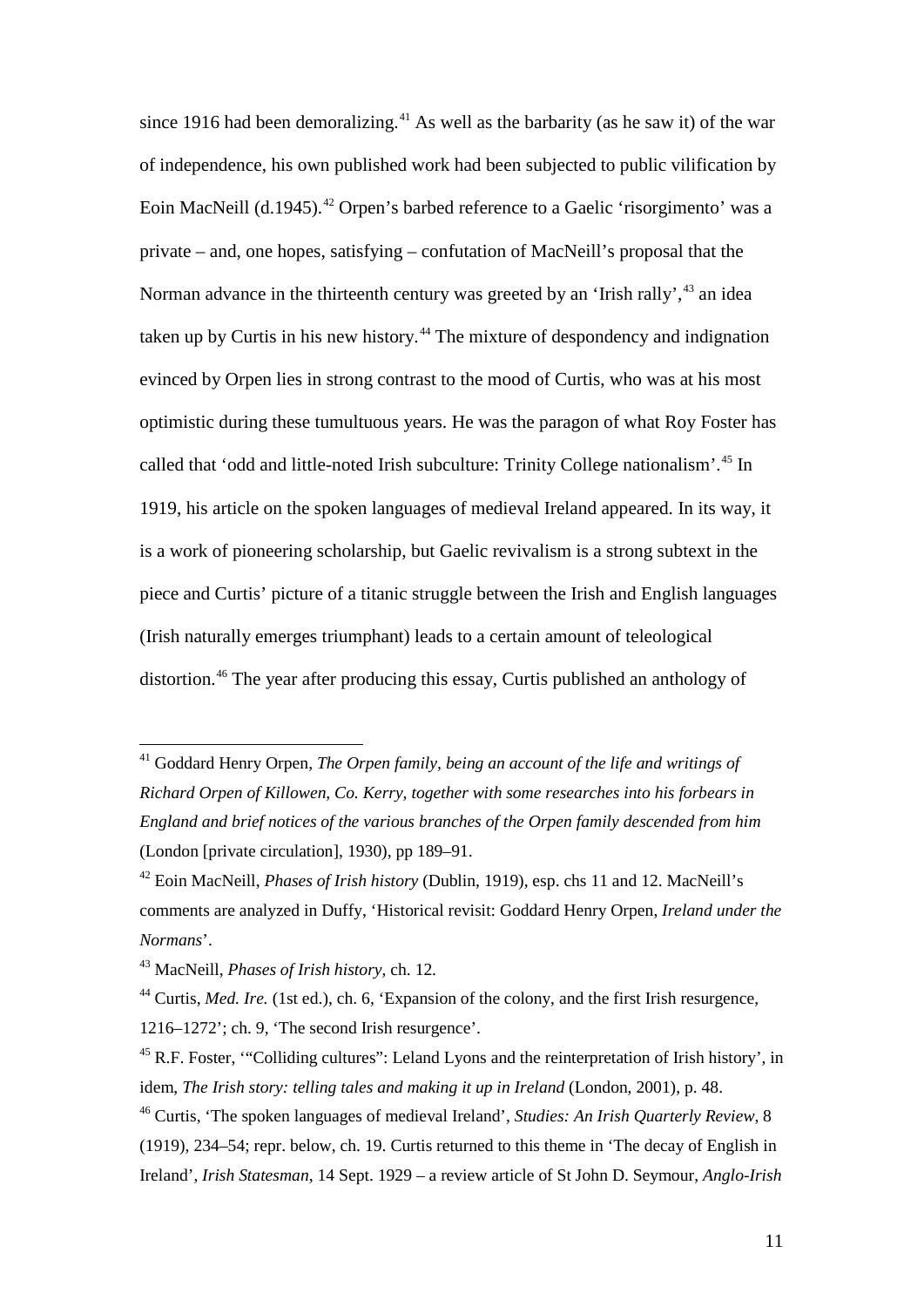since 1916 had been demoralizing.[41] As well as the barbarity (as he saw it) of the war of independence, his own published work had been subjected to public vilification by Eoin MacNeill (d.1945).[42] Orpen's barbed reference to a Gaelic 'risorgimento' was a private – and, one hopes, satisfying – confutation of MacNeill's proposal that the Norman advance in the thirteenth century was greeted by an 'Irish rally',[43] an idea taken up by Curtis in his new history.[44] The mixture of despondency and indignation evinced by Orpen lies in strong contrast to the mood of Curtis, who was at his most optimistic during these tumultuous years. He was the paragon of what Roy Foster has called that 'odd and little-noted Irish subculture: Trinity College nationalism'.[45] In 1919, his article on the spoken languages of medieval Ireland appeared. In its way, it is a work of pioneering scholarship, but Gaelic revivalism is a strong subtext in the piece and Curtis' picture of a titanic struggle between the Irish and English languages (Irish naturally emerges triumphant) leads to a certain amount of teleological distortion.[46] The year after producing this essay, Curtis published an anthology of

---

[41] Goddard Henry Orpen, *The Orpen family, being an account of the life and writings of Richard Orpen of Killowen, Co. Kerry, together with some researches into his forbears in England and brief notices of the various branches of the Orpen family descended from him* (London [private circulation], 1930), pp 189–91.

[42] Eoin MacNeill, *Phases of Irish history* (Dublin, 1919), esp. chs 11 and 12. MacNeill's comments are analyzed in Duffy, 'Historical revisit: Goddard Henry Orpen, *Ireland under the Normans*'.

[43] MacNeill, *Phases of Irish history*, ch. 12.

[44] Curtis, *Med. Ire.* (1st ed.), ch. 6, 'Expansion of the colony, and the first Irish resurgence, 1216–1272'; ch. 9, 'The second Irish resurgence'.

[45] R.F. Foster, '"Colliding cultures": Leland Lyons and the reinterpretation of Irish history', in idem, *The Irish story: telling tales and making it up in Ireland* (London, 2001), p. 48.

[46] Curtis, 'The spoken languages of medieval Ireland', *Studies: An Irish Quarterly Review*, 8 (1919), 234–54; repr. below, ch. 19. Curtis returned to this theme in 'The decay of English in Ireland', *Irish Statesman*, 14 Sept. 1929 – a review article of St John D. Seymour, *Anglo-Irish*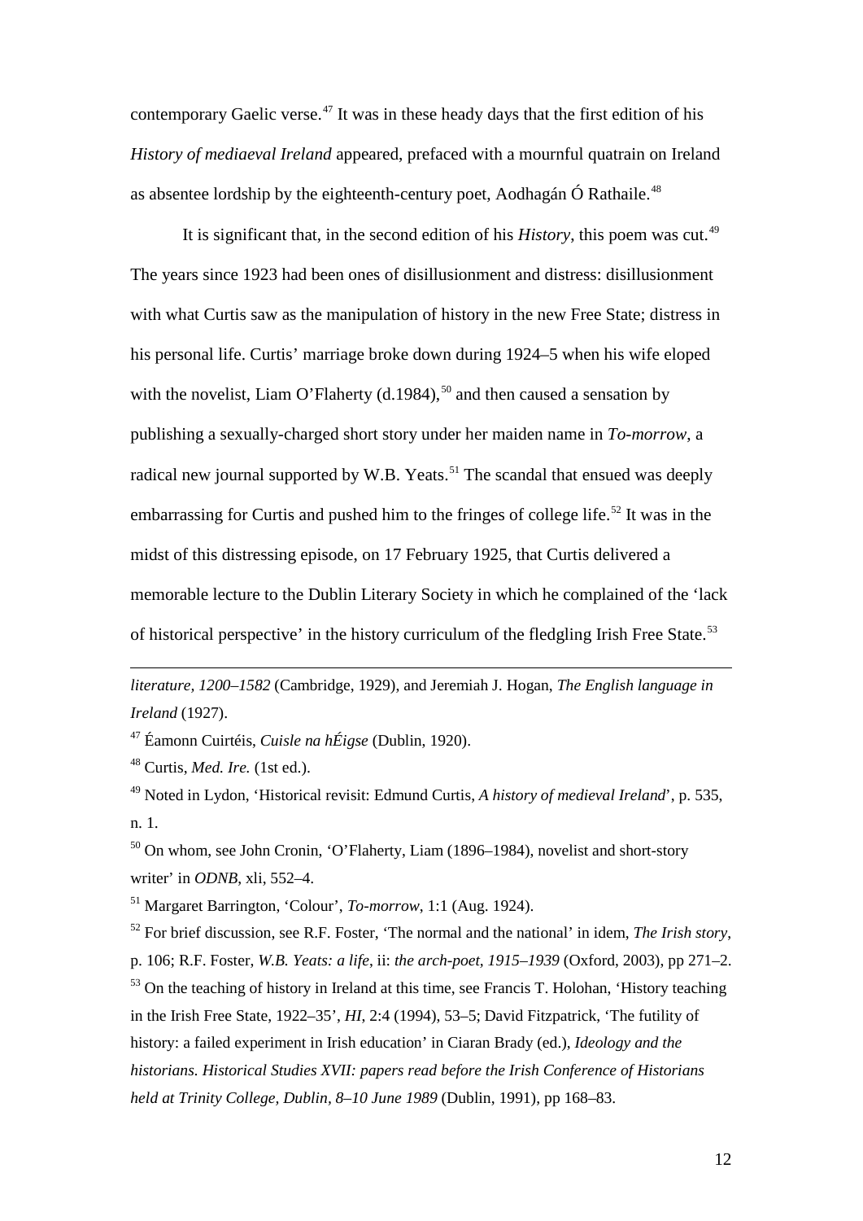contemporary Gaelic verse.[47] It was in these heady days that the first edition of his *History of mediaeval Ireland* appeared, prefaced with a mournful quatrain on Ireland as absentee lordship by the eighteenth-century poet, Aodhagán Ó Rathaile.[48]

It is significant that, in the second edition of his *History*, this poem was cut.[49] The years since 1923 had been ones of disillusionment and distress: disillusionment with what Curtis saw as the manipulation of history in the new Free State; distress in his personal life. Curtis' marriage broke down during 1924–5 when his wife eloped with the novelist, Liam O'Flaherty (d.1984),[50] and then caused a sensation by publishing a sexually-charged short story under her maiden name in *To-morrow*, a radical new journal supported by W.B. Yeats.[51] The scandal that ensued was deeply embarrassing for Curtis and pushed him to the fringes of college life.[52] It was in the midst of this distressing episode, on 17 February 1925, that Curtis delivered a memorable lecture to the Dublin Literary Society in which he complained of the 'lack of historical perspective' in the history curriculum of the fledgling Irish Free State.[53]

---

*literature, 1200–1582* (Cambridge, 1929), and Jeremiah J. Hogan, *The English language in Ireland* (1927).

[47] Éamonn Cuirtéis, *Cuisle na hÉigse* (Dublin, 1920).

[48] Curtis, *Med. Ire.* (1st ed.).

[49] Noted in Lydon, 'Historical revisit: Edmund Curtis, *A history of medieval Ireland*', p. 535, n. 1.

[50] On whom, see John Cronin, 'O'Flaherty, Liam (1896–1984), novelist and short-story writer' in *ODNB*, xli, 552–4.

[51] Margaret Barrington, 'Colour', *To-morrow*, 1:1 (Aug. 1924).

[52] For brief discussion, see R.F. Foster, 'The normal and the national' in idem, *The Irish story*, p. 106; R.F. Foster, *W.B. Yeats: a life*, ii: *the arch-poet, 1915–1939* (Oxford, 2003), pp 271–2.

[53] On the teaching of history in Ireland at this time, see Francis T. Holohan, 'History teaching in the Irish Free State, 1922–35', *HI*, 2:4 (1994), 53–5; David Fitzpatrick, 'The futility of history: a failed experiment in Irish education' in Ciaran Brady (ed.), *Ideology and the historians. Historical Studies XVII: papers read before the Irish Conference of Historians held at Trinity College, Dublin, 8–10 June 1989* (Dublin, 1991), pp 168–83.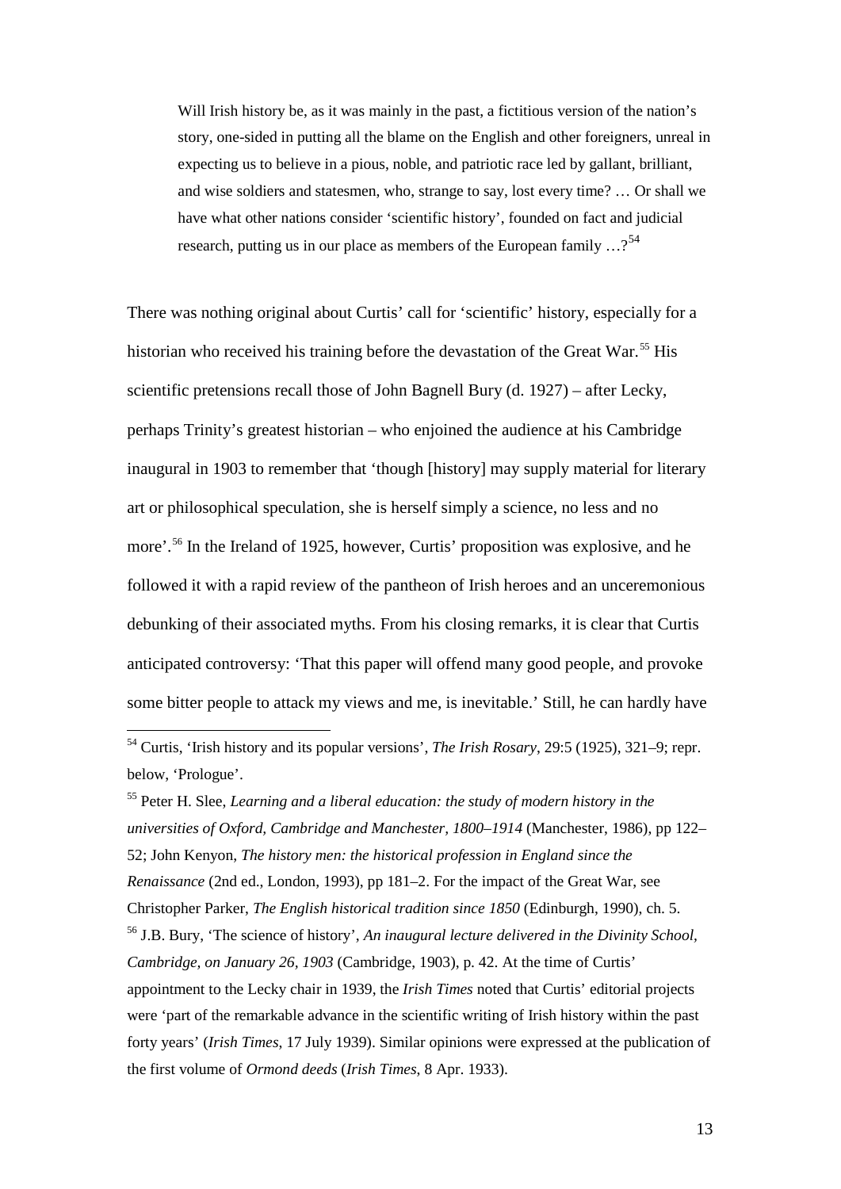> Will Irish history be, as it was mainly in the past, a fictitious version of the nation's story, one-sided in putting all the blame on the English and other foreigners, unreal in expecting us to believe in a pious, noble, and patriotic race led by gallant, brilliant, and wise soldiers and statesmen, who, strange to say, lost every time? … Or shall we have what other nations consider 'scientific history', founded on fact and judicial research, putting us in our place as members of the European family …?[54]

There was nothing original about Curtis' call for 'scientific' history, especially for a historian who received his training before the devastation of the Great War.[55] His scientific pretensions recall those of John Bagnell Bury (d. 1927) – after Lecky, perhaps Trinity's greatest historian – who enjoined the audience at his Cambridge inaugural in 1903 to remember that 'though [history] may supply material for literary art or philosophical speculation, she is herself simply a science, no less and no more'.[56] In the Ireland of 1925, however, Curtis' proposition was explosive, and he followed it with a rapid review of the pantheon of Irish heroes and an unceremonious debunking of their associated myths. From his closing remarks, it is clear that Curtis anticipated controversy: 'That this paper will offend many good people, and provoke some bitter people to attack my views and me, is inevitable.' Still, he can hardly have

---

[54] Curtis, 'Irish history and its popular versions', *The Irish Rosary*, 29:5 (1925), 321–9; repr. below, 'Prologue'.

[55] Peter H. Slee, *Learning and a liberal education: the study of modern history in the universities of Oxford, Cambridge and Manchester, 1800–1914* (Manchester, 1986), pp 122–52; John Kenyon, *The history men: the historical profession in England since the Renaissance* (2nd ed., London, 1993), pp 181–2. For the impact of the Great War, see Christopher Parker, *The English historical tradition since 1850* (Edinburgh, 1990), ch. 5.

[56] J.B. Bury, 'The science of history', *An inaugural lecture delivered in the Divinity School, Cambridge, on January 26, 1903* (Cambridge, 1903), p. 42. At the time of Curtis' appointment to the Lecky chair in 1939, the *Irish Times* noted that Curtis' editorial projects were 'part of the remarkable advance in the scientific writing of Irish history within the past forty years' (*Irish Times*, 17 July 1939). Similar opinions were expressed at the publication of the first volume of *Ormond deeds* (*Irish Times*, 8 Apr. 1933).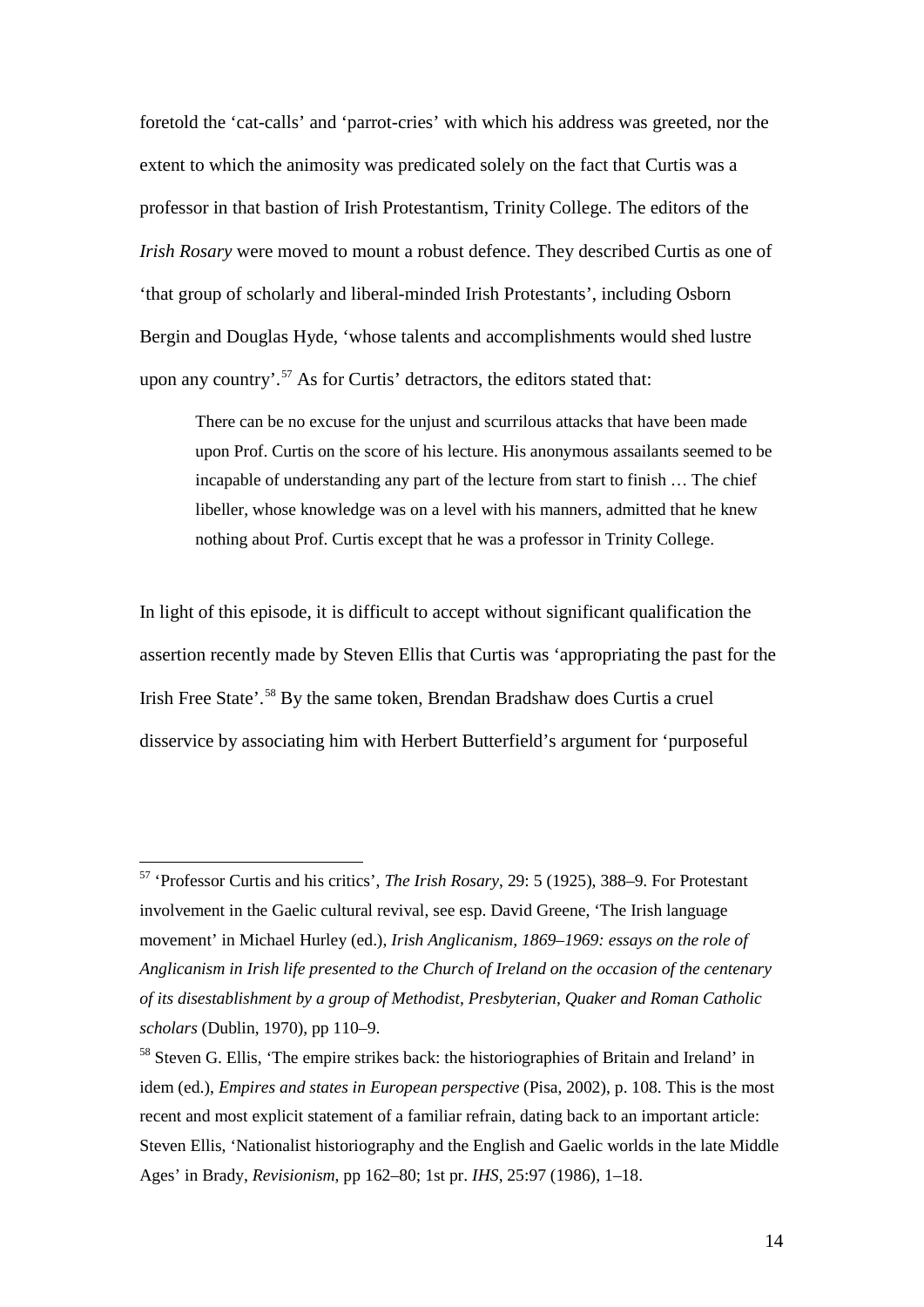foretold the 'cat-calls' and 'parrot-cries' with which his address was greeted, nor the extent to which the animosity was predicated solely on the fact that Curtis was a professor in that bastion of Irish Protestantism, Trinity College. The editors of the *Irish Rosary* were moved to mount a robust defence. They described Curtis as one of 'that group of scholarly and liberal-minded Irish Protestants', including Osborn Bergin and Douglas Hyde, 'whose talents and accomplishments would shed lustre upon any country'.[57] As for Curtis' detractors, the editors stated that:

> There can be no excuse for the unjust and scurrilous attacks that have been made upon Prof. Curtis on the score of his lecture. His anonymous assailants seemed to be incapable of understanding any part of the lecture from start to finish … The chief libeller, whose knowledge was on a level with his manners, admitted that he knew nothing about Prof. Curtis except that he was a professor in Trinity College.

In light of this episode, it is difficult to accept without significant qualification the assertion recently made by Steven Ellis that Curtis was 'appropriating the past for the Irish Free State'.[58] By the same token, Brendan Bradshaw does Curtis a cruel disservice by associating him with Herbert Butterfield's argument for 'purposeful

---

[57] 'Professor Curtis and his critics', *The Irish Rosary*, 29: 5 (1925), 388–9. For Protestant involvement in the Gaelic cultural revival, see esp. David Greene, 'The Irish language movement' in Michael Hurley (ed.), *Irish Anglicanism, 1869–1969: essays on the role of Anglicanism in Irish life presented to the Church of Ireland on the occasion of the centenary of its disestablishment by a group of Methodist, Presbyterian, Quaker and Roman Catholic scholars* (Dublin, 1970), pp 110–9.

[58] Steven G. Ellis, 'The empire strikes back: the historiographies of Britain and Ireland' in idem (ed.), *Empires and states in European perspective* (Pisa, 2002), p. 108. This is the most recent and most explicit statement of a familiar refrain, dating back to an important article: Steven Ellis, 'Nationalist historiography and the English and Gaelic worlds in the late Middle Ages' in Brady, *Revisionism*, pp 162–80; 1st pr. *IHS*, 25:97 (1986), 1–18.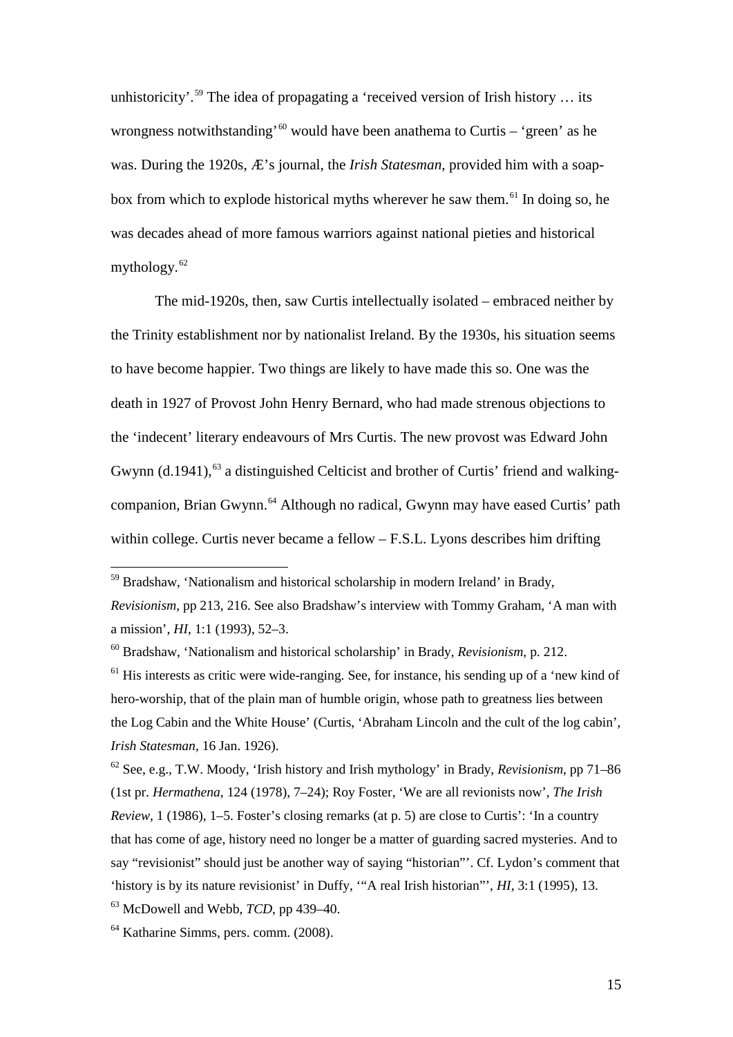unhistoricity'.[59] The idea of propagating a 'received version of Irish history … its wrongness notwithstanding'[60] would have been anathema to Curtis – 'green' as he was. During the 1920s, Æ's journal, the *Irish Statesman*, provided him with a soap-box from which to explode historical myths wherever he saw them.[61] In doing so, he was decades ahead of more famous warriors against national pieties and historical mythology.[62]

The mid-1920s, then, saw Curtis intellectually isolated – embraced neither by the Trinity establishment nor by nationalist Ireland. By the 1930s, his situation seems to have become happier. Two things are likely to have made this so. One was the death in 1927 of Provost John Henry Bernard, who had made strenous objections to the 'indecent' literary endeavours of Mrs Curtis. The new provost was Edward John Gwynn (d.1941),[63] a distinguished Celticist and brother of Curtis' friend and walking-companion, Brian Gwynn.[64] Although no radical, Gwynn may have eased Curtis' path within college. Curtis never became a fellow – F.S.L. Lyons describes him drifting

---

[59] Bradshaw, 'Nationalism and historical scholarship in modern Ireland' in Brady, *Revisionism*, pp 213, 216. See also Bradshaw's interview with Tommy Graham, 'A man with a mission', *HI*, 1:1 (1993), 52–3.

[60] Bradshaw, 'Nationalism and historical scholarship' in Brady, *Revisionism*, p. 212.

[61] His interests as critic were wide-ranging. See, for instance, his sending up of a 'new kind of hero-worship, that of the plain man of humble origin, whose path to greatness lies between the Log Cabin and the White House' (Curtis, 'Abraham Lincoln and the cult of the log cabin', *Irish Statesman*, 16 Jan. 1926).

[62] See, e.g., T.W. Moody, 'Irish history and Irish mythology' in Brady, *Revisionism*, pp 71–86 (1st pr. *Hermathena*, 124 (1978), 7–24); Roy Foster, 'We are all revionists now', *The Irish Review*, 1 (1986), 1–5. Foster's closing remarks (at p. 5) are close to Curtis': 'In a country that has come of age, history need no longer be a matter of guarding sacred mysteries. And to say "revisionist" should just be another way of saying "historian"'. Cf. Lydon's comment that 'history is by its nature revisionist' in Duffy, '"A real Irish historian"', *HI*, 3:1 (1995), 13.

[63] McDowell and Webb, *TCD*, pp 439–40.

[64] Katharine Simms, pers. comm. (2008).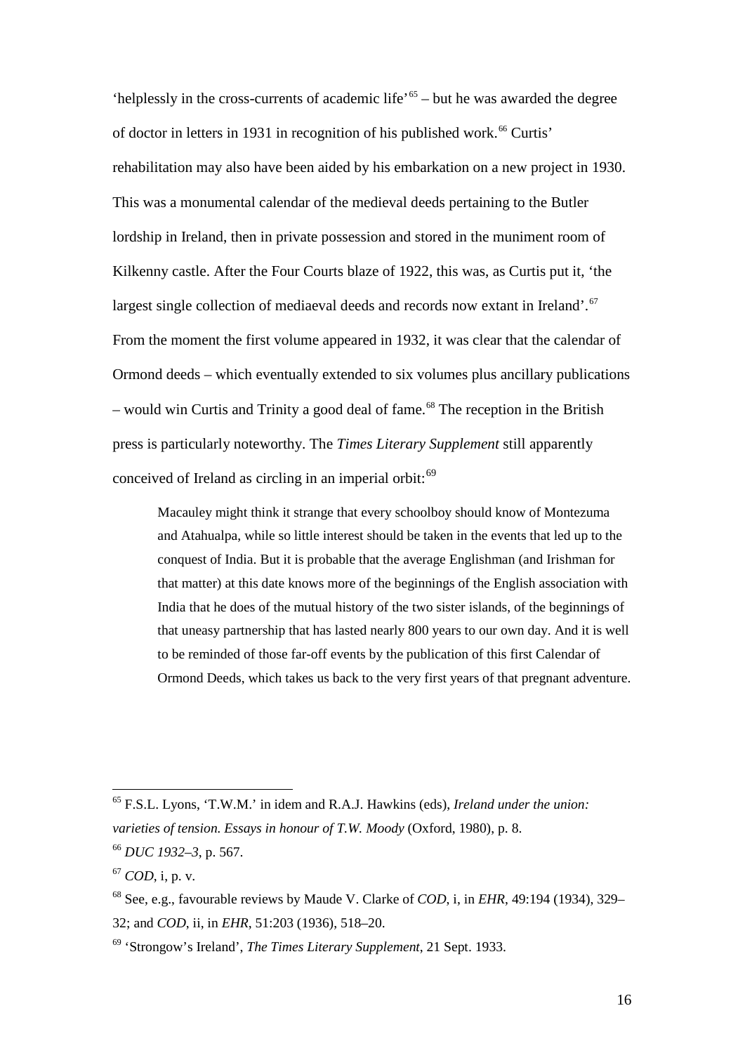'helplessly in the cross-currents of academic life'[65] – but he was awarded the degree of doctor in letters in 1931 in recognition of his published work.[66] Curtis' rehabilitation may also have been aided by his embarkation on a new project in 1930. This was a monumental calendar of the medieval deeds pertaining to the Butler lordship in Ireland, then in private possession and stored in the muniment room of Kilkenny castle. After the Four Courts blaze of 1922, this was, as Curtis put it, 'the largest single collection of mediaeval deeds and records now extant in Ireland'.[67] From the moment the first volume appeared in 1932, it was clear that the calendar of Ormond deeds – which eventually extended to six volumes plus ancillary publications – would win Curtis and Trinity a good deal of fame.[68] The reception in the British press is particularly noteworthy. The *Times Literary Supplement* still apparently conceived of Ireland as circling in an imperial orbit:[69]

> Macauley might think it strange that every schoolboy should know of Montezuma and Atahualpa, while so little interest should be taken in the events that led up to the conquest of India. But it is probable that the average Englishman (and Irishman for that matter) at this date knows more of the beginnings of the English association with India that he does of the mutual history of the two sister islands, of the beginnings of that uneasy partnership that has lasted nearly 800 years to our own day. And it is well to be reminded of those far-off events by the publication of this first Calendar of Ormond Deeds, which takes us back to the very first years of that pregnant adventure.

---

[65] F.S.L. Lyons, 'T.W.M.' in idem and R.A.J. Hawkins (eds), *Ireland under the union: varieties of tension. Essays in honour of T.W. Moody* (Oxford, 1980), p. 8.

[66] *DUC 1932–3*, p. 567.

[67] *COD*, i, p. v.

[68] See, e.g., favourable reviews by Maude V. Clarke of *COD*, i, in *EHR*, 49:194 (1934), 329–32; and *COD*, ii, in *EHR*, 51:203 (1936), 518–20.

[69] 'Strongow's Ireland', *The Times Literary Supplement*, 21 Sept. 1933.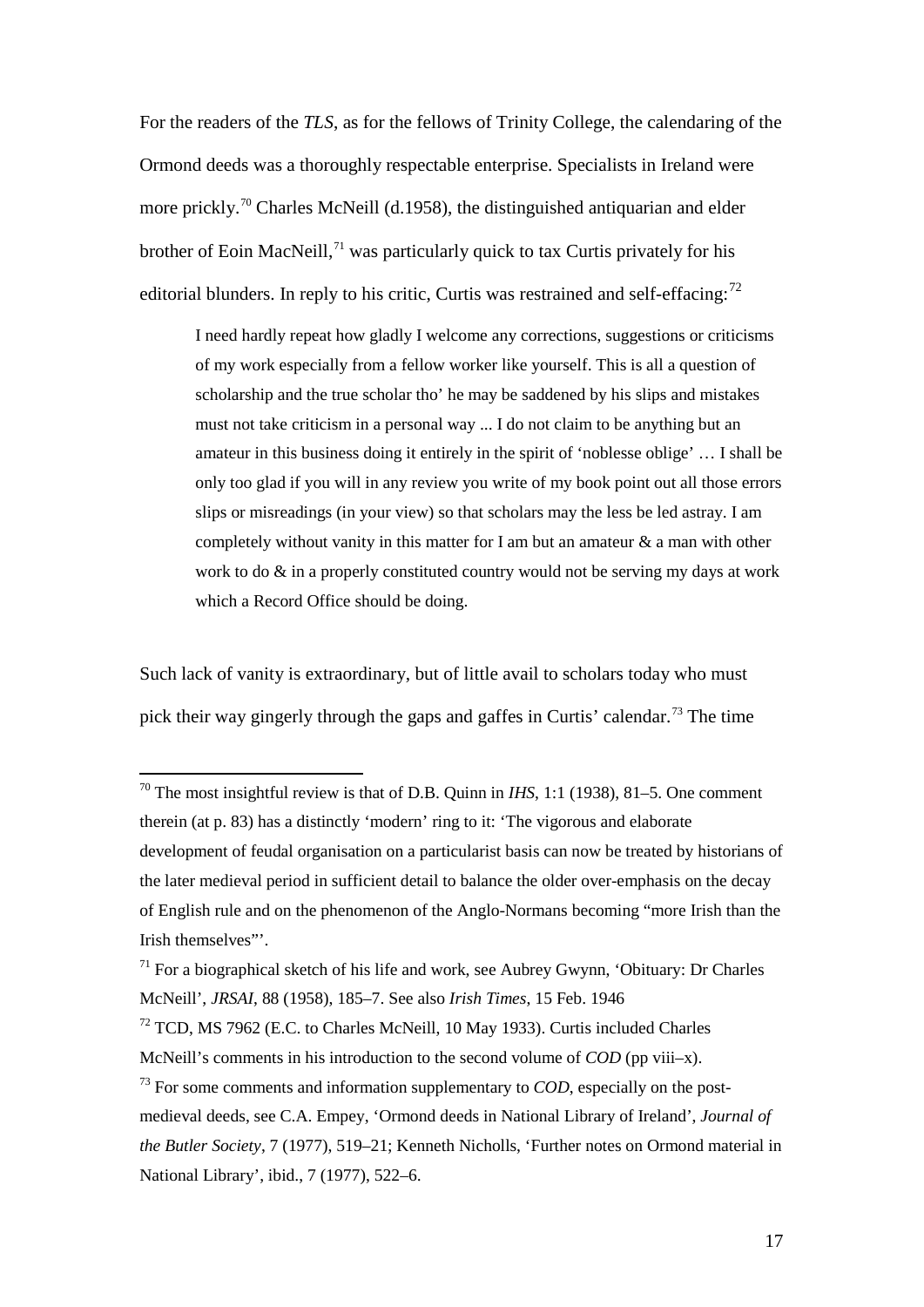For the readers of the *TLS*, as for the fellows of Trinity College, the calendaring of the Ormond deeds was a thoroughly respectable enterprise. Specialists in Ireland were more prickly.[70] Charles McNeill (d.1958), the distinguished antiquarian and elder brother of Eoin MacNeill,[71] was particularly quick to tax Curtis privately for his editorial blunders. In reply to his critic, Curtis was restrained and self-effacing:[72]

> I need hardly repeat how gladly I welcome any corrections, suggestions or criticisms of my work especially from a fellow worker like yourself. This is all a question of scholarship and the true scholar tho' he may be saddened by his slips and mistakes must not take criticism in a personal way ... I do not claim to be anything but an amateur in this business doing it entirely in the spirit of 'noblesse oblige' … I shall be only too glad if you will in any review you write of my book point out all those errors slips or misreadings (in your view) so that scholars may the less be led astray. I am completely without vanity in this matter for I am but an amateur & a man with other work to do & in a properly constituted country would not be serving my days at work which a Record Office should be doing.

Such lack of vanity is extraordinary, but of little avail to scholars today who must pick their way gingerly through the gaps and gaffes in Curtis' calendar.[73] The time

---

[70] The most insightful review is that of D.B. Quinn in *IHS*, 1:1 (1938), 81–5. One comment therein (at p. 83) has a distinctly 'modern' ring to it: 'The vigorous and elaborate development of feudal organisation on a particularist basis can now be treated by historians of the later medieval period in sufficient detail to balance the older over-emphasis on the decay of English rule and on the phenomenon of the Anglo-Normans becoming "more Irish than the Irish themselves"'.

[71] For a biographical sketch of his life and work, see Aubrey Gwynn, 'Obituary: Dr Charles McNeill', *JRSAI*, 88 (1958), 185–7. See also *Irish Times*, 15 Feb. 1946

[72] TCD, MS 7962 (E.C. to Charles McNeill, 10 May 1933). Curtis included Charles McNeill's comments in his introduction to the second volume of *COD* (pp viii–x).

[73] For some comments and information supplementary to *COD*, especially on the post-medieval deeds, see C.A. Empey, 'Ormond deeds in National Library of Ireland', *Journal of the Butler Society*, 7 (1977), 519–21; Kenneth Nicholls, 'Further notes on Ormond material in National Library', ibid., 7 (1977), 522–6.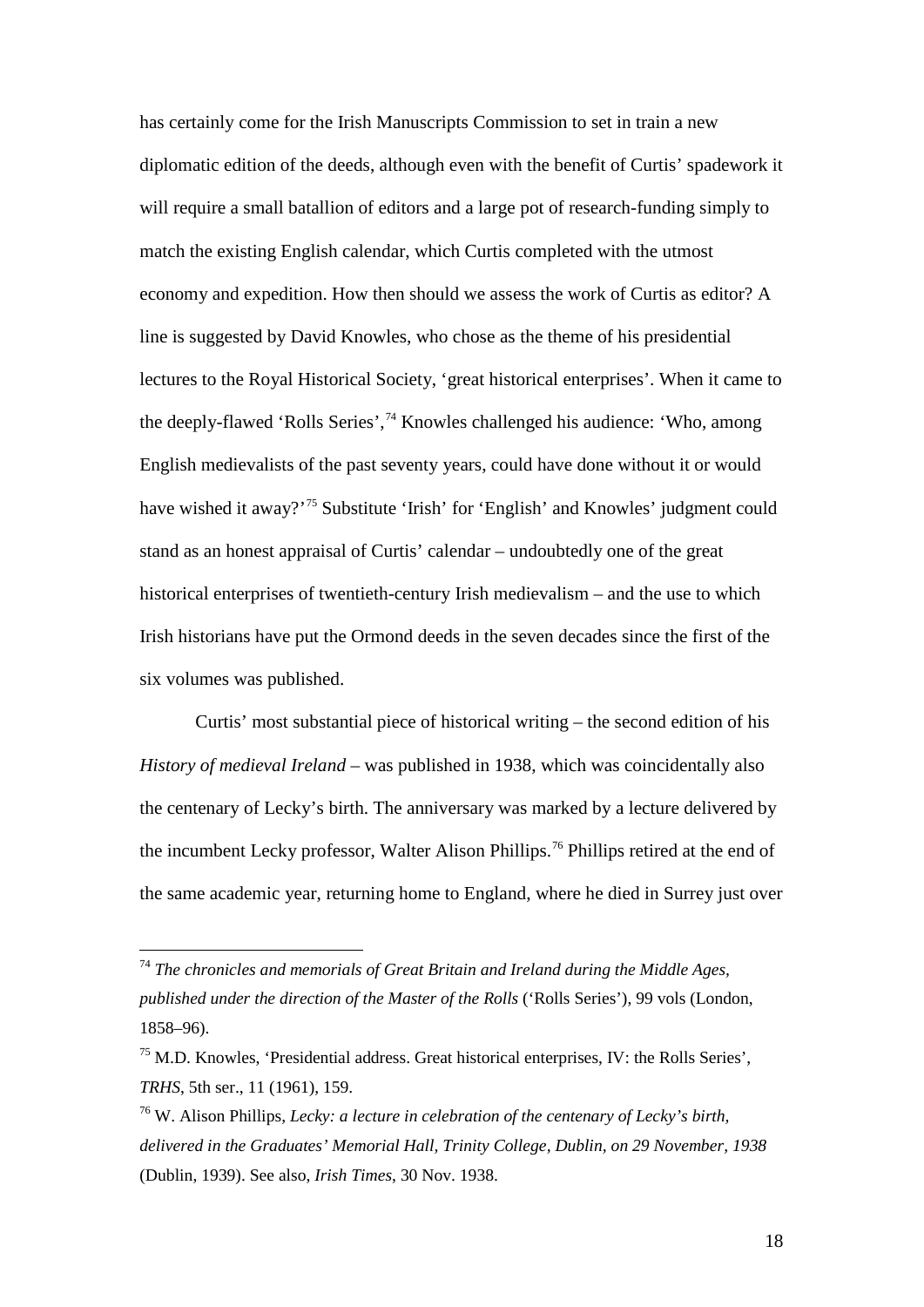has certainly come for the Irish Manuscripts Commission to set in train a new diplomatic edition of the deeds, although even with the benefit of Curtis' spadework it will require a small batallion of editors and a large pot of research-funding simply to match the existing English calendar, which Curtis completed with the utmost economy and expedition. How then should we assess the work of Curtis as editor? A line is suggested by David Knowles, who chose as the theme of his presidential lectures to the Royal Historical Society, 'great historical enterprises'. When it came to the deeply-flawed 'Rolls Series',[74] Knowles challenged his audience: 'Who, among English medievalists of the past seventy years, could have done without it or would have wished it away?'[75] Substitute 'Irish' for 'English' and Knowles' judgment could stand as an honest appraisal of Curtis' calendar – undoubtedly one of the great historical enterprises of twentieth-century Irish medievalism – and the use to which Irish historians have put the Ormond deeds in the seven decades since the first of the six volumes was published.

Curtis' most substantial piece of historical writing – the second edition of his *History of medieval Ireland* – was published in 1938, which was coincidentally also the centenary of Lecky's birth. The anniversary was marked by a lecture delivered by the incumbent Lecky professor, Walter Alison Phillips.[76] Phillips retired at the end of the same academic year, returning home to England, where he died in Surrey just over

---

[74] *The chronicles and memorials of Great Britain and Ireland during the Middle Ages, published under the direction of the Master of the Rolls* ('Rolls Series'), 99 vols (London, 1858–96).

[75] M.D. Knowles, 'Presidential address. Great historical enterprises, IV: the Rolls Series', *TRHS*, 5th ser., 11 (1961), 159.

[76] W. Alison Phillips, *Lecky: a lecture in celebration of the centenary of Lecky's birth, delivered in the Graduates' Memorial Hall, Trinity College, Dublin, on 29 November, 1938* (Dublin, 1939). See also, *Irish Times*, 30 Nov. 1938.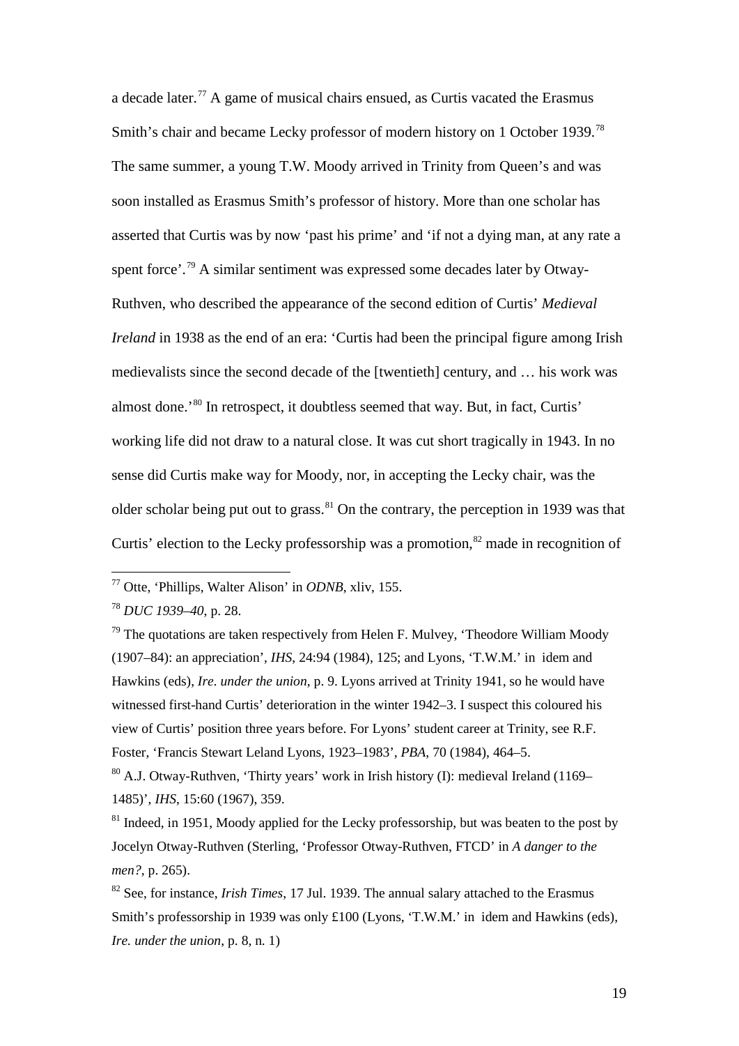a decade later.[77] A game of musical chairs ensued, as Curtis vacated the Erasmus Smith's chair and became Lecky professor of modern history on 1 October 1939.[78] The same summer, a young T.W. Moody arrived in Trinity from Queen's and was soon installed as Erasmus Smith's professor of history. More than one scholar has asserted that Curtis was by now 'past his prime' and 'if not a dying man, at any rate a spent force'.[79] A similar sentiment was expressed some decades later by Otway-Ruthven, who described the appearance of the second edition of Curtis' *Medieval Ireland* in 1938 as the end of an era: 'Curtis had been the principal figure among Irish medievalists since the second decade of the [twentieth] century, and … his work was almost done.'[80] In retrospect, it doubtless seemed that way. But, in fact, Curtis' working life did not draw to a natural close. It was cut short tragically in 1943. In no sense did Curtis make way for Moody, nor, in accepting the Lecky chair, was the older scholar being put out to grass.[81] On the contrary, the perception in 1939 was that Curtis' election to the Lecky professorship was a promotion,[82] made in recognition of

---

[77] Otte, 'Phillips, Walter Alison' in *ODNB*, xliv, 155.

[78] *DUC 1939–40*, p. 28.

[79] The quotations are taken respectively from Helen F. Mulvey, 'Theodore William Moody (1907–84): an appreciation', *IHS*, 24:94 (1984), 125; and Lyons, 'T.W.M.' in idem and Hawkins (eds), *Ire. under the union*, p. 9. Lyons arrived at Trinity 1941, so he would have witnessed first-hand Curtis' deterioration in the winter 1942–3. I suspect this coloured his view of Curtis' position three years before. For Lyons' student career at Trinity, see R.F. Foster, 'Francis Stewart Leland Lyons, 1923–1983', *PBA*, 70 (1984), 464–5.

[80] A.J. Otway-Ruthven, 'Thirty years' work in Irish history (I): medieval Ireland (1169–1485)', *IHS*, 15:60 (1967), 359.

[81] Indeed, in 1951, Moody applied for the Lecky professorship, but was beaten to the post by Jocelyn Otway-Ruthven (Sterling, 'Professor Otway-Ruthven, FTCD' in *A danger to the men?*, p. 265).

[82] See, for instance, *Irish Times*, 17 Jul. 1939. The annual salary attached to the Erasmus Smith's professorship in 1939 was only £100 (Lyons, 'T.W.M.' in idem and Hawkins (eds), *Ire. under the union*, p. 8, n. 1)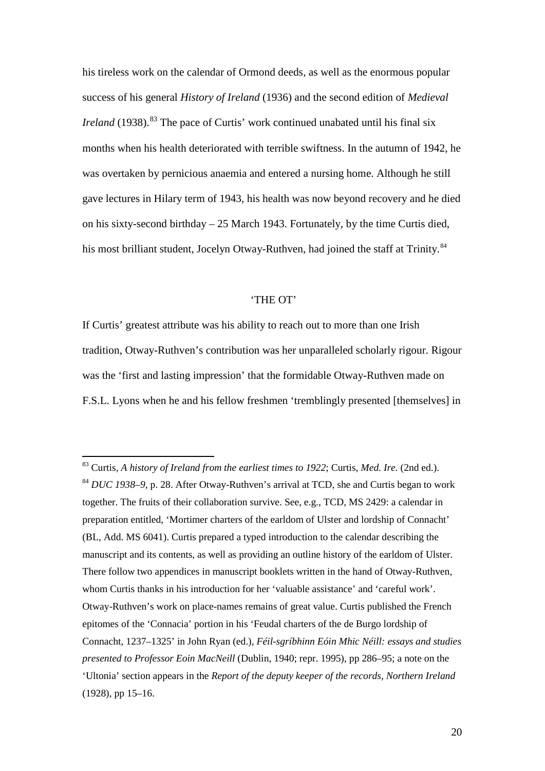his tireless work on the calendar of Ormond deeds, as well as the enormous popular success of his general *History of Ireland* (1936) and the second edition of *Medieval Ireland* (1938).[83] The pace of Curtis' work continued unabated until his final six months when his health deteriorated with terrible swiftness. In the autumn of 1942, he was overtaken by pernicious anaemia and entered a nursing home. Although he still gave lectures in Hilary term of 1943, his health was now beyond recovery and he died on his sixty-second birthday – 25 March 1943. Fortunately, by the time Curtis died, his most brilliant student, Jocelyn Otway-Ruthven, had joined the staff at Trinity.[84]

## 'THE OT'

If Curtis' greatest attribute was his ability to reach out to more than one Irish tradition, Otway-Ruthven's contribution was her unparalleled scholarly rigour. Rigour was the 'first and lasting impression' that the formidable Otway-Ruthven made on F.S.L. Lyons when he and his fellow freshmen 'tremblingly presented [themselves] in

---

[83] Curtis, *A history of Ireland from the earliest times to 1922*; Curtis, *Med. Ire.* (2nd ed.).

[84] *DUC 1938–9*, p. 28. After Otway-Ruthven's arrival at TCD, she and Curtis began to work together. The fruits of their collaboration survive. See, e.g., TCD, MS 2429: a calendar in preparation entitled, 'Mortimer charters of the earldom of Ulster and lordship of Connacht' (BL, Add. MS 6041). Curtis prepared a typed introduction to the calendar describing the manuscript and its contents, as well as providing an outline history of the earldom of Ulster. There follow two appendices in manuscript booklets written in the hand of Otway-Ruthven, whom Curtis thanks in his introduction for her 'valuable assistance' and 'careful work'. Otway-Ruthven's work on place-names remains of great value. Curtis published the French epitomes of the 'Connacia' portion in his 'Feudal charters of the de Burgo lordship of Connacht, 1237–1325' in John Ryan (ed.), *Féil-sgríbhinn Eóin Mhic Néill: essays and studies presented to Professor Eoin MacNeill* (Dublin, 1940; repr. 1995), pp 286–95; a note on the 'Ultonia' section appears in the *Report of the deputy keeper of the records, Northern Ireland* (1928), pp 15–16.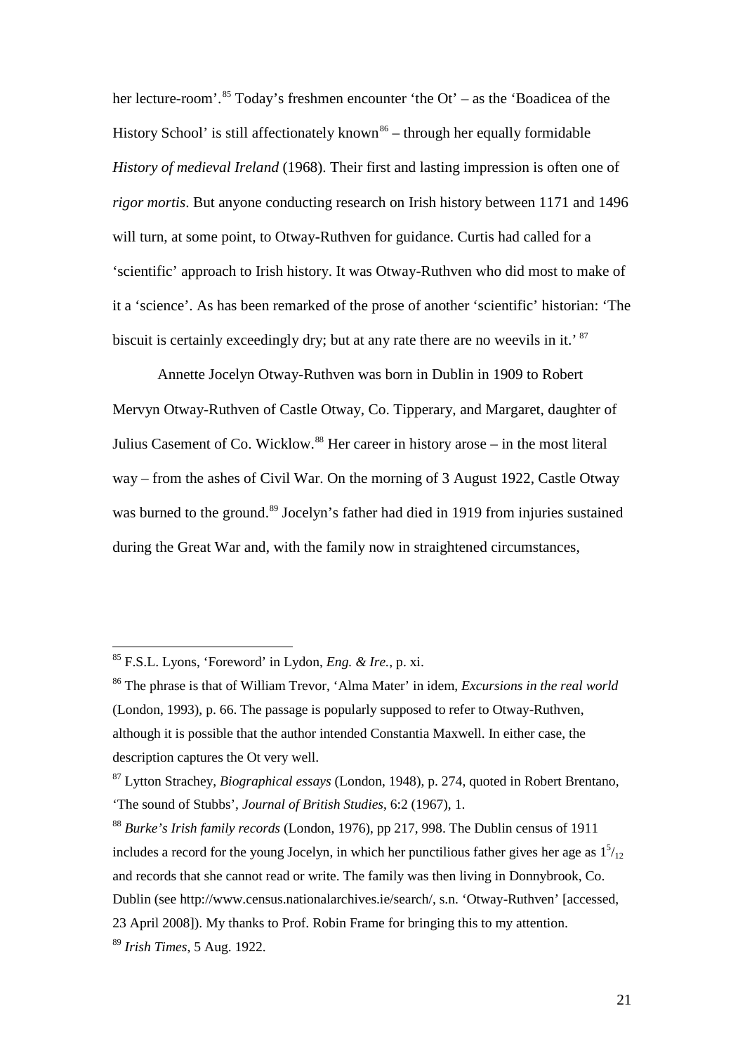her lecture-room'.[85] Today's freshmen encounter 'the Ot' – as the 'Boadicea of the History School' is still affectionately known[86] – through her equally formidable *History of medieval Ireland* (1968). Their first and lasting impression is often one of *rigor mortis*. But anyone conducting research on Irish history between 1171 and 1496 will turn, at some point, to Otway-Ruthven for guidance. Curtis had called for a 'scientific' approach to Irish history. It was Otway-Ruthven who did most to make of it a 'science'. As has been remarked of the prose of another 'scientific' historian: 'The biscuit is certainly exceedingly dry; but at any rate there are no weevils in it.'[87]

Annette Jocelyn Otway-Ruthven was born in Dublin in 1909 to Robert Mervyn Otway-Ruthven of Castle Otway, Co. Tipperary, and Margaret, daughter of Julius Casement of Co. Wicklow.[88] Her career in history arose – in the most literal way – from the ashes of Civil War. On the morning of 3 August 1922, Castle Otway was burned to the ground.[89] Jocelyn's father had died in 1919 from injuries sustained during the Great War and, with the family now in straightened circumstances,

---

[85] F.S.L. Lyons, 'Foreword' in Lydon, *Eng. & Ire.*, p. xi.

[86] The phrase is that of William Trevor, 'Alma Mater' in idem, *Excursions in the real world* (London, 1993), p. 66. The passage is popularly supposed to refer to Otway-Ruthven, although it is possible that the author intended Constantia Maxwell. In either case, the description captures the Ot very well.

[87] Lytton Strachey, *Biographical essays* (London, 1948), p. 274, quoted in Robert Brentano, 'The sound of Stubbs', *Journal of British Studies*, 6:2 (1967), 1.

[88] *Burke's Irish family records* (London, 1976), pp 217, 998. The Dublin census of 1911 includes a record for the young Jocelyn, in which her punctilious father gives her age as $1^{5}/_{12}$ and records that she cannot read or write. The family was then living in Donnybrook, Co. Dublin (see http://www.census.nationalarchives.ie/search/, s.n. 'Otway-Ruthven' [accessed, 23 April 2008]). My thanks to Prof. Robin Frame for bringing this to my attention.

[89] *Irish Times*, 5 Aug. 1922.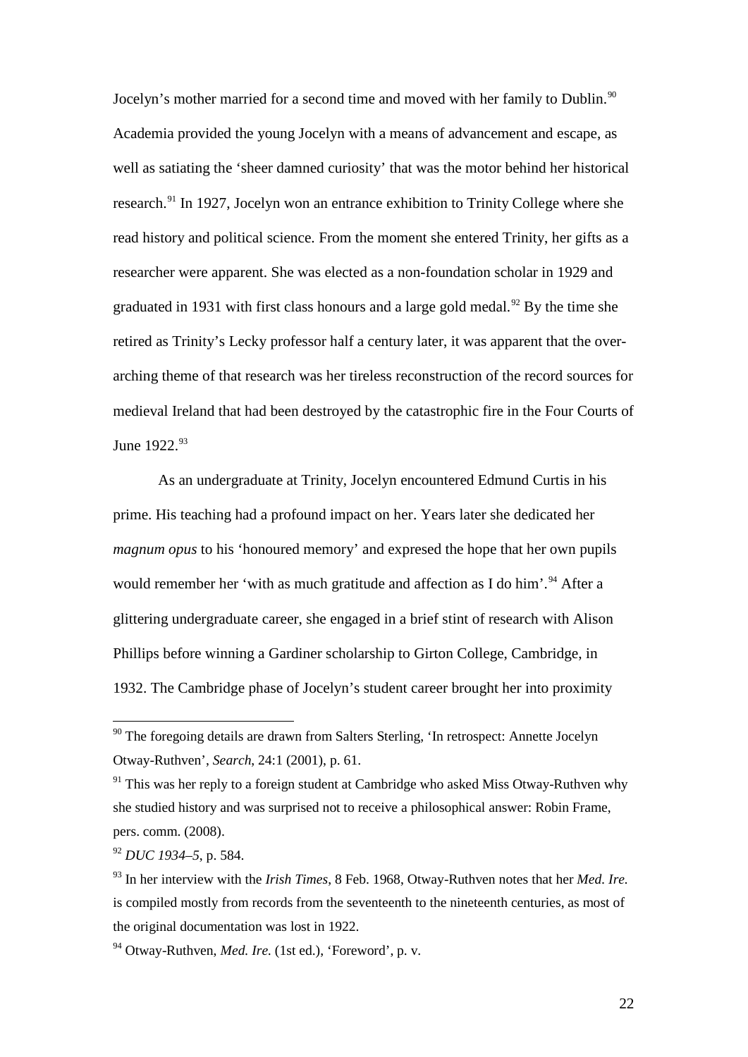Jocelyn's mother married for a second time and moved with her family to Dublin.[90] Academia provided the young Jocelyn with a means of advancement and escape, as well as satiating the 'sheer damned curiosity' that was the motor behind her historical research.[91] In 1927, Jocelyn won an entrance exhibition to Trinity College where she read history and political science. From the moment she entered Trinity, her gifts as a researcher were apparent. She was elected as a non-foundation scholar in 1929 and graduated in 1931 with first class honours and a large gold medal.[92] By the time she retired as Trinity's Lecky professor half a century later, it was apparent that the over-arching theme of that research was her tireless reconstruction of the record sources for medieval Ireland that had been destroyed by the catastrophic fire in the Four Courts of June 1922.[93]

As an undergraduate at Trinity, Jocelyn encountered Edmund Curtis in his prime. His teaching had a profound impact on her. Years later she dedicated her *magnum opus* to his 'honoured memory' and expresed the hope that her own pupils would remember her 'with as much gratitude and affection as I do him'.[94] After a glittering undergraduate career, she engaged in a brief stint of research with Alison Phillips before winning a Gardiner scholarship to Girton College, Cambridge, in 1932. The Cambridge phase of Jocelyn's student career brought her into proximity

---

[90] The foregoing details are drawn from Salters Sterling, 'In retrospect: Annette Jocelyn Otway-Ruthven', *Search*, 24:1 (2001), p. 61.

[91] This was her reply to a foreign student at Cambridge who asked Miss Otway-Ruthven why she studied history and was surprised not to receive a philosophical answer: Robin Frame, pers. comm. (2008).

[92] *DUC 1934–5*, p. 584.

[93] In her interview with the *Irish Times*, 8 Feb. 1968, Otway-Ruthven notes that her *Med. Ire.* is compiled mostly from records from the seventeenth to the nineteenth centuries, as most of the original documentation was lost in 1922.

[94] Otway-Ruthven, *Med. Ire.* (1st ed.), 'Foreword', p. v.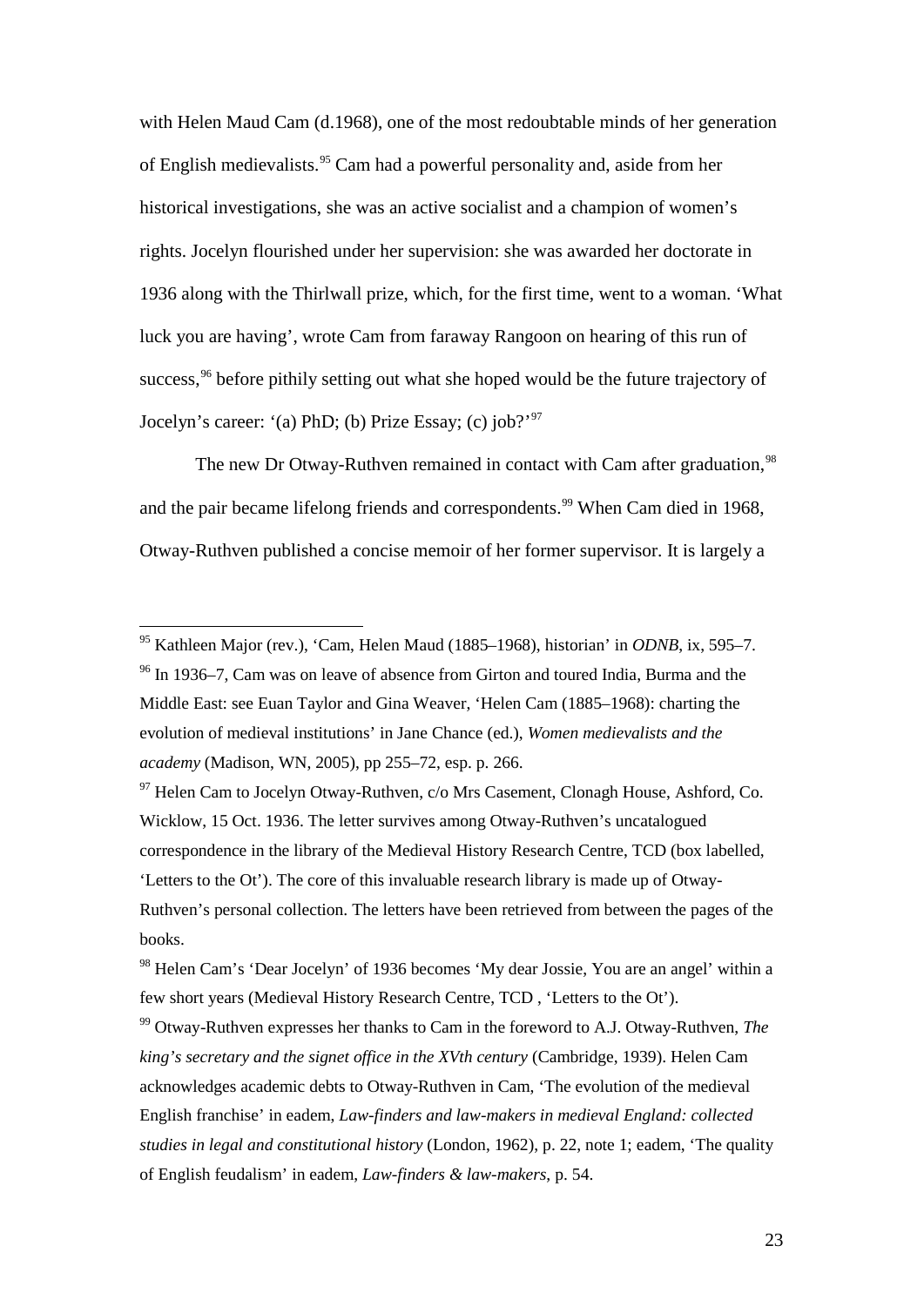with Helen Maud Cam (d.1968), one of the most redoubtable minds of her generation of English medievalists.[95] Cam had a powerful personality and, aside from her historical investigations, she was an active socialist and a champion of women's rights. Jocelyn flourished under her supervision: she was awarded her doctorate in 1936 along with the Thirlwall prize, which, for the first time, went to a woman. 'What luck you are having', wrote Cam from faraway Rangoon on hearing of this run of success,[96] before pithily setting out what she hoped would be the future trajectory of Jocelyn's career: '(a) PhD; (b) Prize Essay; (c) job?'[97]

The new Dr Otway-Ruthven remained in contact with Cam after graduation,[98] and the pair became lifelong friends and correspondents.[99] When Cam died in 1968, Otway-Ruthven published a concise memoir of her former supervisor. It is largely a

---

[95] Kathleen Major (rev.), 'Cam, Helen Maud (1885–1968), historian' in *ODNB*, ix, 595–7.

[96] In 1936–7, Cam was on leave of absence from Girton and toured India, Burma and the Middle East: see Euan Taylor and Gina Weaver, 'Helen Cam (1885–1968): charting the evolution of medieval institutions' in Jane Chance (ed.), *Women medievalists and the academy* (Madison, WN, 2005), pp 255–72, esp. p. 266.

[97] Helen Cam to Jocelyn Otway-Ruthven, c/o Mrs Casement, Clonagh House, Ashford, Co. Wicklow, 15 Oct. 1936. The letter survives among Otway-Ruthven's uncatalogued correspondence in the library of the Medieval History Research Centre, TCD (box labelled, 'Letters to the Ot'). The core of this invaluable research library is made up of Otway-Ruthven's personal collection. The letters have been retrieved from between the pages of the books.

[98] Helen Cam's 'Dear Jocelyn' of 1936 becomes 'My dear Jossie, You are an angel' within a few short years (Medieval History Research Centre, TCD , 'Letters to the Ot').

[99] Otway-Ruthven expresses her thanks to Cam in the foreword to A.J. Otway-Ruthven, *The king's secretary and the signet office in the XVth century* (Cambridge, 1939). Helen Cam acknowledges academic debts to Otway-Ruthven in Cam, 'The evolution of the medieval English franchise' in eadem, *Law-finders and law-makers in medieval England: collected studies in legal and constitutional history* (London, 1962), p. 22, note 1; eadem, 'The quality of English feudalism' in eadem, *Law-finders & law-makers*, p. 54.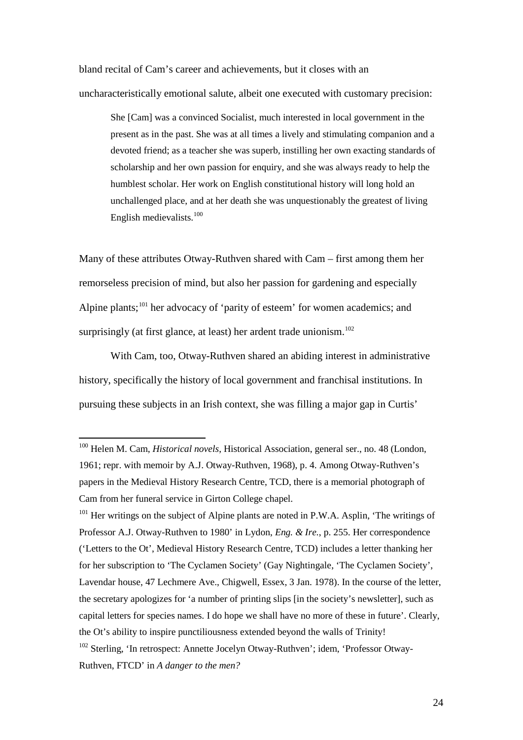bland recital of Cam's career and achievements, but it closes with an uncharacteristically emotional salute, albeit one executed with customary precision:

> She [Cam] was a convinced Socialist, much interested in local government in the present as in the past. She was at all times a lively and stimulating companion and a devoted friend; as a teacher she was superb, instilling her own exacting standards of scholarship and her own passion for enquiry, and she was always ready to help the humblest scholar. Her work on English constitutional history will long hold an unchallenged place, and at her death she was unquestionably the greatest of living English medievalists.[100]

Many of these attributes Otway-Ruthven shared with Cam – first among them her remorseless precision of mind, but also her passion for gardening and especially Alpine plants;[101] her advocacy of 'parity of esteem' for women academics; and surprisingly (at first glance, at least) her ardent trade unionism.[102]

With Cam, too, Otway-Ruthven shared an abiding interest in administrative history, specifically the history of local government and franchisal institutions. In pursuing these subjects in an Irish context, she was filling a major gap in Curtis'

---

[100] Helen M. Cam, *Historical novels*, Historical Association, general ser., no. 48 (London, 1961; repr. with memoir by A.J. Otway-Ruthven, 1968), p. 4. Among Otway-Ruthven's papers in the Medieval History Research Centre, TCD, there is a memorial photograph of Cam from her funeral service in Girton College chapel.

[101] Her writings on the subject of Alpine plants are noted in P.W.A. Asplin, 'The writings of Professor A.J. Otway-Ruthven to 1980' in Lydon, *Eng. & Ire.*, p. 255. Her correspondence ('Letters to the Ot', Medieval History Research Centre, TCD) includes a letter thanking her for her subscription to 'The Cyclamen Society' (Gay Nightingale, 'The Cyclamen Society', Lavendar house, 47 Lechmere Ave., Chigwell, Essex, 3 Jan. 1978). In the course of the letter, the secretary apologizes for 'a number of printing slips [in the society's newsletter], such as capital letters for species names. I do hope we shall have no more of these in future'. Clearly, the Ot's ability to inspire punctiliousness extended beyond the walls of Trinity!

[102] Sterling, 'In retrospect: Annette Jocelyn Otway-Ruthven'; idem, 'Professor Otway-Ruthven, FTCD' in *A danger to the men?*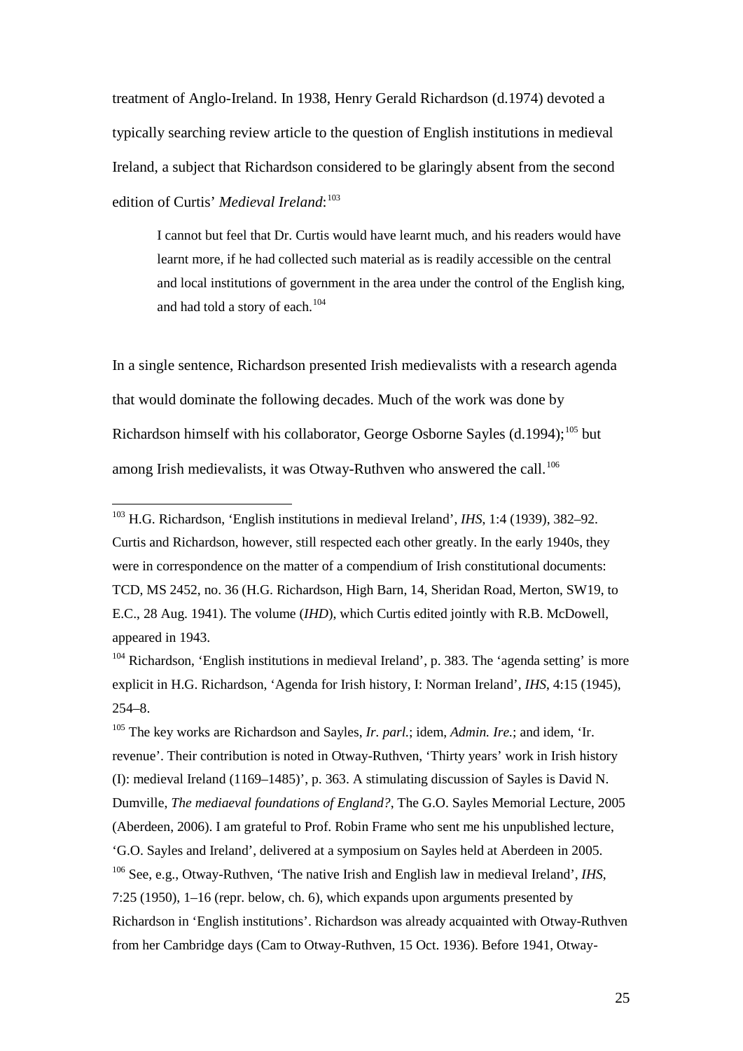treatment of Anglo-Ireland. In 1938, Henry Gerald Richardson (d.1974) devoted a typically searching review article to the question of English institutions in medieval Ireland, a subject that Richardson considered to be glaringly absent from the second edition of Curtis' *Medieval Ireland*:[103]

> I cannot but feel that Dr. Curtis would have learnt much, and his readers would have learnt more, if he had collected such material as is readily accessible on the central and local institutions of government in the area under the control of the English king, and had told a story of each.[104]

In a single sentence, Richardson presented Irish medievalists with a research agenda that would dominate the following decades. Much of the work was done by Richardson himself with his collaborator, George Osborne Sayles (d.1994);[105] but among Irish medievalists, it was Otway-Ruthven who answered the call.[106]

---

[103] H.G. Richardson, 'English institutions in medieval Ireland', *IHS*, 1:4 (1939), 382–92. Curtis and Richardson, however, still respected each other greatly. In the early 1940s, they were in correspondence on the matter of a compendium of Irish constitutional documents: TCD, MS 2452, no. 36 (H.G. Richardson, High Barn, 14, Sheridan Road, Merton, SW19, to E.C., 28 Aug. 1941). The volume (*IHD*), which Curtis edited jointly with R.B. McDowell, appeared in 1943.

[104] Richardson, 'English institutions in medieval Ireland', p. 383. The 'agenda setting' is more explicit in H.G. Richardson, 'Agenda for Irish history, I: Norman Ireland', *IHS*, 4:15 (1945), 254–8.

[105] The key works are Richardson and Sayles, *Ir. parl.*; idem, *Admin. Ire.*; and idem, 'Ir. revenue'. Their contribution is noted in Otway-Ruthven, 'Thirty years' work in Irish history (I): medieval Ireland (1169–1485)', p. 363. A stimulating discussion of Sayles is David N. Dumville, *The mediaeval foundations of England?*, The G.O. Sayles Memorial Lecture, 2005 (Aberdeen, 2006). I am grateful to Prof. Robin Frame who sent me his unpublished lecture, 'G.O. Sayles and Ireland', delivered at a symposium on Sayles held at Aberdeen in 2005.

[106] See, e.g., Otway-Ruthven, 'The native Irish and English law in medieval Ireland', *IHS*, 7:25 (1950), 1–16 (repr. below, ch. 6), which expands upon arguments presented by Richardson in 'English institutions'. Richardson was already acquainted with Otway-Ruthven from her Cambridge days (Cam to Otway-Ruthven, 15 Oct. 1936). Before 1941, Otway-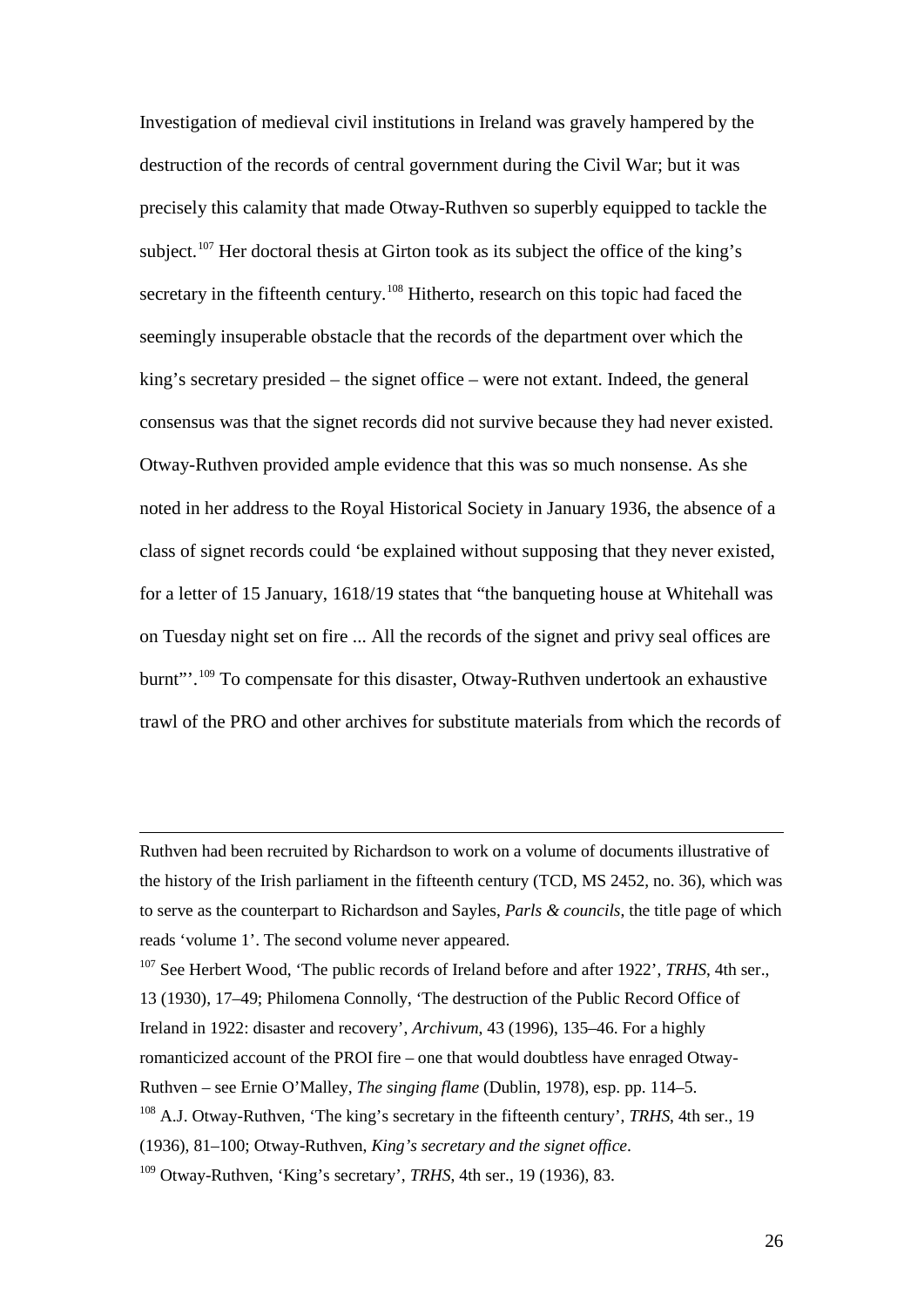Investigation of medieval civil institutions in Ireland was gravely hampered by the destruction of the records of central government during the Civil War; but it was precisely this calamity that made Otway-Ruthven so superbly equipped to tackle the subject.[107] Her doctoral thesis at Girton took as its subject the office of the king's secretary in the fifteenth century.[108] Hitherto, research on this topic had faced the seemingly insuperable obstacle that the records of the department over which the king's secretary presided – the signet office – were not extant. Indeed, the general consensus was that the signet records did not survive because they had never existed. Otway-Ruthven provided ample evidence that this was so much nonsense. As she noted in her address to the Royal Historical Society in January 1936, the absence of a class of signet records could 'be explained without supposing that they never existed, for a letter of 15 January, 1618/19 states that "the banqueting house at Whitehall was on Tuesday night set on fire ... All the records of the signet and privy seal offices are burnt"'.[109] To compensate for this disaster, Otway-Ruthven undertook an exhaustive trawl of the PRO and other archives for substitute materials from which the records of

---

Ruthven had been recruited by Richardson to work on a volume of documents illustrative of the history of the Irish parliament in the fifteenth century (TCD, MS 2452, no. 36), which was to serve as the counterpart to Richardson and Sayles, *Parls & councils*, the title page of which reads 'volume 1'. The second volume never appeared.

[107] See Herbert Wood, 'The public records of Ireland before and after 1922', *TRHS*, 4th ser., 13 (1930), 17–49; Philomena Connolly, 'The destruction of the Public Record Office of Ireland in 1922: disaster and recovery', *Archivum*, 43 (1996), 135–46. For a highly romanticized account of the PROI fire – one that would doubtless have enraged Otway-Ruthven – see Ernie O'Malley, *The singing flame* (Dublin, 1978), esp. pp. 114–5.

[108] A.J. Otway-Ruthven, 'The king's secretary in the fifteenth century', *TRHS*, 4th ser., 19 (1936), 81–100; Otway-Ruthven, *King's secretary and the signet office*.

[109] Otway-Ruthven, 'King's secretary', *TRHS*, 4th ser., 19 (1936), 83.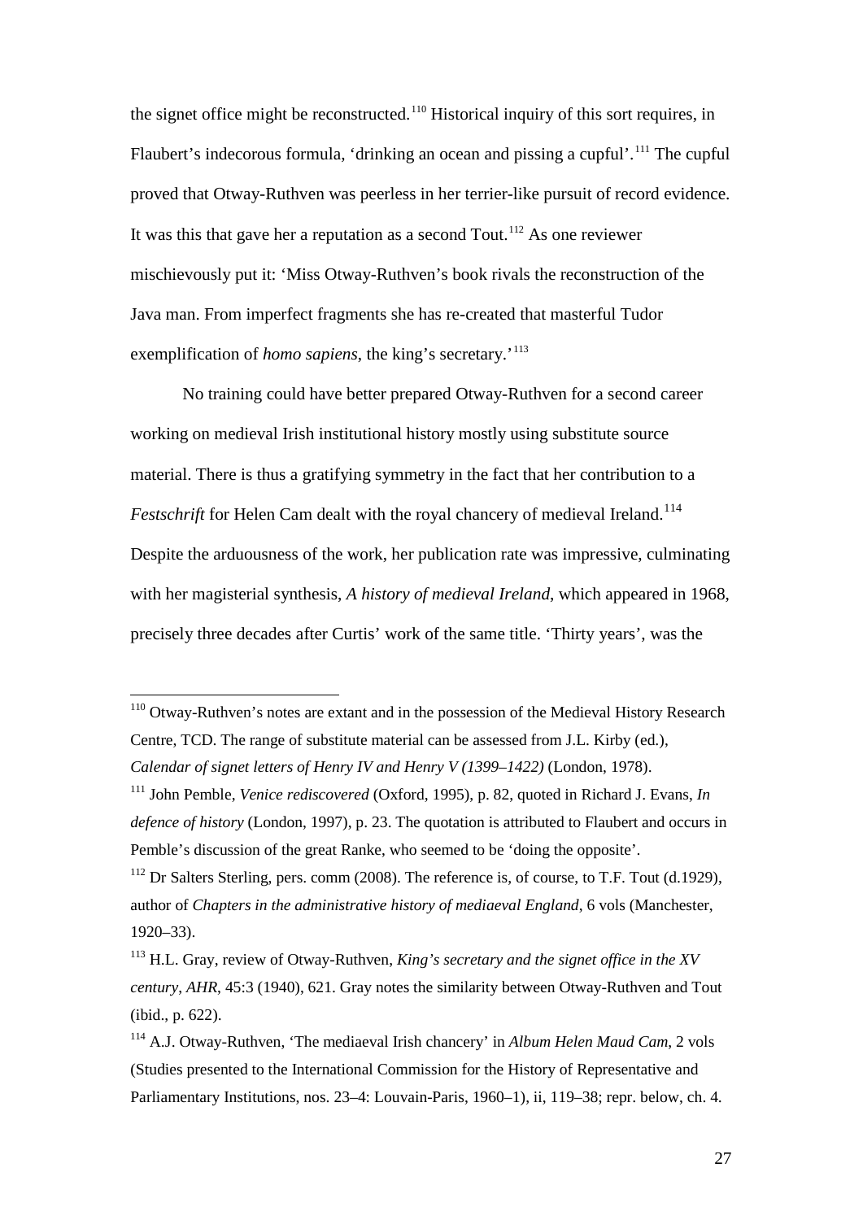the signet office might be reconstructed.[110] Historical inquiry of this sort requires, in Flaubert's indecorous formula, 'drinking an ocean and pissing a cupful'.[111] The cupful proved that Otway-Ruthven was peerless in her terrier-like pursuit of record evidence. It was this that gave her a reputation as a second Tout.[112] As one reviewer mischievously put it: 'Miss Otway-Ruthven's book rivals the reconstruction of the Java man. From imperfect fragments she has re-created that masterful Tudor exemplification of *homo sapiens*, the king's secretary.'[113]

No training could have better prepared Otway-Ruthven for a second career working on medieval Irish institutional history mostly using substitute source material. There is thus a gratifying symmetry in the fact that her contribution to a *Festschrift* for Helen Cam dealt with the royal chancery of medieval Ireland.[114] Despite the arduousness of the work, her publication rate was impressive, culminating with her magisterial synthesis, *A history of medieval Ireland*, which appeared in 1968, precisely three decades after Curtis' work of the same title. 'Thirty years', was the

---

[110] Otway-Ruthven's notes are extant and in the possession of the Medieval History Research Centre, TCD. The range of substitute material can be assessed from J.L. Kirby (ed.), *Calendar of signet letters of Henry IV and Henry V (1399–1422)* (London, 1978).

[111] John Pemble, *Venice rediscovered* (Oxford, 1995), p. 82, quoted in Richard J. Evans, *In defence of history* (London, 1997), p. 23. The quotation is attributed to Flaubert and occurs in Pemble's discussion of the great Ranke, who seemed to be 'doing the opposite'.

[112] Dr Salters Sterling, pers. comm (2008). The reference is, of course, to T.F. Tout (d.1929), author of *Chapters in the administrative history of mediaeval England*, 6 vols (Manchester, 1920–33).

[113] H.L. Gray, review of Otway-Ruthven, *King's secretary and the signet office in the XV century*, *AHR*, 45:3 (1940), 621. Gray notes the similarity between Otway-Ruthven and Tout (ibid., p. 622).

[114] A.J. Otway-Ruthven, 'The mediaeval Irish chancery' in *Album Helen Maud Cam*, 2 vols (Studies presented to the International Commission for the History of Representative and Parliamentary Institutions, nos. 23–4: Louvain-Paris, 1960–1), ii, 119–38; repr. below, ch. 4.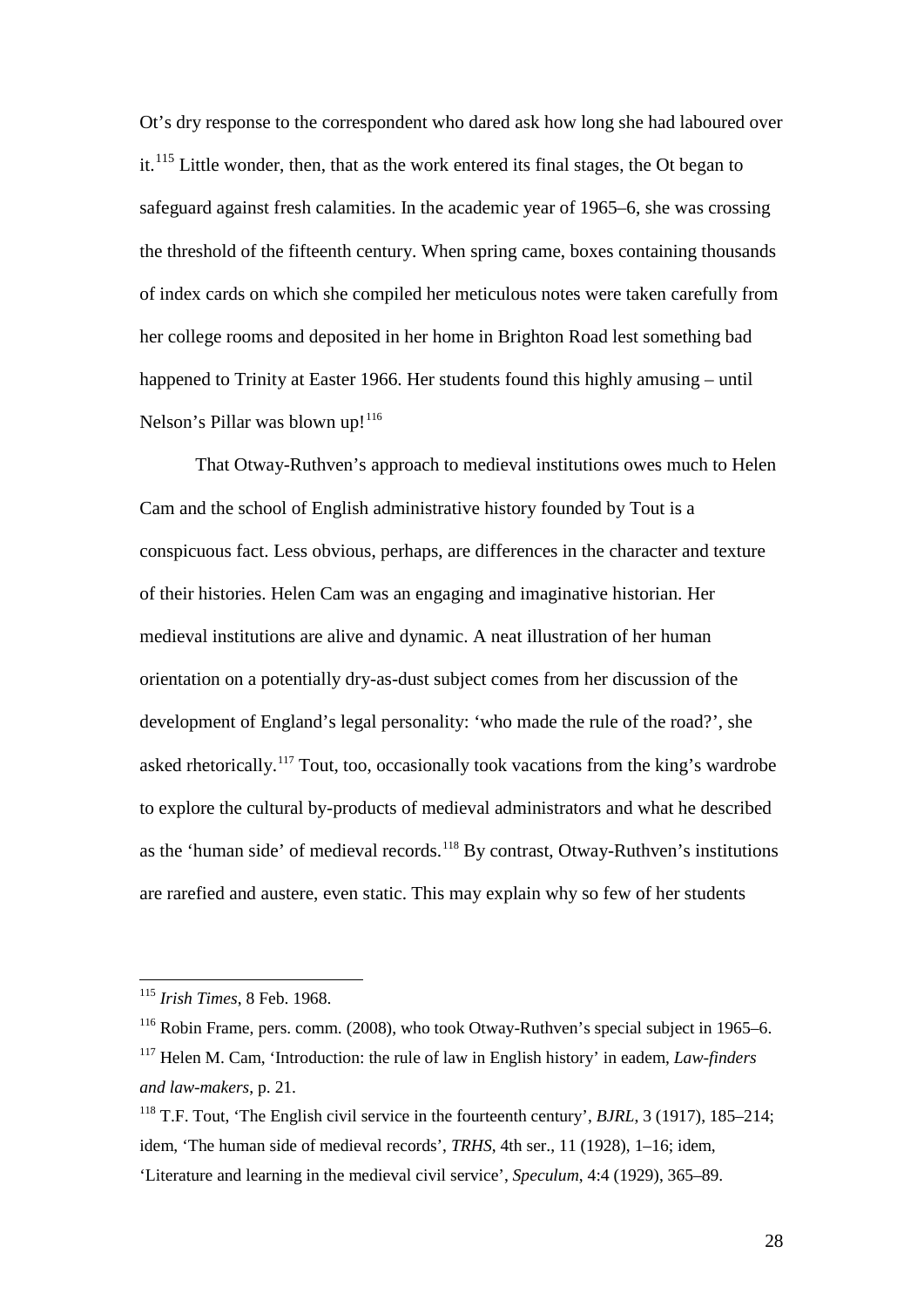Ot's dry response to the correspondent who dared ask how long she had laboured over it.[115] Little wonder, then, that as the work entered its final stages, the Ot began to safeguard against fresh calamities. In the academic year of 1965–6, she was crossing the threshold of the fifteenth century. When spring came, boxes containing thousands of index cards on which she compiled her meticulous notes were taken carefully from her college rooms and deposited in her home in Brighton Road lest something bad happened to Trinity at Easter 1966. Her students found this highly amusing – until Nelson's Pillar was blown up![116]

That Otway-Ruthven's approach to medieval institutions owes much to Helen Cam and the school of English administrative history founded by Tout is a conspicuous fact. Less obvious, perhaps, are differences in the character and texture of their histories. Helen Cam was an engaging and imaginative historian. Her medieval institutions are alive and dynamic. A neat illustration of her human orientation on a potentially dry-as-dust subject comes from her discussion of the development of England's legal personality: 'who made the rule of the road?', she asked rhetorically.[117] Tout, too, occasionally took vacations from the king's wardrobe to explore the cultural by-products of medieval administrators and what he described as the 'human side' of medieval records.[118] By contrast, Otway-Ruthven's institutions are rarefied and austere, even static. This may explain why so few of her students

---

[115] *Irish Times*, 8 Feb. 1968.

[116] Robin Frame, pers. comm. (2008), who took Otway-Ruthven's special subject in 1965–6.

[117] Helen M. Cam, 'Introduction: the rule of law in English history' in eadem, *Law-finders and law-makers*, p. 21.

[118] T.F. Tout, 'The English civil service in the fourteenth century', *BJRL*, 3 (1917), 185–214; idem, 'The human side of medieval records', *TRHS*, 4th ser., 11 (1928), 1–16; idem, 'Literature and learning in the medieval civil service', *Speculum*, 4:4 (1929), 365–89.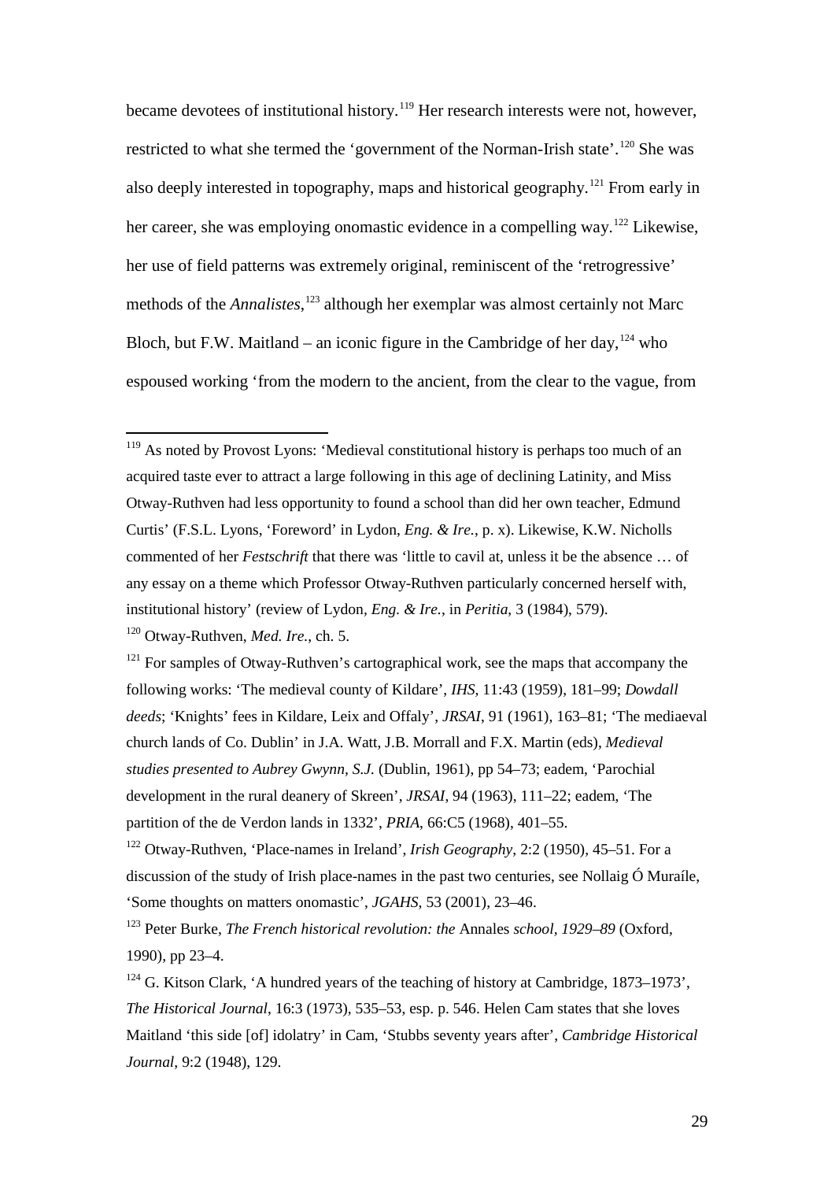became devotees of institutional history.[119] Her research interests were not, however, restricted to what she termed the 'government of the Norman-Irish state'.[120] She was also deeply interested in topography, maps and historical geography.[121] From early in her career, she was employing onomastic evidence in a compelling way.[122] Likewise, her use of field patterns was extremely original, reminiscent of the 'retrogressive' methods of the *Annalistes*,[123] although her exemplar was almost certainly not Marc Bloch, but F.W. Maitland – an iconic figure in the Cambridge of her day,[124] who espoused working 'from the modern to the ancient, from the clear to the vague, from

---

[119] As noted by Provost Lyons: 'Medieval constitutional history is perhaps too much of an acquired taste ever to attract a large following in this age of declining Latinity, and Miss Otway-Ruthven had less opportunity to found a school than did her own teacher, Edmund Curtis' (F.S.L. Lyons, 'Foreword' in Lydon, *Eng. & Ire.*, p. x). Likewise, K.W. Nicholls commented of her *Festschrift* that there was 'little to cavil at, unless it be the absence … of any essay on a theme which Professor Otway-Ruthven particularly concerned herself with, institutional history' (review of Lydon, *Eng. & Ire.*, in *Peritia*, 3 (1984), 579).

[120] Otway-Ruthven, *Med. Ire.*, ch. 5.

[121] For samples of Otway-Ruthven's cartographical work, see the maps that accompany the following works: 'The medieval county of Kildare', *IHS*, 11:43 (1959), 181–99; *Dowdall deeds*; 'Knights' fees in Kildare, Leix and Offaly', *JRSAI*, 91 (1961), 163–81; 'The mediaeval church lands of Co. Dublin' in J.A. Watt, J.B. Morrall and F.X. Martin (eds), *Medieval studies presented to Aubrey Gwynn, S.J.* (Dublin, 1961), pp 54–73; eadem, 'Parochial development in the rural deanery of Skreen', *JRSAI*, 94 (1963), 111–22; eadem, 'The partition of the de Verdon lands in 1332', *PRIA*, 66:C5 (1968), 401–55.

[122] Otway-Ruthven, 'Place-names in Ireland', *Irish Geography*, 2:2 (1950), 45–51. For a discussion of the study of Irish place-names in the past two centuries, see Nollaig Ó Muraíle, 'Some thoughts on matters onomastic', *JGAHS*, 53 (2001), 23–46.

[123] Peter Burke, *The French historical revolution: the* Annales *school, 1929–89* (Oxford, 1990), pp 23–4.

[124] G. Kitson Clark, 'A hundred years of the teaching of history at Cambridge, 1873–1973', *The Historical Journal*, 16:3 (1973), 535–53, esp. p. 546. Helen Cam states that she loves Maitland 'this side [of] idolatry' in Cam, 'Stubbs seventy years after', *Cambridge Historical Journal*, 9:2 (1948), 129.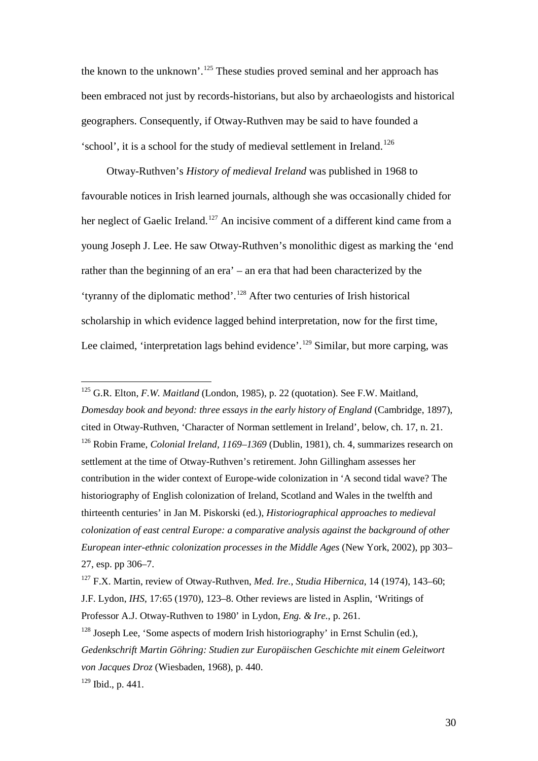the known to the unknown'.[125] These studies proved seminal and her approach has been embraced not just by records-historians, but also by archaeologists and historical geographers. Consequently, if Otway-Ruthven may be said to have founded a 'school', it is a school for the study of medieval settlement in Ireland.[126]

Otway-Ruthven's *History of medieval Ireland* was published in 1968 to favourable notices in Irish learned journals, although she was occasionally chided for her neglect of Gaelic Ireland.[127] An incisive comment of a different kind came from a young Joseph J. Lee. He saw Otway-Ruthven's monolithic digest as marking the 'end rather than the beginning of an era' – an era that had been characterized by the 'tyranny of the diplomatic method'.[128] After two centuries of Irish historical scholarship in which evidence lagged behind interpretation, now for the first time, Lee claimed, 'interpretation lags behind evidence'.[129] Similar, but more carping, was

---

[125] G.R. Elton, *F.W. Maitland* (London, 1985), p. 22 (quotation). See F.W. Maitland, *Domesday book and beyond: three essays in the early history of England* (Cambridge, 1897), cited in Otway-Ruthven, 'Character of Norman settlement in Ireland', below, ch. 17, n. 21.

[126] Robin Frame, *Colonial Ireland, 1169–1369* (Dublin, 1981), ch. 4, summarizes research on settlement at the time of Otway-Ruthven's retirement. John Gillingham assesses her contribution in the wider context of Europe-wide colonization in 'A second tidal wave? The historiography of English colonization of Ireland, Scotland and Wales in the twelfth and thirteenth centuries' in Jan M. Piskorski (ed.), *Historiographical approaches to medieval colonization of east central Europe: a comparative analysis against the background of other European inter-ethnic colonization processes in the Middle Ages* (New York, 2002), pp 303–27, esp. pp 306–7.

[127] F.X. Martin, review of Otway-Ruthven, *Med. Ire.*, *Studia Hibernica*, 14 (1974), 143–60; J.F. Lydon, *IHS*, 17:65 (1970), 123–8. Other reviews are listed in Asplin, 'Writings of Professor A.J. Otway-Ruthven to 1980' in Lydon, *Eng. & Ire.*, p. 261.

[128] Joseph Lee, 'Some aspects of modern Irish historiography' in Ernst Schulin (ed.), *Gedenkschrift Martin Göhring: Studien zur Europäischen Geschichte mit einem Geleitwort von Jacques Droz* (Wiesbaden, 1968), p. 440.

[129] Ibid., p. 441.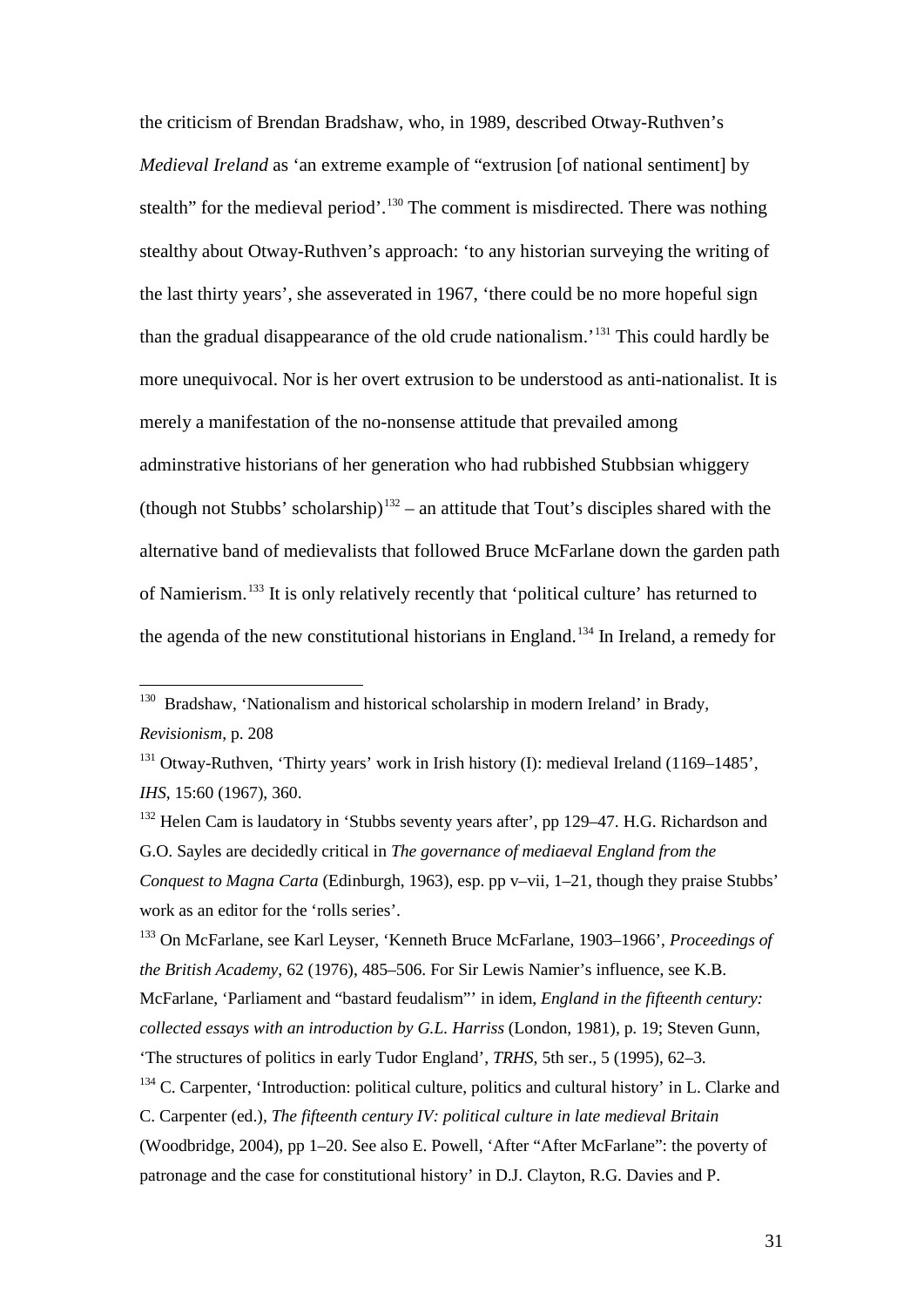the criticism of Brendan Bradshaw, who, in 1989, described Otway-Ruthven's *Medieval Ireland* as 'an extreme example of "extrusion [of national sentiment] by stealth" for the medieval period'.[130] The comment is misdirected. There was nothing stealthy about Otway-Ruthven's approach: 'to any historian surveying the writing of the last thirty years', she asseverated in 1967, 'there could be no more hopeful sign than the gradual disappearance of the old crude nationalism.'[131] This could hardly be more unequivocal. Nor is her overt extrusion to be understood as anti-nationalist. It is merely a manifestation of the no-nonsense attitude that prevailed among adminstrative historians of her generation who had rubbished Stubbsian whiggery (though not Stubbs' scholarship)[132] – an attitude that Tout's disciples shared with the alternative band of medievalists that followed Bruce McFarlane down the garden path of Namierism.[133] It is only relatively recently that 'political culture' has returned to the agenda of the new constitutional historians in England.[134] In Ireland, a remedy for

---

[130] Bradshaw, 'Nationalism and historical scholarship in modern Ireland' in Brady, *Revisionism*, p. 208

[131] Otway-Ruthven, 'Thirty years' work in Irish history (I): medieval Ireland (1169–1485', *IHS*, 15:60 (1967), 360.

[132] Helen Cam is laudatory in 'Stubbs seventy years after', pp 129–47. H.G. Richardson and G.O. Sayles are decidedly critical in *The governance of mediaeval England from the Conquest to Magna Carta* (Edinburgh, 1963), esp. pp v–vii, 1–21, though they praise Stubbs' work as an editor for the 'rolls series'.

[133] On McFarlane, see Karl Leyser, 'Kenneth Bruce McFarlane, 1903–1966', *Proceedings of the British Academy*, 62 (1976), 485–506. For Sir Lewis Namier's influence, see K.B. McFarlane, 'Parliament and "bastard feudalism"' in idem, *England in the fifteenth century: collected essays with an introduction by G.L. Harriss* (London, 1981), p. 19; Steven Gunn, 'The structures of politics in early Tudor England', *TRHS*, 5th ser., 5 (1995), 62–3.

[134] C. Carpenter, 'Introduction: political culture, politics and cultural history' in L. Clarke and C. Carpenter (ed.), *The fifteenth century IV: political culture in late medieval Britain* (Woodbridge, 2004), pp 1–20. See also E. Powell, 'After "After McFarlane": the poverty of patronage and the case for constitutional history' in D.J. Clayton, R.G. Davies and P.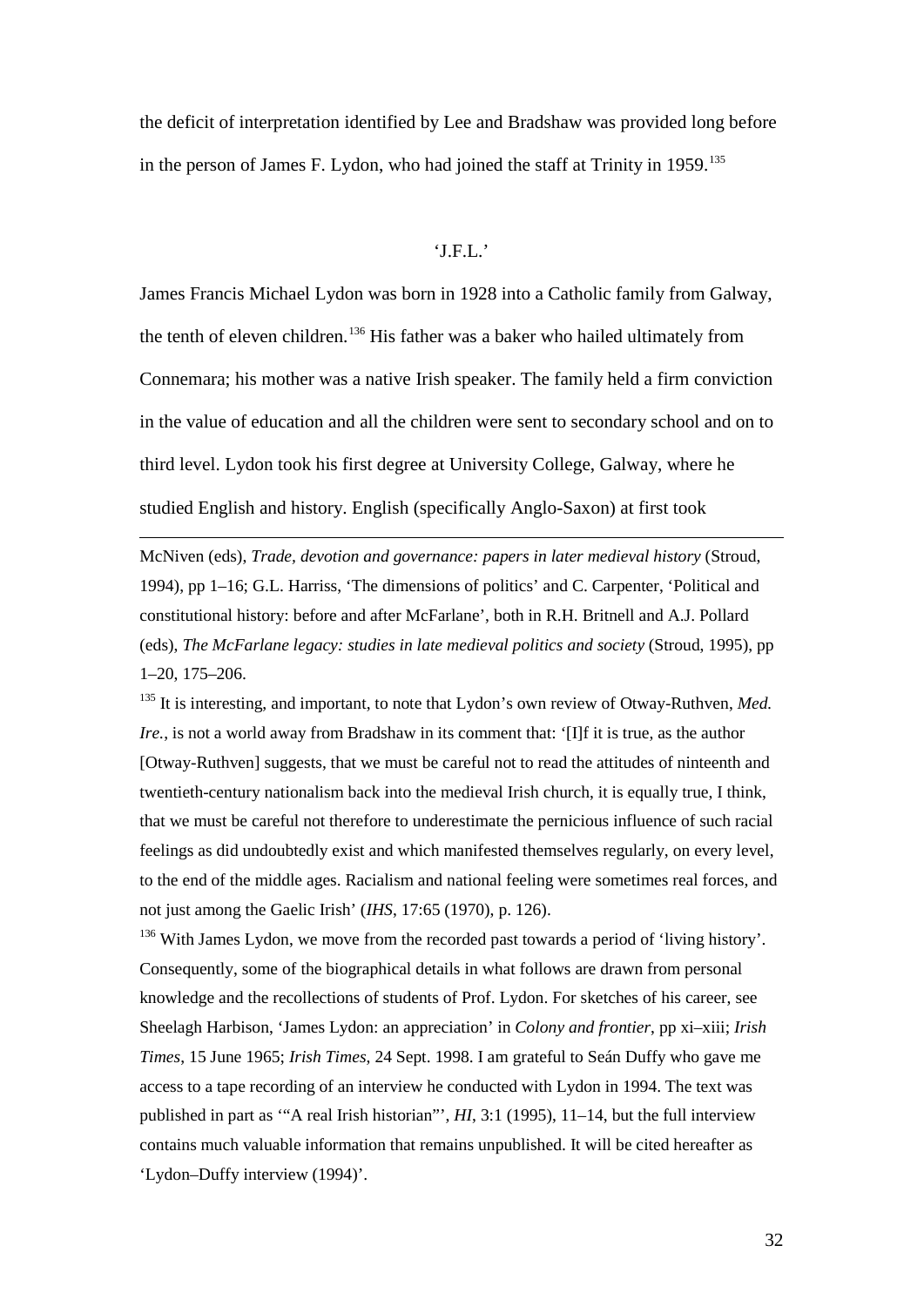the deficit of interpretation identified by Lee and Bradshaw was provided long before in the person of James F. Lydon, who had joined the staff at Trinity in 1959.[135]

## 'J.F.L.'

James Francis Michael Lydon was born in 1928 into a Catholic family from Galway, the tenth of eleven children.[136] His father was a baker who hailed ultimately from Connemara; his mother was a native Irish speaker. The family held a firm conviction in the value of education and all the children were sent to secondary school and on to third level. Lydon took his first degree at University College, Galway, where he studied English and history. English (specifically Anglo-Saxon) at first took

---

McNiven (eds), *Trade, devotion and governance: papers in later medieval history* (Stroud, 1994), pp 1–16; G.L. Harriss, 'The dimensions of politics' and C. Carpenter, 'Political and constitutional history: before and after McFarlane', both in R.H. Britnell and A.J. Pollard (eds), *The McFarlane legacy: studies in late medieval politics and society* (Stroud, 1995), pp 1–20, 175–206.

[135] It is interesting, and important, to note that Lydon's own review of Otway-Ruthven, *Med. Ire.*, is not a world away from Bradshaw in its comment that: '[I]f it is true, as the author [Otway-Ruthven] suggests, that we must be careful not to read the attitudes of nineteenth and twentieth-century nationalism back into the medieval Irish church, it is equally true, I think, that we must be careful not therefore to underestimate the pernicious influence of such racial feelings as did undoubtedly exist and which manifested themselves regularly, on every level, to the end of the middle ages. Racialism and national feeling were sometimes real forces, and not just among the Gaelic Irish' (*IHS*, 17:65 (1970), p. 126).

[136] With James Lydon, we move from the recorded past towards a period of 'living history'. Consequently, some of the biographical details in what follows are drawn from personal knowledge and the recollections of students of Prof. Lydon. For sketches of his career, see Sheelagh Harbison, 'James Lydon: an appreciation' in *Colony and frontier*, pp xi–xiii; *Irish Times*, 15 June 1965; *Irish Times*, 24 Sept. 1998. I am grateful to Seán Duffy who gave me access to a tape recording of an interview he conducted with Lydon in 1994. The text was published in part as '"A real Irish historian"', *HI*, 3:1 (1995), 11–14, but the full interview contains much valuable information that remains unpublished. It will be cited hereafter as 'Lydon–Duffy interview (1994)'.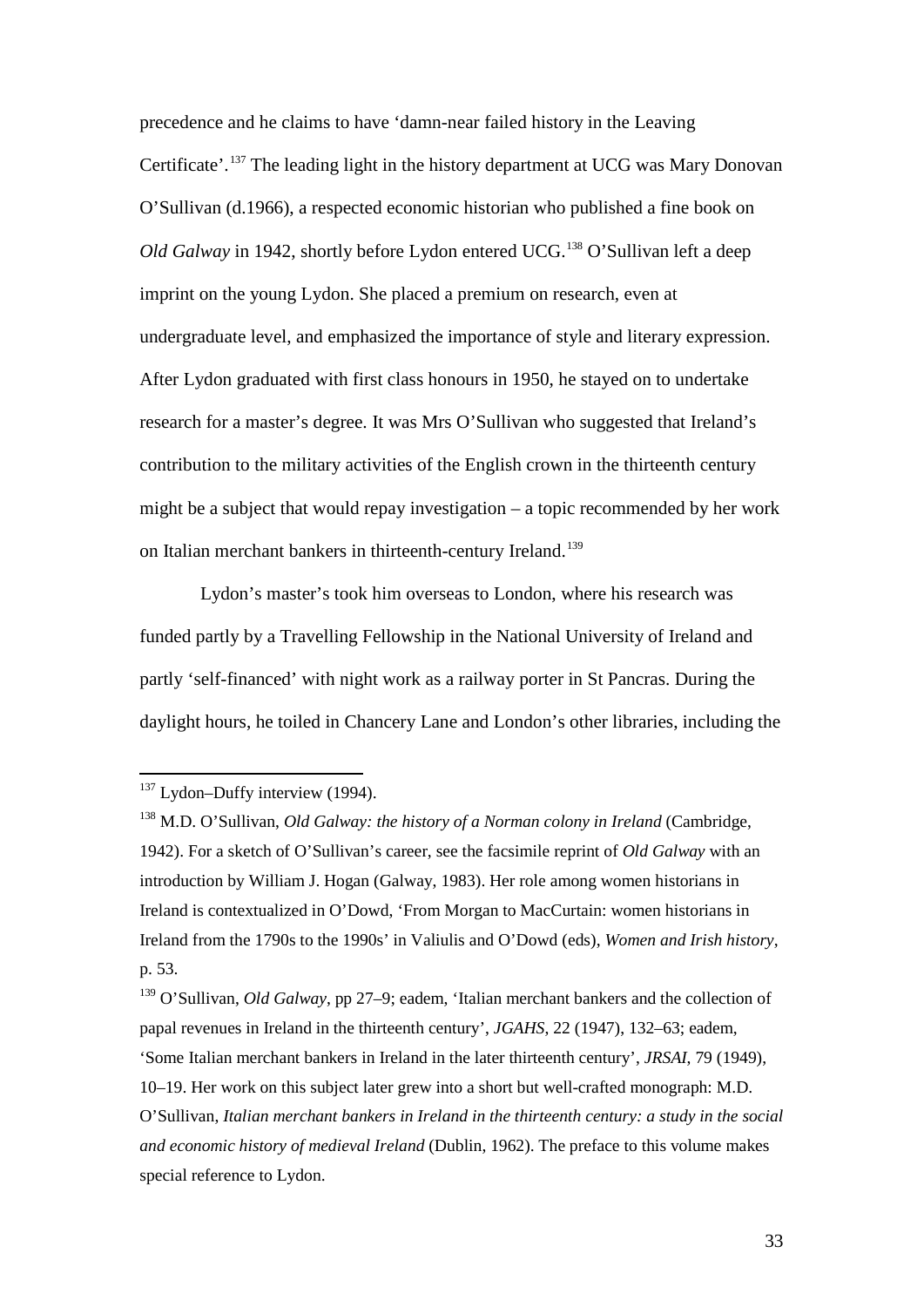precedence and he claims to have 'damn-near failed history in the Leaving Certificate'.[137] The leading light in the history department at UCG was Mary Donovan O'Sullivan (d.1966), a respected economic historian who published a fine book on *Old Galway* in 1942, shortly before Lydon entered UCG.[138] O'Sullivan left a deep imprint on the young Lydon. She placed a premium on research, even at undergraduate level, and emphasized the importance of style and literary expression. After Lydon graduated with first class honours in 1950, he stayed on to undertake research for a master's degree. It was Mrs O'Sullivan who suggested that Ireland's contribution to the military activities of the English crown in the thirteenth century might be a subject that would repay investigation – a topic recommended by her work on Italian merchant bankers in thirteenth-century Ireland.[139]

Lydon's master's took him overseas to London, where his research was funded partly by a Travelling Fellowship in the National University of Ireland and partly 'self-financed' with night work as a railway porter in St Pancras. During the daylight hours, he toiled in Chancery Lane and London's other libraries, including the

---

[137] Lydon–Duffy interview (1994).

[138] M.D. O'Sullivan, *Old Galway: the history of a Norman colony in Ireland* (Cambridge, 1942). For a sketch of O'Sullivan's career, see the facsimile reprint of *Old Galway* with an introduction by William J. Hogan (Galway, 1983). Her role among women historians in Ireland is contextualized in O'Dowd, 'From Morgan to MacCurtain: women historians in Ireland from the 1790s to the 1990s' in Valiulis and O'Dowd (eds), *Women and Irish history*, p. 53.

[139] O'Sullivan, *Old Galway*, pp 27–9; eadem, 'Italian merchant bankers and the collection of papal revenues in Ireland in the thirteenth century', *JGAHS*, 22 (1947), 132–63; eadem, 'Some Italian merchant bankers in Ireland in the later thirteenth century', *JRSAI*, 79 (1949), 10–19. Her work on this subject later grew into a short but well-crafted monograph: M.D. O'Sullivan, *Italian merchant bankers in Ireland in the thirteenth century: a study in the social and economic history of medieval Ireland* (Dublin, 1962). The preface to this volume makes special reference to Lydon.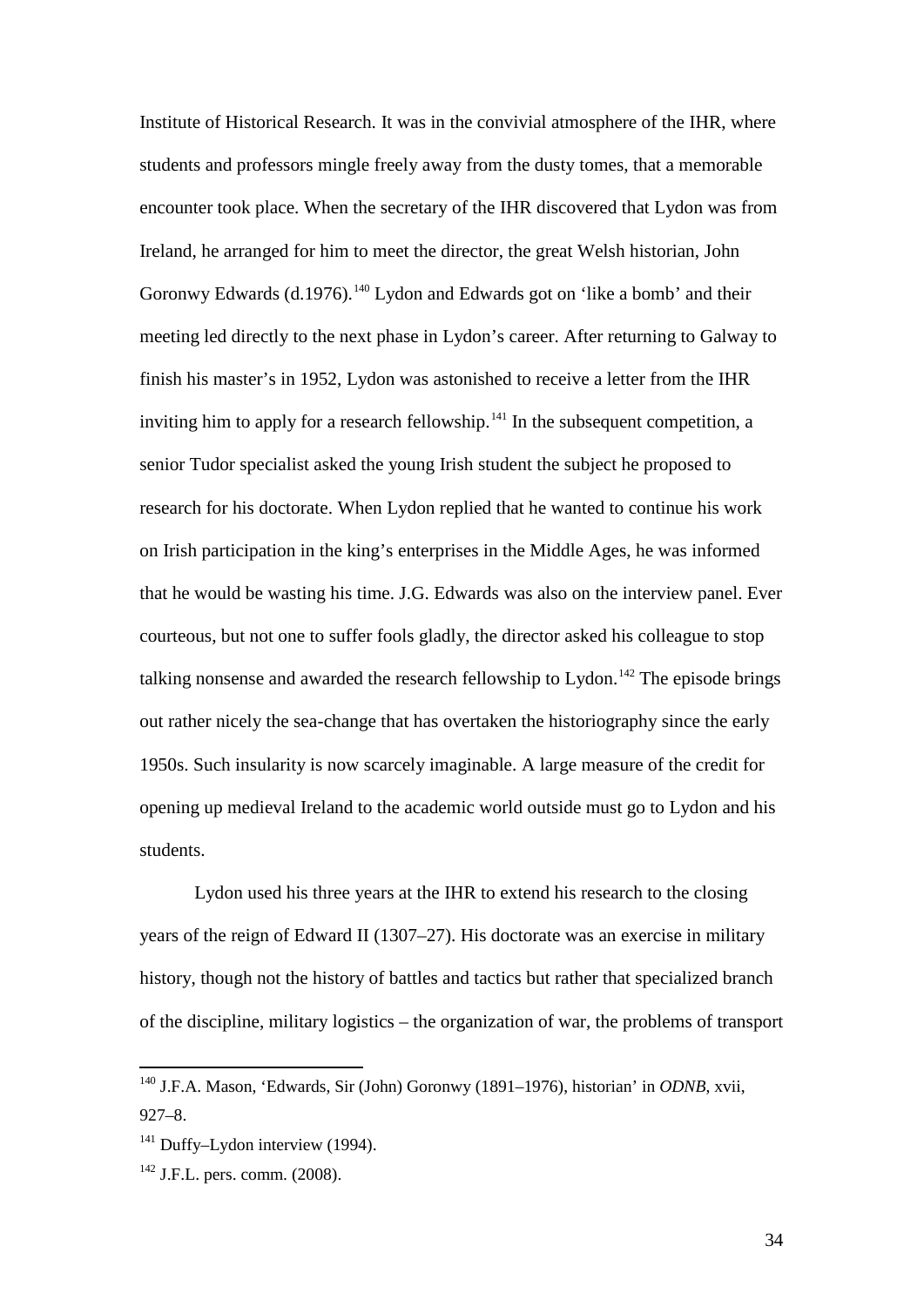Institute of Historical Research. It was in the convivial atmosphere of the IHR, where students and professors mingle freely away from the dusty tomes, that a memorable encounter took place. When the secretary of the IHR discovered that Lydon was from Ireland, he arranged for him to meet the director, the great Welsh historian, John Goronwy Edwards (d.1976).[140] Lydon and Edwards got on 'like a bomb' and their meeting led directly to the next phase in Lydon's career. After returning to Galway to finish his master's in 1952, Lydon was astonished to receive a letter from the IHR inviting him to apply for a research fellowship.[141] In the subsequent competition, a senior Tudor specialist asked the young Irish student the subject he proposed to research for his doctorate. When Lydon replied that he wanted to continue his work on Irish participation in the king's enterprises in the Middle Ages, he was informed that he would be wasting his time. J.G. Edwards was also on the interview panel. Ever courteous, but not one to suffer fools gladly, the director asked his colleague to stop talking nonsense and awarded the research fellowship to Lydon.[142] The episode brings out rather nicely the sea-change that has overtaken the historiography since the early 1950s. Such insularity is now scarcely imaginable. A large measure of the credit for opening up medieval Ireland to the academic world outside must go to Lydon and his students.

Lydon used his three years at the IHR to extend his research to the closing years of the reign of Edward II (1307–27). His doctorate was an exercise in military history, though not the history of battles and tactics but rather that specialized branch of the discipline, military logistics – the organization of war, the problems of transport

---

[140] J.F.A. Mason, 'Edwards, Sir (John) Goronwy (1891–1976), historian' in *ODNB*, xvii, 927–8.

[141] Duffy–Lydon interview (1994).

[142] J.F.L. pers. comm. (2008).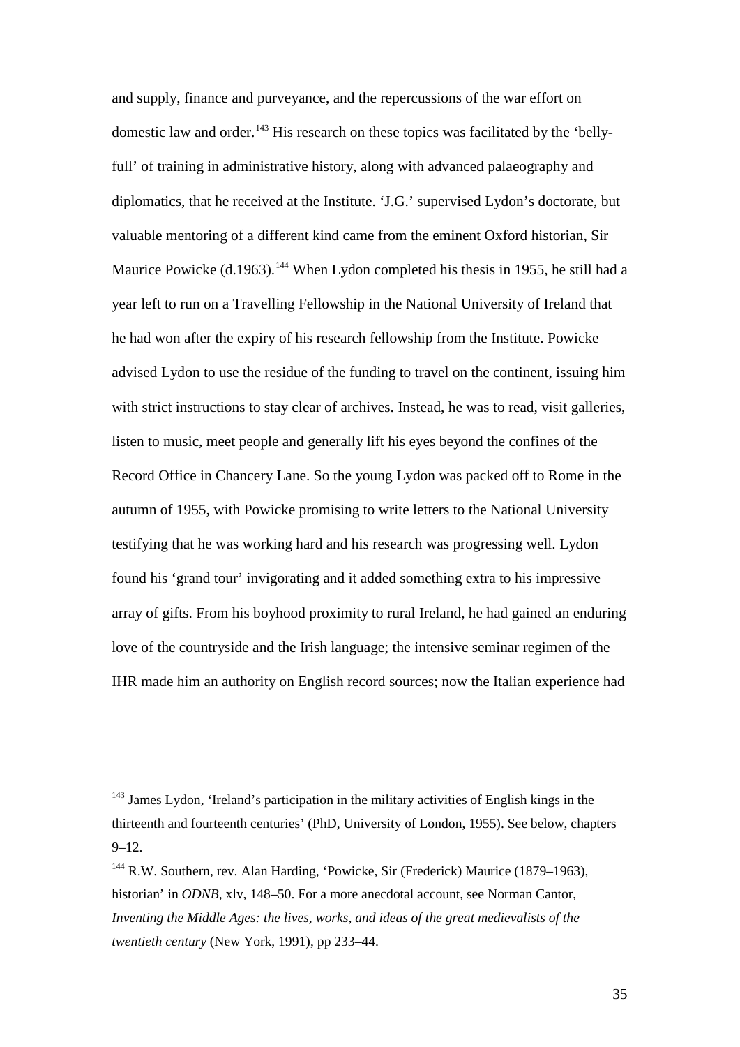and supply, finance and purveyance, and the repercussions of the war effort on domestic law and order.[143] His research on these topics was facilitated by the 'belly-full' of training in administrative history, along with advanced palaeography and diplomatics, that he received at the Institute. 'J.G.' supervised Lydon's doctorate, but valuable mentoring of a different kind came from the eminent Oxford historian, Sir Maurice Powicke (d.1963).[144] When Lydon completed his thesis in 1955, he still had a year left to run on a Travelling Fellowship in the National University of Ireland that he had won after the expiry of his research fellowship from the Institute. Powicke advised Lydon to use the residue of the funding to travel on the continent, issuing him with strict instructions to stay clear of archives. Instead, he was to read, visit galleries, listen to music, meet people and generally lift his eyes beyond the confines of the Record Office in Chancery Lane. So the young Lydon was packed off to Rome in the autumn of 1955, with Powicke promising to write letters to the National University testifying that he was working hard and his research was progressing well. Lydon found his 'grand tour' invigorating and it added something extra to his impressive array of gifts. From his boyhood proximity to rural Ireland, he had gained an enduring love of the countryside and the Irish language; the intensive seminar regimen of the IHR made him an authority on English record sources; now the Italian experience had

---

[143] James Lydon, 'Ireland's participation in the military activities of English kings in the thirteenth and fourteenth centuries' (PhD, University of London, 1955). See below, chapters 9–12.

[144] R.W. Southern, rev. Alan Harding, 'Powicke, Sir (Frederick) Maurice (1879–1963), historian' in *ODNB*, xlv, 148–50. For a more anecdotal account, see Norman Cantor, *Inventing the Middle Ages: the lives, works, and ideas of the great medievalists of the twentieth century* (New York, 1991), pp 233–44.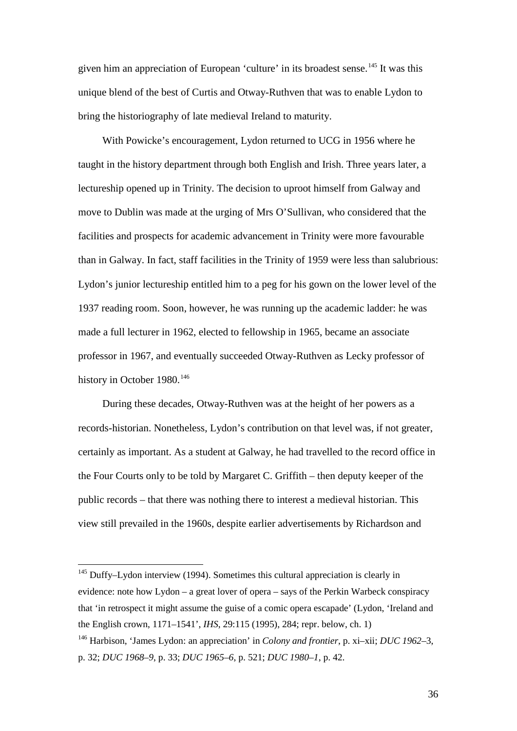given him an appreciation of European 'culture' in its broadest sense.[145] It was this unique blend of the best of Curtis and Otway-Ruthven that was to enable Lydon to bring the historiography of late medieval Ireland to maturity.

With Powicke's encouragement, Lydon returned to UCG in 1956 where he taught in the history department through both English and Irish. Three years later, a lectureship opened up in Trinity. The decision to uproot himself from Galway and move to Dublin was made at the urging of Mrs O'Sullivan, who considered that the facilities and prospects for academic advancement in Trinity were more favourable than in Galway. In fact, staff facilities in the Trinity of 1959 were less than salubrious: Lydon's junior lectureship entitled him to a peg for his gown on the lower level of the 1937 reading room. Soon, however, he was running up the academic ladder: he was made a full lecturer in 1962, elected to fellowship in 1965, became an associate professor in 1967, and eventually succeeded Otway-Ruthven as Lecky professor of history in October 1980.[146]

During these decades, Otway-Ruthven was at the height of her powers as a records-historian. Nonetheless, Lydon's contribution on that level was, if not greater, certainly as important. As a student at Galway, he had travelled to the record office in the Four Courts only to be told by Margaret C. Griffith – then deputy keeper of the public records – that there was nothing there to interest a medieval historian. This view still prevailed in the 1960s, despite earlier advertisements by Richardson and

---

[145] Duffy–Lydon interview (1994). Sometimes this cultural appreciation is clearly in evidence: note how Lydon – a great lover of opera – says of the Perkin Warbeck conspiracy that 'in retrospect it might assume the guise of a comic opera escapade' (Lydon, 'Ireland and the English crown, 1171–1541', *IHS*, 29:115 (1995), 284; repr. below, ch. 1)

[146] Harbison, 'James Lydon: an appreciation' in *Colony and frontier*, p. xi–xii; *DUC 1962–3*, p. 32; *DUC 1968–9*, p. 33; *DUC 1965–6*, p. 521; *DUC 1980–1*, p. 42.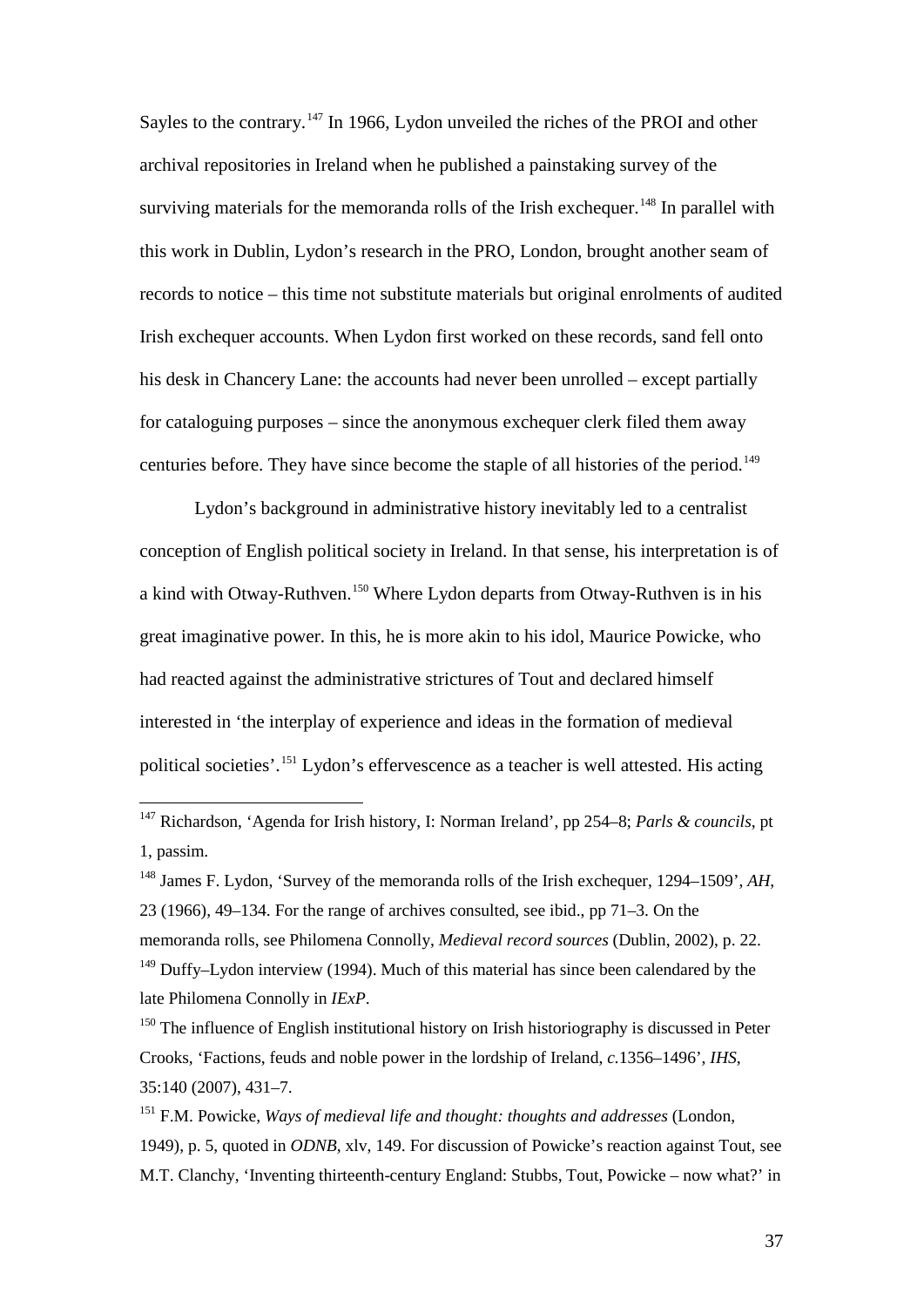Sayles to the contrary.[147] In 1966, Lydon unveiled the riches of the PROI and other archival repositories in Ireland when he published a painstaking survey of the surviving materials for the memoranda rolls of the Irish exchequer.[148] In parallel with this work in Dublin, Lydon's research in the PRO, London, brought another seam of records to notice – this time not substitute materials but original enrolments of audited Irish exchequer accounts. When Lydon first worked on these records, sand fell onto his desk in Chancery Lane: the accounts had never been unrolled – except partially for cataloguing purposes – since the anonymous exchequer clerk filed them away centuries before. They have since become the staple of all histories of the period.[149]

Lydon's background in administrative history inevitably led to a centralist conception of English political society in Ireland. In that sense, his interpretation is of a kind with Otway-Ruthven.[150] Where Lydon departs from Otway-Ruthven is in his great imaginative power. In this, he is more akin to his idol, Maurice Powicke, who had reacted against the administrative strictures of Tout and declared himself interested in 'the interplay of experience and ideas in the formation of medieval political societies'.[151] Lydon's effervescence as a teacher is well attested. His acting

---

[147] Richardson, 'Agenda for Irish history, I: Norman Ireland', pp 254–8; *Parls & councils*, pt 1, passim.

[148] James F. Lydon, 'Survey of the memoranda rolls of the Irish exchequer, 1294–1509', *AH*, 23 (1966), 49–134. For the range of archives consulted, see ibid., pp 71–3. On the memoranda rolls, see Philomena Connolly, *Medieval record sources* (Dublin, 2002), p. 22.

[149] Duffy–Lydon interview (1994). Much of this material has since been calendared by the late Philomena Connolly in *IExP*.

[150] The influence of English institutional history on Irish historiography is discussed in Peter Crooks, 'Factions, feuds and noble power in the lordship of Ireland, *c.*1356–1496', *IHS*, 35:140 (2007), 431–7.

[151] F.M. Powicke, *Ways of medieval life and thought: thoughts and addresses* (London, 1949), p. 5, quoted in *ODNB*, xlv, 149. For discussion of Powicke's reaction against Tout, see M.T. Clanchy, 'Inventing thirteenth-century England: Stubbs, Tout, Powicke – now what?' in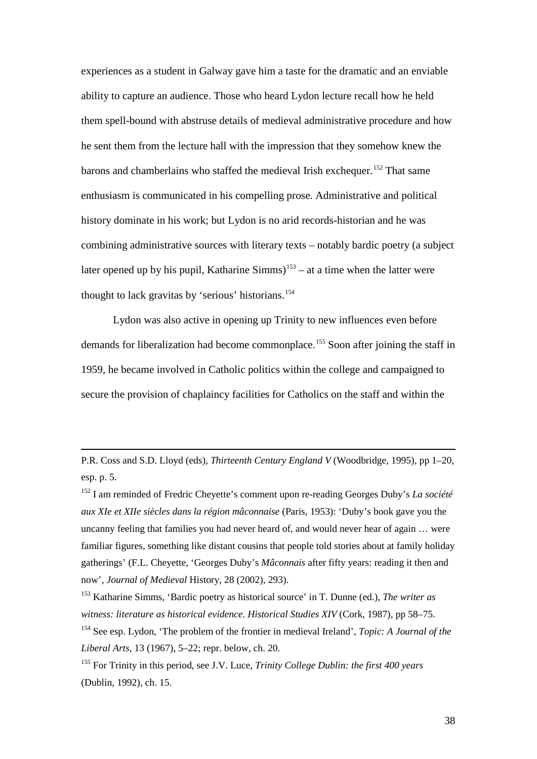experiences as a student in Galway gave him a taste for the dramatic and an enviable ability to capture an audience. Those who heard Lydon lecture recall how he held them spell-bound with abstruse details of medieval administrative procedure and how he sent them from the lecture hall with the impression that they somehow knew the barons and chamberlains who staffed the medieval Irish exchequer.[152] That same enthusiasm is communicated in his compelling prose. Administrative and political history dominate in his work; but Lydon is no arid records-historian and he was combining administrative sources with literary texts – notably bardic poetry (a subject later opened up by his pupil, Katharine Simms)[153] – at a time when the latter were thought to lack gravitas by 'serious' historians.[154]

Lydon was also active in opening up Trinity to new influences even before demands for liberalization had become commonplace.[155] Soon after joining the staff in 1959, he became involved in Catholic politics within the college and campaigned to secure the provision of chaplaincy facilities for Catholics on the staff and within the

---

P.R. Coss and S.D. Lloyd (eds), *Thirteenth Century England V* (Woodbridge, 1995), pp 1–20, esp. p. 5.

[152] I am reminded of Fredric Cheyette's comment upon re-reading Georges Duby's *La société aux XIe et XIIe siècles dans la région mâconnaise* (Paris, 1953): 'Duby's book gave you the uncanny feeling that families you had never heard of, and would never hear of again … were familiar figures, something like distant cousins that people told stories about at family holiday gatherings' (F.L. Cheyette, 'Georges Duby's *Mâconnais* after fifty years: reading it then and now', *Journal of Medieval* History, 28 (2002), 293).

[153] Katharine Simms, 'Bardic poetry as historical source' in T. Dunne (ed.), *The writer as witness: literature as historical evidence. Historical Studies XIV* (Cork, 1987), pp 58–75.

[154] See esp. Lydon, 'The problem of the frontier in medieval Ireland', *Topic: A Journal of the Liberal Arts*, 13 (1967), 5–22; repr. below, ch. 20.

[155] For Trinity in this period, see J.V. Luce, *Trinity College Dublin: the first 400 years* (Dublin, 1992), ch. 15.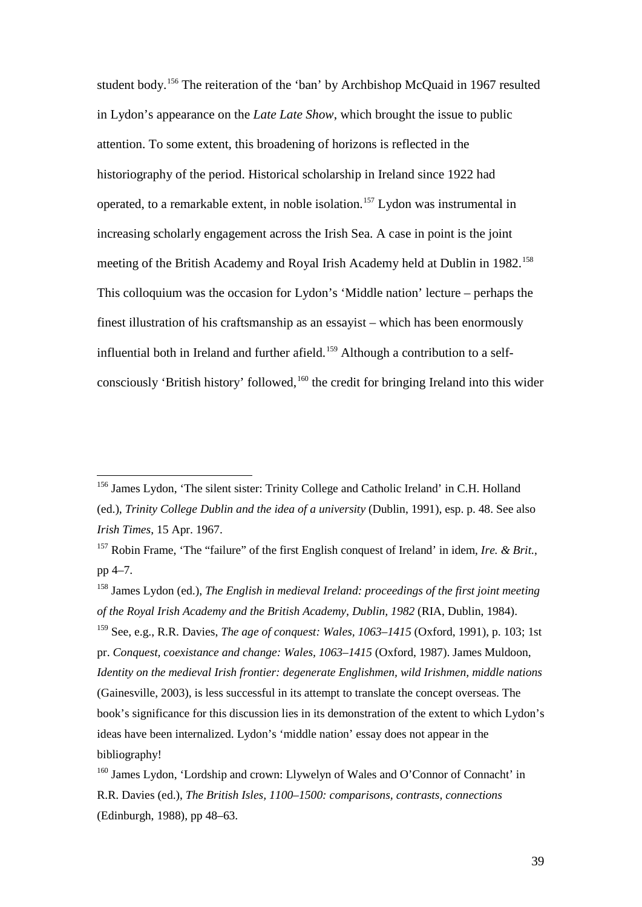student body.[156] The reiteration of the 'ban' by Archbishop McQuaid in 1967 resulted in Lydon's appearance on the *Late Late Show*, which brought the issue to public attention. To some extent, this broadening of horizons is reflected in the historiography of the period. Historical scholarship in Ireland since 1922 had operated, to a remarkable extent, in noble isolation.[157] Lydon was instrumental in increasing scholarly engagement across the Irish Sea. A case in point is the joint meeting of the British Academy and Royal Irish Academy held at Dublin in 1982.[158] This colloquium was the occasion for Lydon's 'Middle nation' lecture – perhaps the finest illustration of his craftsmanship as an essayist – which has been enormously influential both in Ireland and further afield.[159] Although a contribution to a self-consciously 'British history' followed,[160] the credit for bringing Ireland into this wider

---

[156] James Lydon, 'The silent sister: Trinity College and Catholic Ireland' in C.H. Holland (ed.), *Trinity College Dublin and the idea of a university* (Dublin, 1991), esp. p. 48. See also *Irish Times*, 15 Apr. 1967.

[157] Robin Frame, 'The "failure" of the first English conquest of Ireland' in idem, *Ire. & Brit.*, pp 4–7.

[158] James Lydon (ed.), *The English in medieval Ireland: proceedings of the first joint meeting of the Royal Irish Academy and the British Academy, Dublin, 1982* (RIA, Dublin, 1984).

[159] See, e.g., R.R. Davies, *The age of conquest: Wales, 1063–1415* (Oxford, 1991), p. 103; 1st pr. *Conquest, coexistance and change: Wales, 1063–1415* (Oxford, 1987). James Muldoon, *Identity on the medieval Irish frontier: degenerate Englishmen, wild Irishmen, middle nations* (Gainesville, 2003), is less successful in its attempt to translate the concept overseas. The book's significance for this discussion lies in its demonstration of the extent to which Lydon's ideas have been internalized. Lydon's 'middle nation' essay does not appear in the bibliography!

[160] James Lydon, 'Lordship and crown: Llywelyn of Wales and O'Connor of Connacht' in R.R. Davies (ed.), *The British Isles, 1100–1500: comparisons, contrasts, connections* (Edinburgh, 1988), pp 48–63.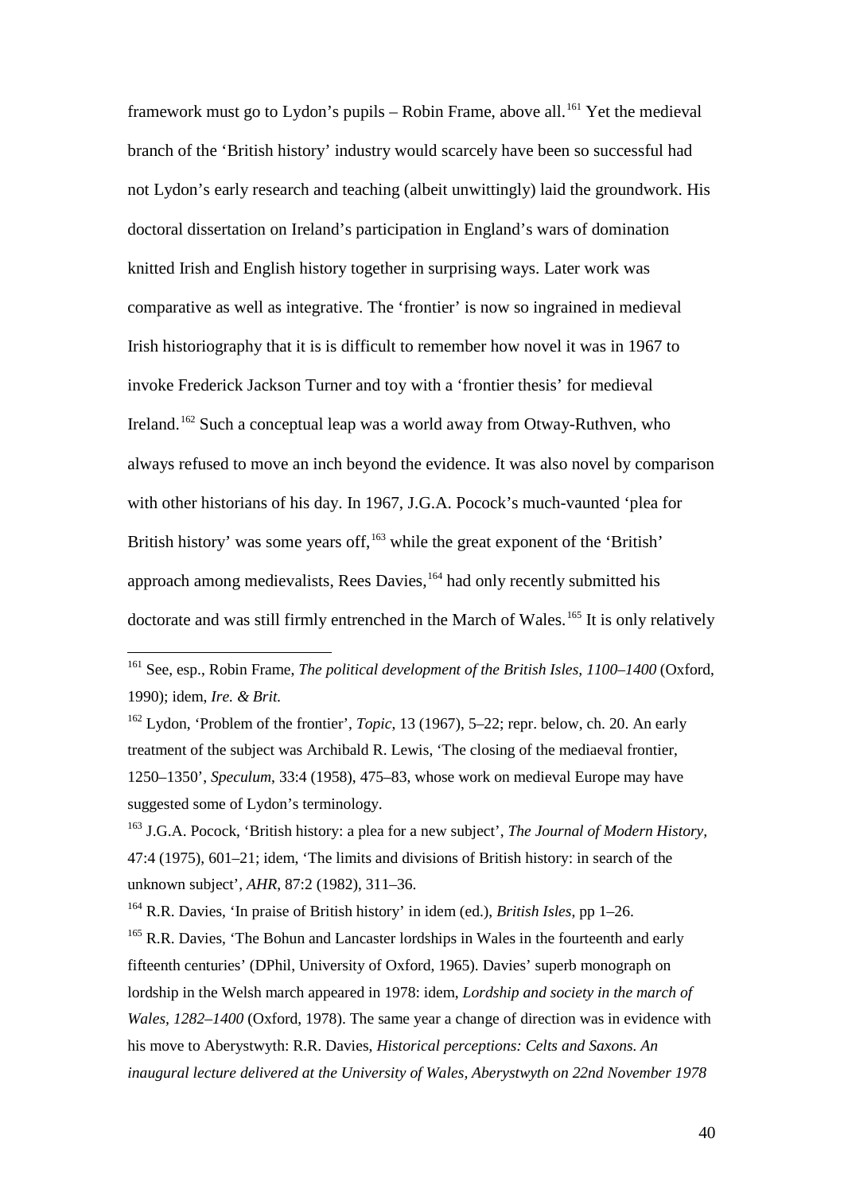framework must go to Lydon's pupils – Robin Frame, above all.[161] Yet the medieval branch of the 'British history' industry would scarcely have been so successful had not Lydon's early research and teaching (albeit unwittingly) laid the groundwork. His doctoral dissertation on Ireland's participation in England's wars of domination knitted Irish and English history together in surprising ways. Later work was comparative as well as integrative. The 'frontier' is now so ingrained in medieval Irish historiography that it is is difficult to remember how novel it was in 1967 to invoke Frederick Jackson Turner and toy with a 'frontier thesis' for medieval Ireland.[162] Such a conceptual leap was a world away from Otway-Ruthven, who always refused to move an inch beyond the evidence. It was also novel by comparison with other historians of his day. In 1967, J.G.A. Pocock's much-vaunted 'plea for British history' was some years off,[163] while the great exponent of the 'British' approach among medievalists, Rees Davies,[164] had only recently submitted his doctorate and was still firmly entrenched in the March of Wales.[165] It is only relatively

---

[161] See, esp., Robin Frame, *The political development of the British Isles, 1100–1400* (Oxford, 1990); idem, *Ire. & Brit.*

[162] Lydon, 'Problem of the frontier', *Topic*, 13 (1967), 5–22; repr. below, ch. 20. An early treatment of the subject was Archibald R. Lewis, 'The closing of the mediaeval frontier, 1250–1350', *Speculum*, 33:4 (1958), 475–83, whose work on medieval Europe may have suggested some of Lydon's terminology.

[163] J.G.A. Pocock, 'British history: a plea for a new subject', *The Journal of Modern History,* 47:4 (1975), 601–21; idem, 'The limits and divisions of British history: in search of the unknown subject', *AHR*, 87:2 (1982), 311–36.

[164] R.R. Davies, 'In praise of British history' in idem (ed.), *British Isles*, pp 1–26.

[165] R.R. Davies, 'The Bohun and Lancaster lordships in Wales in the fourteenth and early fifteenth centuries' (DPhil, University of Oxford, 1965). Davies' superb monograph on lordship in the Welsh march appeared in 1978: idem, *Lordship and society in the march of Wales, 1282–1400* (Oxford, 1978). The same year a change of direction was in evidence with his move to Aberystwyth: R.R. Davies, *Historical perceptions: Celts and Saxons. An inaugural lecture delivered at the University of Wales, Aberystwyth on 22nd November 1978*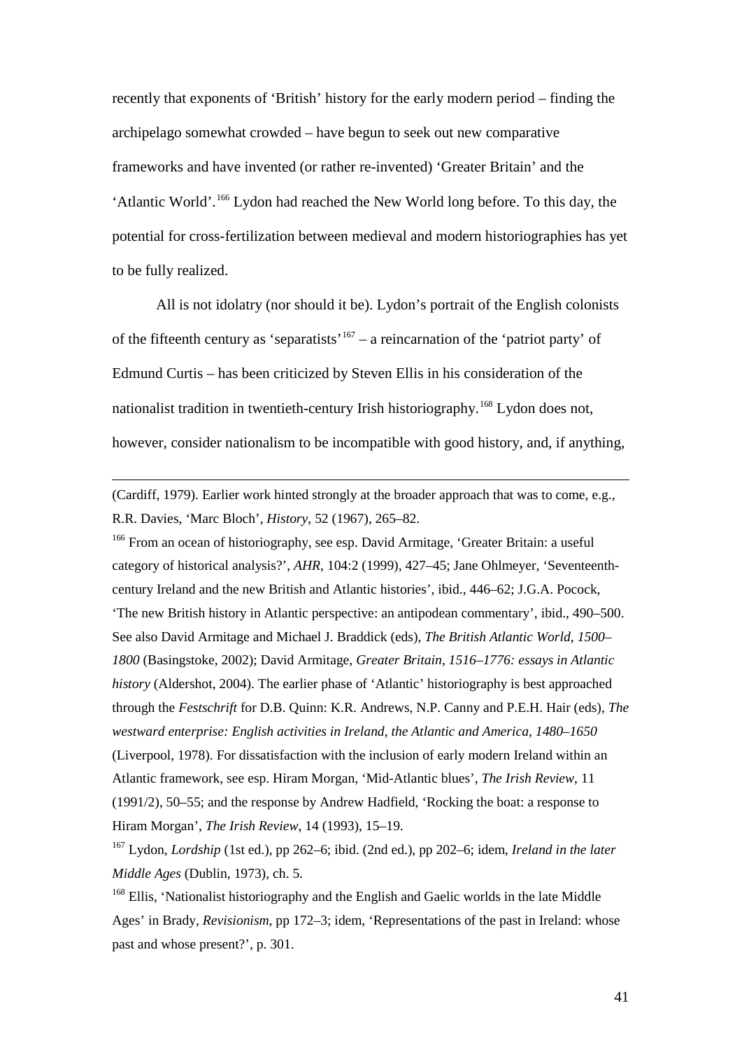recently that exponents of 'British' history for the early modern period – finding the archipelago somewhat crowded – have begun to seek out new comparative frameworks and have invented (or rather re-invented) 'Greater Britain' and the 'Atlantic World'.[166] Lydon had reached the New World long before. To this day, the potential for cross-fertilization between medieval and modern historiographies has yet to be fully realized.

All is not idolatry (nor should it be). Lydon's portrait of the English colonists of the fifteenth century as 'separatists'[167] – a reincarnation of the 'patriot party' of Edmund Curtis – has been criticized by Steven Ellis in his consideration of the nationalist tradition in twentieth-century Irish historiography.[168] Lydon does not, however, consider nationalism to be incompatible with good history, and, if anything,

---

(Cardiff, 1979). Earlier work hinted strongly at the broader approach that was to come, e.g., R.R. Davies, 'Marc Bloch', *History*, 52 (1967), 265–82.

[166] From an ocean of historiography, see esp. David Armitage, 'Greater Britain: a useful category of historical analysis?', *AHR*, 104:2 (1999), 427–45; Jane Ohlmeyer, 'Seventeenth-century Ireland and the new British and Atlantic histories', ibid., 446–62; J.G.A. Pocock, 'The new British history in Atlantic perspective: an antipodean commentary', ibid., 490–500. See also David Armitage and Michael J. Braddick (eds), *The British Atlantic World, 1500–1800* (Basingstoke, 2002); David Armitage, *Greater Britain, 1516–1776: essays in Atlantic history* (Aldershot, 2004). The earlier phase of 'Atlantic' historiography is best approached through the *Festschrift* for D.B. Quinn: K.R. Andrews, N.P. Canny and P.E.H. Hair (eds), *The westward enterprise: English activities in Ireland, the Atlantic and America, 1480–1650* (Liverpool, 1978). For dissatisfaction with the inclusion of early modern Ireland within an Atlantic framework, see esp. Hiram Morgan, 'Mid-Atlantic blues', *The Irish Review*, 11 (1991/2), 50–55; and the response by Andrew Hadfield, 'Rocking the boat: a response to Hiram Morgan', *The Irish Review*, 14 (1993), 15–19.

[167] Lydon, *Lordship* (1st ed.), pp 262–6; ibid. (2nd ed.), pp 202–6; idem, *Ireland in the later Middle Ages* (Dublin, 1973), ch. 5.

[168] Ellis, 'Nationalist historiography and the English and Gaelic worlds in the late Middle Ages' in Brady, *Revisionism*, pp 172–3; idem, 'Representations of the past in Ireland: whose past and whose present?', p. 301.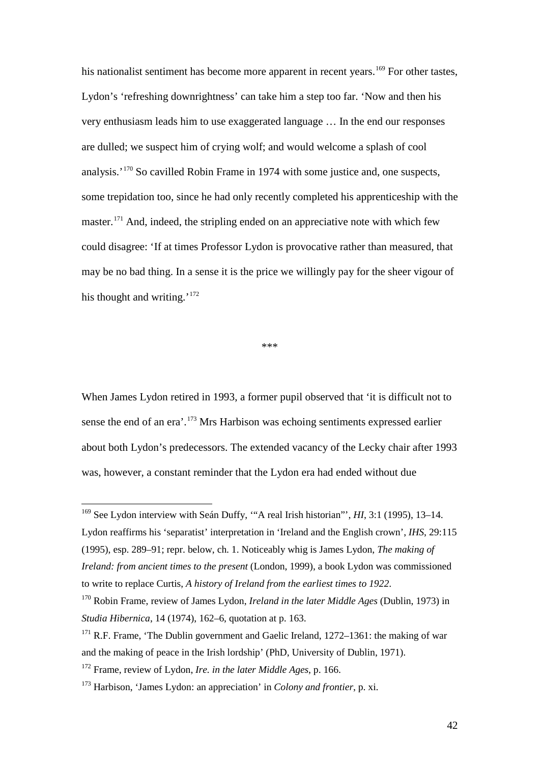his nationalist sentiment has become more apparent in recent years.[169] For other tastes, Lydon's 'refreshing downrightness' can take him a step too far. 'Now and then his very enthusiasm leads him to use exaggerated language … In the end our responses are dulled; we suspect him of crying wolf; and would welcome a splash of cool analysis.'[170] So cavilled Robin Frame in 1974 with some justice and, one suspects, some trepidation too, since he had only recently completed his apprenticeship with the master.[171] And, indeed, the stripling ended on an appreciative note with which few could disagree: 'If at times Professor Lydon is provocative rather than measured, that may be no bad thing. In a sense it is the price we willingly pay for the sheer vigour of his thought and writing.'[172]

***

When James Lydon retired in 1993, a former pupil observed that 'it is difficult not to sense the end of an era'.[173] Mrs Harbison was echoing sentiments expressed earlier about both Lydon's predecessors. The extended vacancy of the Lecky chair after 1993 was, however, a constant reminder that the Lydon era had ended without due

---

[169] See Lydon interview with Seán Duffy, '"A real Irish historian"', *HI*, 3:1 (1995), 13–14. Lydon reaffirms his 'separatist' interpretation in 'Ireland and the English crown', *IHS*, 29:115 (1995), esp. 289–91; repr. below, ch. 1. Noticeably whig is James Lydon, *The making of Ireland: from ancient times to the present* (London, 1999), a book Lydon was commissioned to write to replace Curtis, *A history of Ireland from the earliest times to 1922*.

[170] Robin Frame, review of James Lydon, *Ireland in the later Middle Ages* (Dublin, 1973) in *Studia Hibernica*, 14 (1974), 162–6, quotation at p. 163.

[171] R.F. Frame, 'The Dublin government and Gaelic Ireland, 1272–1361: the making of war and the making of peace in the Irish lordship' (PhD, University of Dublin, 1971).

[172] Frame, review of Lydon, *Ire. in the later Middle Ages*, p. 166.

[173] Harbison, 'James Lydon: an appreciation' in *Colony and frontier*, p. xi.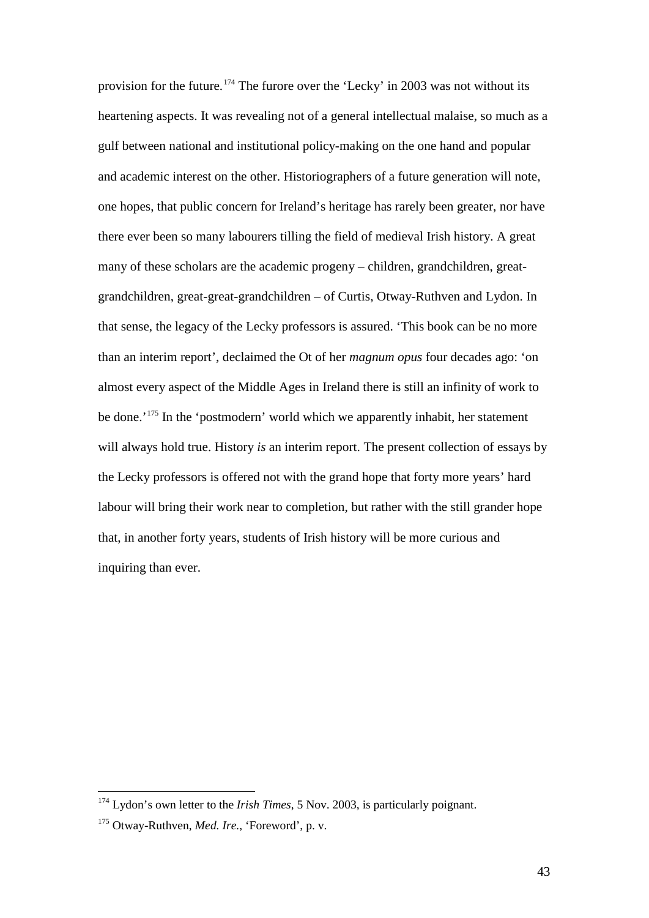provision for the future.[174] The furore over the 'Lecky' in 2003 was not without its heartening aspects. It was revealing not of a general intellectual malaise, so much as a gulf between national and institutional policy-making on the one hand and popular and academic interest on the other. Historiographers of a future generation will note, one hopes, that public concern for Ireland's heritage has rarely been greater, nor have there ever been so many labourers tilling the field of medieval Irish history. A great many of these scholars are the academic progeny – children, grandchildren, great-grandchildren, great-great-grandchildren – of Curtis, Otway-Ruthven and Lydon. In that sense, the legacy of the Lecky professors is assured. 'This book can be no more than an interim report', declaimed the Ot of her *magnum opus* four decades ago: 'on almost every aspect of the Middle Ages in Ireland there is still an infinity of work to be done.'[175] In the 'postmodern' world which we apparently inhabit, her statement will always hold true. History *is* an interim report. The present collection of essays by the Lecky professors is offered not with the grand hope that forty more years' hard labour will bring their work near to completion, but rather with the still grander hope that, in another forty years, students of Irish history will be more curious and inquiring than ever.

---

[174] Lydon's own letter to the *Irish Times*, 5 Nov. 2003, is particularly poignant.

[175] Otway-Ruthven, *Med. Ire.*, 'Foreword', p. v.